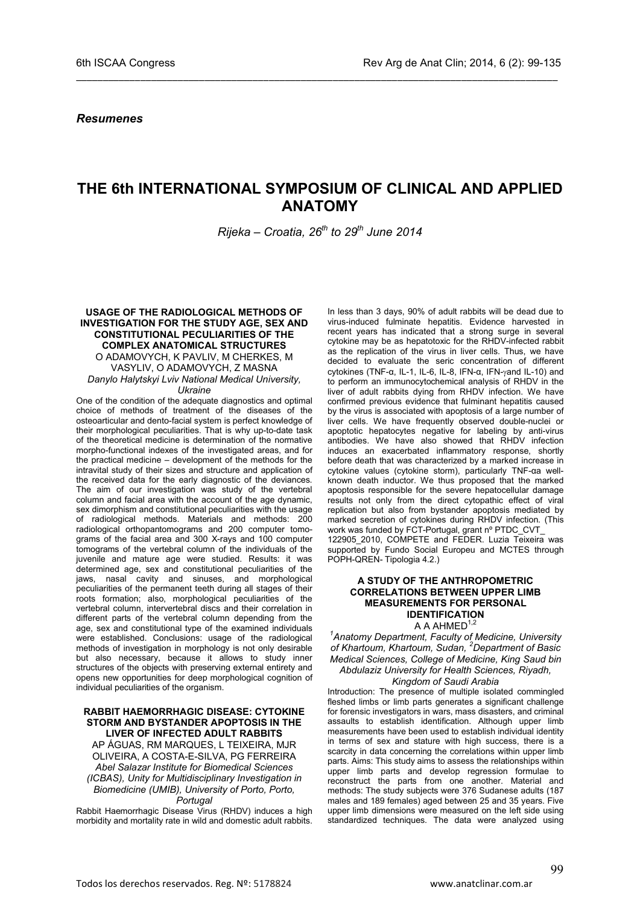*Resumenes*

# THE 6th INTERNATIONAL SYMPOSIUM OF CLINICAL AND APPLIED ANATOMY

*Rijeka – Croatia, 26th to 29th June 2014*

### USAGE OF THE RADIOLOGICAL METHODS OF INVESTIGATION FOR THE STUDY AGE, SEX AND CONSTITUTIONAL PECULIARITIES OF THE COMPLEX ANATOMICAL STRUCTURES

O ADAMOVYCH, K PAVLIV, M CHERKES, M VASYLIV, O ADAMOVYCH, Z MASNA

*Danylo Halytskyi Lviv National Medical University, Ukraine*

One of the condition of the adequate diagnostics and optimal choice of methods of treatment of the diseases of the osteoarticular and dento-facial system is perfect knowledge of their morphological peculiarities. That is why up-to-date task of the theoretical medicine is determination of the normative morpho-functional indexes of the investigated areas, and for the practical medicine – development of the methods for the intravital study of their sizes and structure and application of the received data for the early diagnostic of the deviances. The aim of our investigation was study of the vertebral column and facial area with the account of the age dynamic, sex dimorphism and constitutional peculiarities with the usage of radiological methods. Materials and methods: 200 radiological orthopantomograms and 200 computer tomograms of the facial area and 300 X-rays and 100 computer tomograms of the vertebral column of the individuals of the juvenile and mature age were studied. Results: it was determined age, sex and constitutional peculiarities of the jaws, nasal cavity and sinuses, and morphological peculiarities of the permanent teeth during all stages of their roots formation; also, morphological peculiarities of the vertebral column, intervertebral discs and their correlation in different parts of the vertebral column depending from the age, sex and constitutional type of the examined individuals were established. Conclusions: usage of the radiological methods of investigation in morphology is not only desirable but also necessary, because it allows to study inner structures of the objects with preserving external entirety and opens new opportunities for deep morphological cognition of individual peculiarities of the organism.

### RABBIT HAEMORRHAGIC DISEASE: CYTOKINE STORM AND BYSTANDER APOPTOSIS IN THE LIVER OF INFECTED ADULT RABBITS

AP ÁGUAS, RM MARQUES, L TEIXEIRA, MJR OLIVEIRA, A COSTA-E-SILVA, PG FERREIRA

*Abel Salazar Institute for Biomedical Sciences (ICBAS), Unity for Multidisciplinary Investigation in Biomedicine (UMIB), University of Porto, Porto, Portugal*

Rabbit Haemorrhagic Disease Virus (RHDV) induces a high morbidity and mortality rate in wild and domestic adult rabbits. In less than 3 days, 90% of adult rabbits will be dead due to virus-induced fulminate hepatitis. Evidence harvested in recent years has indicated that a strong surge in several cytokine may be as hepatotoxic for the RHDV-infected rabbit as the replication of the virus in liver cells. Thus, we have decided to evaluate the seric concentration of different cytokines (TNF-α, IL-1, IL-6, IL-8, IFN-α, IFN-γand IL-10) and to perform an immunocytochemical analysis of RHDV in the liver of adult rabbits dying from RHDV infection. We have confirmed previous evidence that fulminant hepatitis caused by the virus is associated with apoptosis of a large number of liver cells. We have frequently observed double-nuclei or apoptotic hepatocytes negative for labeling by anti-virus antibodies. We have also showed that RHDV infection induces an exacerbated inflammatory response, shortly before death that was characterized by a marked increase in cytokine values (cytokine storm), particularly TNF-αa well-known death inductor. We thus proposed that the marked apoptosis responsible for the severe hepatocellular damage results not only from the direct cytopathic effect of viral replication but also from bystander apoptosis mediated by marked secretion of cytokines during RHDV infection. (This work was funded by FCT-Portugal, grant nº PTDC_CVT_ 122905_2010, COMPETE and FEDER. Luzia Teixeira was supported by Fundo Social Europeu and MCTES through POPH-QREN- Tipologia 4.2.)

### A STUDY OF THE ANTHROPOMETRIC CORRELATIONS BETWEEN UPPER LIMB MEASUREMENTS FOR PERSONAL IDENTIFICATION

A A AHMED[1,2]

*[1]Anatomy Department, Faculty of Medicine, University of Khartoum, Khartoum, Sudan, [2]Department of Basic Medical Sciences, College of Medicine, King Saud bin Abdulaziz University for Health Sciences, Riyadh, Kingdom of Saudi Arabia*

Introduction: The presence of multiple isolated commingled fleshed limbs or limb parts generates a significant challenge for forensic investigators in wars, mass disasters, and criminal assaults to establish identification. Although upper limb measurements have been used to establish individual identity in terms of sex and stature with high success, there is a scarcity in data concerning the correlations within upper limb parts. Aims: This study aims to assess the relationships within upper limb parts and develop regression formulae to reconstruct the parts from one another. Material and methods: The study subjects were 376 Sudanese adults (187 males and 189 females) aged between 25 and 35 years. Five upper limb dimensions were measured on the left side using standardized techniques. The data were analyzed using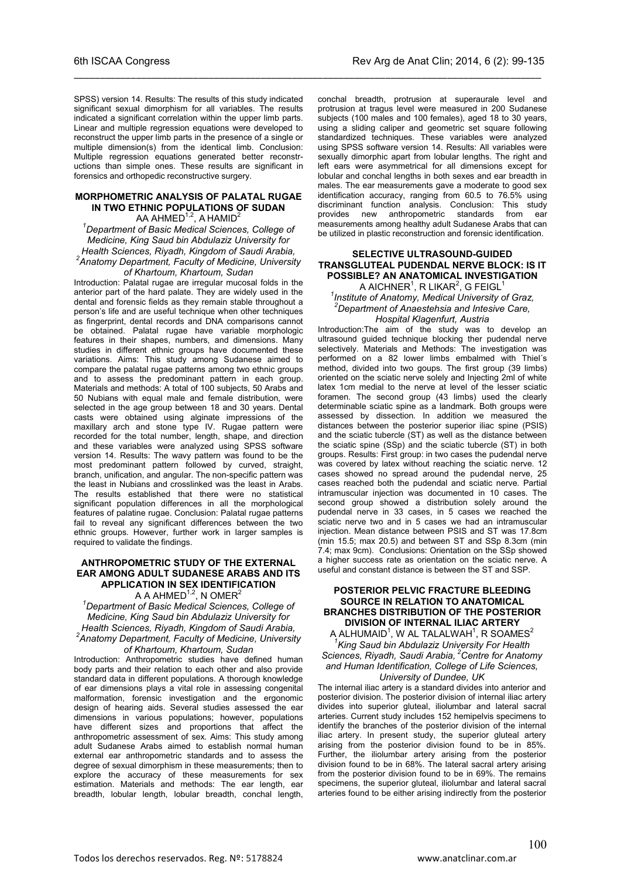SPSS) version 14. Results: The results of this study indicated significant sexual dimorphism for all variables. The results indicated a significant correlation within the upper limb parts. Linear and multiple regression equations were developed to reconstruct the upper limb parts in the presence of a single or multiple dimension(s) from the identical limb. Conclusion: Multiple regression equations generated better reconstructions than simple ones. These results are significant in forensics and orthopedic reconstructive surgery.

### MORPHOMETRIC ANALYSIS OF PALATAL RUGAE IN TWO ETHNIC POPULATIONS OF SUDAN

AA AHMED[1,2], A HAMID[2]

*[1]Department of Basic Medical Sciences, College of Medicine, King Saud bin Abdulaziz University for Health Sciences, Riyadh, Kingdom of Saudi Arabia, [2]Anatomy Department, Faculty of Medicine, University of Khartoum, Khartoum, Sudan*

Introduction: Palatal rugae are irregular mucosal folds in the anterior part of the hard palate. They are widely used in the dental and forensic fields as they remain stable throughout a person's life and are useful technique when other techniques as fingerprint, dental records and DNA comparisons cannot be obtained. Palatal rugae have variable morphologic features in their shapes, numbers, and dimensions. Many studies in different ethnic groups have documented these variations. Aims: This study among Sudanese aimed to compare the palatal rugae patterns among two ethnic groups and to assess the predominant pattern in each group. Materials and methods: A total of 100 subjects, 50 Arabs and 50 Nubians with equal male and female distribution, were selected in the age group between 18 and 30 years. Dental casts were obtained using alginate impressions of the maxillary arch and stone type IV. Rugae pattern were recorded for the total number, length, shape, and direction and these variables were analyzed using SPSS software version 14. Results: The wavy pattern was found to be the most predominant pattern followed by curved, straight, branch, unification, and angular. The non-specific pattern was the least in Nubians and crosslinked was the least in Arabs. The results established that there were no statistical significant population differences in all the morphological features of palatine rugae. Conclusion: Palatal rugae patterns fail to reveal any significant differences between the two ethnic groups. However, further work in larger samples is required to validate the findings.

### ANTHROPOMETRIC STUDY OF THE EXTERNAL EAR AMONG ADULT SUDANESE ARABS AND ITS APPLICATION IN SEX IDENTIFICATION

A A AHMED[1,2], N OMER[2]

*[1]Department of Basic Medical Sciences, College of Medicine, King Saud bin Abdulaziz University for Health Sciences, Riyadh, Kingdom of Saudi Arabia, [2]Anatomy Department, Faculty of Medicine, University of Khartoum, Khartoum, Sudan*

Introduction: Anthropometric studies have defined human body parts and their relation to each other and also provide standard data in different populations. A thorough knowledge of ear dimensions plays a vital role in assessing congenital malformation, forensic investigation and the ergonomic design of hearing aids. Several studies assessed the ear dimensions in various populations; however, populations have different sizes and proportions that affect the anthropometric assessment of sex. Aims: This study among adult Sudanese Arabs aimed to establish normal human external ear anthropometric standards and to assess the degree of sexual dimorphism in these measurements; then to explore the accuracy of these measurements for sex estimation. Materials and methods: The ear length, ear breadth, lobular length, lobular breadth, conchal length, conchal breadth, protrusion at superaurale level and protrusion at tragus level were measured in 200 Sudanese subjects (100 males and 100 females), aged 18 to 30 years, using a sliding caliper and geometric set square following standardized techniques. These variables were analyzed using SPSS software version 14. Results: All variables were sexually dimorphic apart from lobular lengths. The right and left ears were asymmetrical for all dimensions except for lobular and conchal lengths in both sexes and ear breadth in males. The ear measurements gave a moderate to good sex identification accuracy, ranging from 60.5 to 76.5% using discriminant function analysis. Conclusion: This study provides new anthropometric standards from ear measurements among healthy adult Sudanese Arabs that can be utilized in plastic reconstruction and forensic identification.

### SELECTIVE ULTRASOUND-GUIDED TRANSGLUTEAL PUDENDAL NERVE BLOCK: IS IT POSSIBLE? AN ANATOMICAL INVESTIGATION

A AICHNER[1], R LIKAR[2], G FEIGL[1]

*[1]Institute of Anatomy, Medical University of Graz, [2]Department of Anaestehsia and Intesive Care, Hospital Klagenfurt, Austria*

Introduction:The aim of the study was to develop an ultrasound guided technique blocking ther pudendal nerve selectively. Materials and Methods: The investigation was performed on a 82 lower limbs embalmed with Thiel´s method, divided into two goups. The first group (39 limbs) oriented on the sciatic nerve solely and Injecting 2ml of white latex 1cm medial to the nerve at level of the lesser sciatic foramen. The second group (43 limbs) used the clearly determinable sciatic spine as a landmark. Both groups were assessed by dissection. In addition we measured the distances between the posterior superior iliac spine (PSIS) and the sciatic tubercle (ST) as well as the distance between the sciatic spine (SSp) and the sciatic tubercle (ST) in both groups. Results: First group: in two cases the pudendal nerve was covered by latex without reaching the sciatic nerve. 12 cases showed no spread around the pudendal nerve, 25 cases reached both the pudendal and sciatic nerve. Partial intramuscular injection was documented in 10 cases. The second group showed a distribution solely around the pudendal nerve in 33 cases, in 5 cases we reached the sciatic nerve two and in 5 cases we had an intramuscular injection. Mean distance between PSIS and ST was 17.8cm (min 15.5; max 20.5) and between ST and SSp 8.3cm (min 7.4; max 9cm). Conclusions: Orientation on the SSp showed a higher success rate as orientation on the sciatic nerve. A useful and constant distance is between the ST and SSP.

### POSTERIOR PELVIC FRACTURE BLEEDING SOURCE IN RELATION TO ANATOMICAL BRANCHES DISTRIBUTION OF THE POSTERIOR DIVISION OF INTERNAL ILIAC ARTERY

A ALHUMAID[1], W AL TALALWAH[1], R SOAMES[2]

*[1]King Saud bin Abdulaziz University For Health Sciences, Riyadh, Saudi Arabia, [2]Centre for Anatomy and Human Identification, College of Life Sciences, University of Dundee, UK*

The internal iliac artery is a standard divides into anterior and posterior division. The posterior division of internal iliac artery divides into superior gluteal, iliolumbar and lateral sacral arteries. Current study includes 152 hemipelvis specimens to identify the branches of the posterior division of the internal iliac artery. In present study, the superior gluteal artery arising from the posterior division found to be in 85%. Further, the iliolumbar artery arising from the posterior division found to be in 68%. The lateral sacral artery arising from the posterior division found to be in 69%. The remains specimens, the superior gluteal, iliolumbar and lateral sacral arteries found to be either arising indirectly from the posterior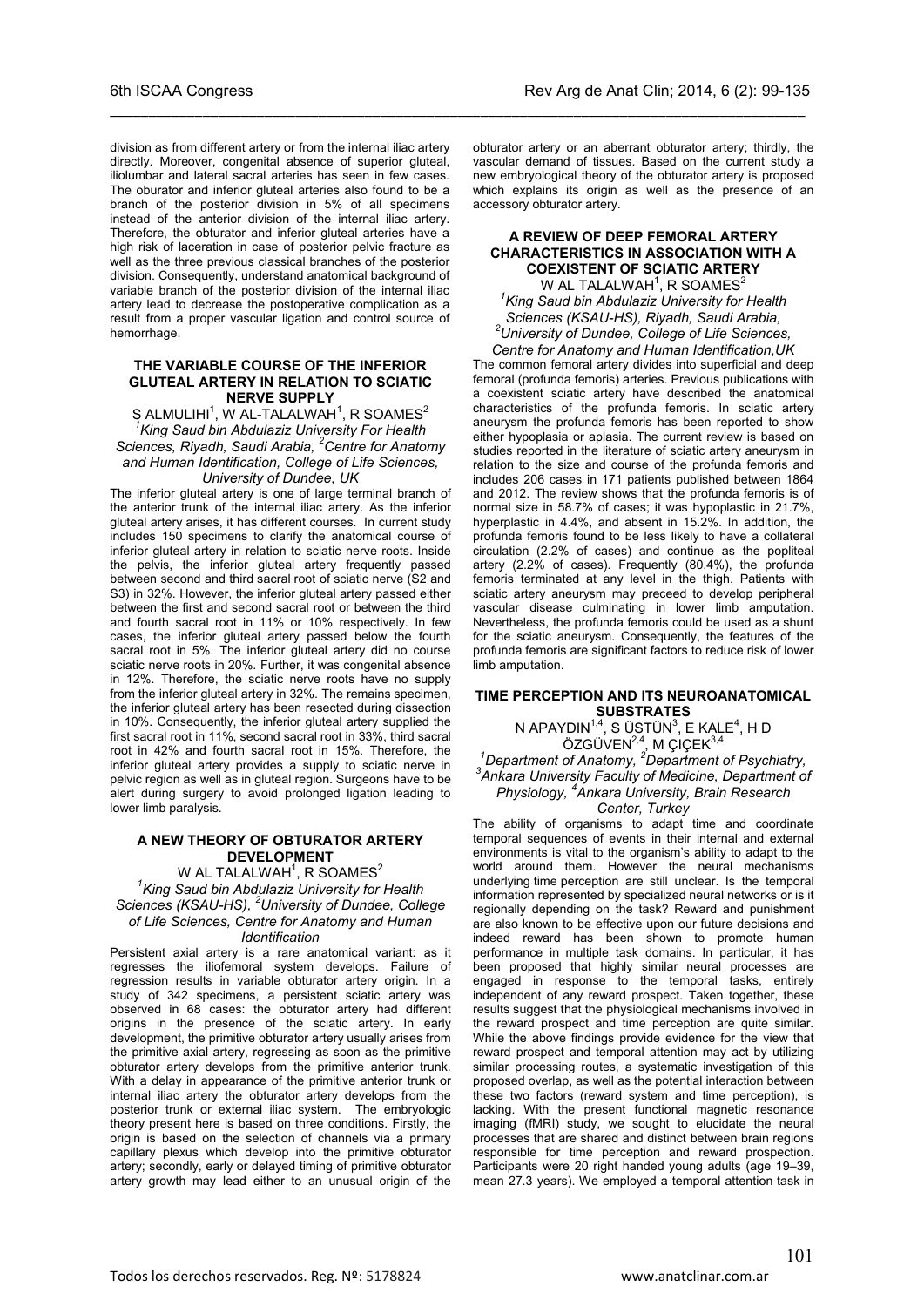division as from different artery or from the internal iliac artery directly. Moreover, congenital absence of superior gluteal, iliolumbar and lateral sacral arteries has seen in few cases. The oburator and inferior gluteal arteries also found to be a branch of the posterior division in 5% of all specimens instead of the anterior division of the internal iliac artery. Therefore, the obturator and inferior gluteal arteries have a high risk of laceration in case of posterior pelvic fracture as well as the three previous classical branches of the posterior division. Consequently, understand anatomical background of variable branch of the posterior division of the internal iliac artery lead to decrease the postoperative complication as a result from a proper vascular ligation and control source of hemorrhage.

### THE VARIABLE COURSE OF THE INFERIOR GLUTEAL ARTERY IN RELATION TO SCIATIC NERVE SUPPLY

S ALMULIHI[1], W AL-TALALWAH[1], R SOAMES[2]

*[1]King Saud bin Abdulaziz University For Health Sciences, Riyadh, Saudi Arabia, [2]Centre for Anatomy and Human Identification, College of Life Sciences, University of Dundee, UK*

The inferior gluteal artery is one of large terminal branch of the anterior trunk of the internal iliac artery. As the inferior gluteal artery arises, it has different courses. In current study includes 150 specimens to clarify the anatomical course of inferior gluteal artery in relation to sciatic nerve roots. Inside the pelvis, the inferior gluteal artery frequently passed between second and third sacral root of sciatic nerve (S2 and S3) in 32%. However, the inferior gluteal artery passed either between the first and second sacral root or between the third and fourth sacral root in 11% or 10% respectively. In few cases, the inferior gluteal artery passed below the fourth sacral root in 5%. The inferior gluteal artery did no course sciatic nerve roots in 20%. Further, it was congenital absence in 12%. Therefore, the sciatic nerve roots have no supply from the inferior gluteal artery in 32%. The remains specimen, the inferior gluteal artery has been resected during dissection in 10%. Consequently, the inferior gluteal artery supplied the first sacral root in 11%, second sacral root in 33%, third sacral root in 42% and fourth sacral root in 15%. Therefore, the inferior gluteal artery provides a supply to sciatic nerve in pelvic region as well as in gluteal region. Surgeons have to be alert during surgery to avoid prolonged ligation leading to lower limb paralysis.

### A NEW THEORY OF OBTURATOR ARTERY DEVELOPMENT

W AL TALALWAH[1], R SOAMES[2]

*[1]King Saud bin Abdulaziz University for Health Sciences (KSAU-HS), [2]University of Dundee, College of Life Sciences, Centre for Anatomy and Human Identification*

Persistent axial artery is a rare anatomical variant: as it regresses the iliofemoral system develops. Failure of regression results in variable obturator artery origin. In a study of 342 specimens, a persistent sciatic artery was observed in 68 cases: the obturator artery had different origins in the presence of the sciatic artery. In early development, the primitive obturator artery usually arises from the primitive axial artery, regressing as soon as the primitive obturator artery develops from the primitive anterior trunk. With a delay in appearance of the primitive anterior trunk or internal iliac artery the obturator artery develops from the posterior trunk or external iliac system. The embryologic theory present here is based on three conditions. Firstly, the origin is based on the selection of channels via a primary capillary plexus which develop into the primitive obturator artery; secondly, early or delayed timing of primitive obturator artery growth may lead either to an unusual origin of the obturator artery or an aberrant obturator artery; thirdly, the vascular demand of tissues. Based on the current study a new embryological theory of the obturator artery is proposed which explains its origin as well as the presence of an accessory obturator artery.

### A REVIEW OF DEEP FEMORAL ARTERY CHARACTERISTICS IN ASSOCIATION WITH A COEXISTENT OF SCIATIC ARTERY

W AL TALALWAH[1], R SOAMES[2]

*[1]King Saud bin Abdulaziz University for Health Sciences (KSAU-HS), Riyadh, Saudi Arabia, [2]University of Dundee, College of Life Sciences, Centre for Anatomy and Human Identification,UK*

The common femoral artery divides into superficial and deep femoral (profunda femoris) arteries. Previous publications with a coexistent sciatic artery have described the anatomical characteristics of the profunda femoris. In sciatic artery aneurysm the profunda femoris has been reported to show either hypoplasia or aplasia. The current review is based on studies reported in the literature of sciatic artery aneurysm in relation to the size and course of the profunda femoris and includes 206 cases in 171 patients published between 1864 and 2012. The review shows that the profunda femoris is of normal size in 58.7% of cases; it was hypoplastic in 21.7%, hyperplastic in 4.4%, and absent in 15.2%. In addition, the profunda femoris found to be less likely to have a collateral circulation (2.2% of cases) and continue as the popliteal artery (2.2% of cases). Frequently (80.4%), the profunda femoris terminated at any level in the thigh. Patients with sciatic artery aneurysm may preceed to develop peripheral vascular disease culminating in lower limb amputation. Nevertheless, the profunda femoris could be used as a shunt for the sciatic aneurysm. Consequently, the features of the profunda femoris are significant factors to reduce risk of lower limb amputation.

### TIME PERCEPTION AND ITS NEUROANATOMICAL SUBSTRATES

N APAYDIN[1,4], S ÜSTÜN[3], E KALE[4], H D ÖZGÜVEN[2,4], M ÇIÇEK[3,4]

*[1]Department of Anatomy, [2]Department of Psychiatry, [3]Ankara University Faculty of Medicine, Department of Physiology, [4]Ankara University, Brain Research Center, Turkey*

The ability of organisms to adapt time and coordinate temporal sequences of events in their internal and external environments is vital to the organism's ability to adapt to the world around them. However the neural mechanisms underlying time perception are still unclear. Is the temporal information represented by specialized neural networks or is it regionally depending on the task? Reward and punishment are also known to be effective upon our future decisions and indeed reward has been shown to promote human performance in multiple task domains. In particular, it has been proposed that highly similar neural processes are engaged in response to the temporal tasks, entirely independent of any reward prospect. Taken together, these results suggest that the physiological mechanisms involved in the reward prospect and time perception are quite similar. While the above findings provide evidence for the view that reward prospect and temporal attention may act by utilizing similar processing routes, a systematic investigation of this proposed overlap, as well as the potential interaction between these two factors (reward system and time perception), is lacking. With the present functional magnetic resonance imaging (fMRI) study, we sought to elucidate the neural processes that are shared and distinct between brain regions responsible for time perception and reward prospection. Participants were 20 right handed young adults (age 19–39, mean 27.3 years). We employed a temporal attention task in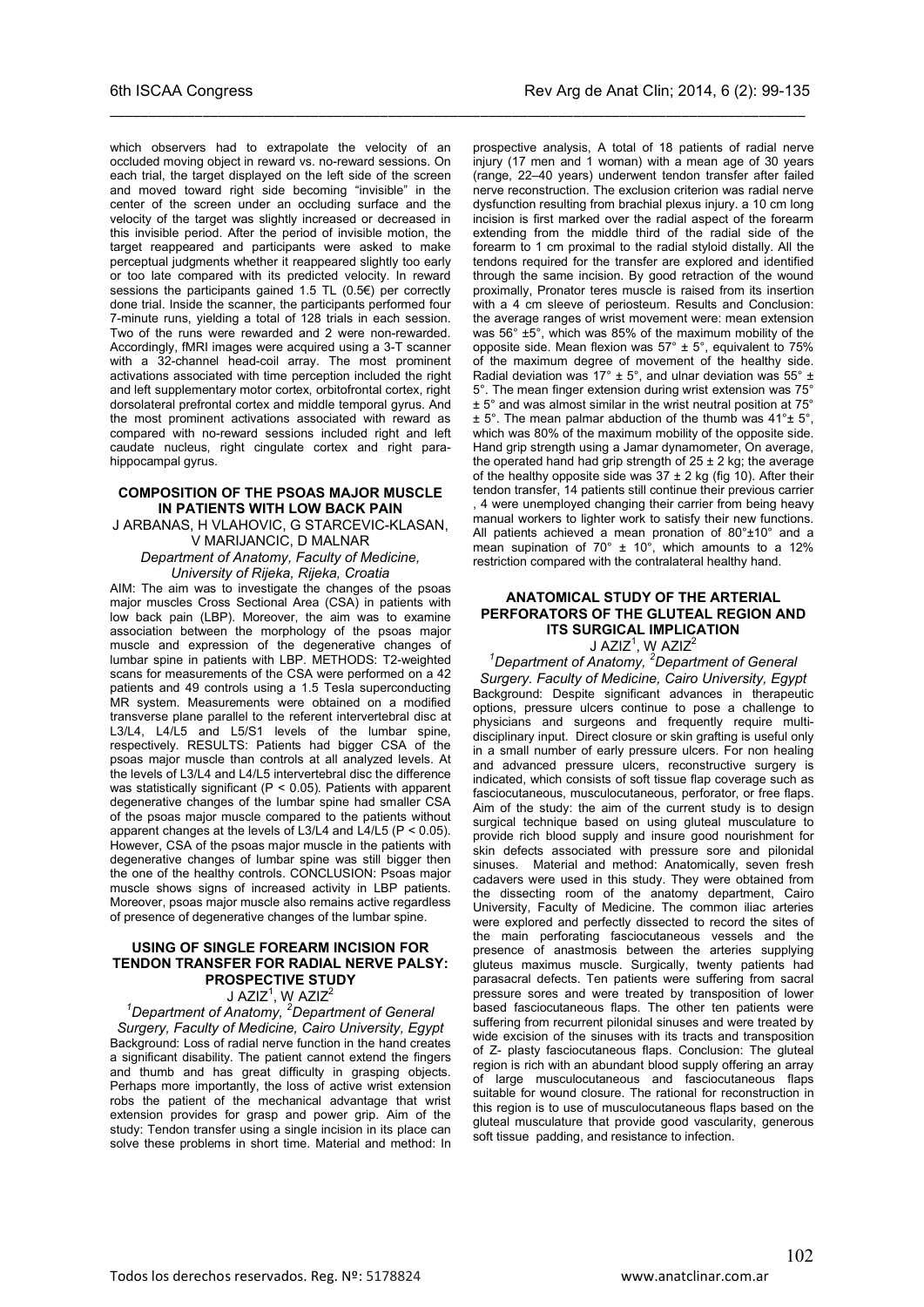which observers had to extrapolate the velocity of an occluded moving object in reward vs. no-reward sessions. On each trial, the target displayed on the left side of the screen and moved toward right side becoming "invisible" in the center of the screen under an occluding surface and the velocity of the target was slightly increased or decreased in this invisible period. After the period of invisible motion, the target reappeared and participants were asked to make perceptual judgments whether it reappeared slightly too early or too late compared with its predicted velocity. In reward sessions the participants gained 1.5 TL (0.5€) per correctly done trial. Inside the scanner, the participants performed four 7-minute runs, yielding a total of 128 trials in each session. Two of the runs were rewarded and 2 were non-rewarded. Accordingly, fMRI images were acquired using a 3-T scanner with a 32-channel head-coil array. The most prominent activations associated with time perception included the right and left supplementary motor cortex, orbitofrontal cortex, right dorsolateral prefrontal cortex and middle temporal gyrus. And the most prominent activations associated with reward as compared with no-reward sessions included right and left caudate nucleus, right cingulate cortex and right para-hippocampal gyrus.

## COMPOSITION OF THE PSOAS MAJOR MUSCLE IN PATIENTS WITH LOW BACK PAIN

J ARBANAS, H VLAHOVIC, G STARCEVIC-KLASAN, V MARIJANCIC, D MALNAR

*Department of Anatomy, Faculty of Medicine, University of Rijeka, Rijeka, Croatia*

AIM: The aim was to investigate the changes of the psoas major muscles Cross Sectional Area (CSA) in patients with low back pain (LBP). Moreover, the aim was to examine association between the morphology of the psoas major muscle and expression of the degenerative changes of lumbar spine in patients with LBP. METHODS: T2-weighted scans for measurements of the CSA were performed on a 42 patients and 49 controls using a 1.5 Tesla superconducting MR system. Measurements were obtained on a modified transverse plane parallel to the referent intervertebral disc at L3/L4, L4/L5 and L5/S1 levels of the lumbar spine, respectively. RESULTS: Patients had bigger CSA of the psoas major muscle than controls at all analyzed levels. At the levels of L3/L4 and L4/L5 intervertebral disc the difference was statistically significant ($P < 0.05$). Patients with apparent degenerative changes of the lumbar spine had smaller CSA of the psoas major muscle compared to the patients without apparent changes at the levels of L3/L4 and L4/L5 ($P < 0.05$). However, CSA of the psoas major muscle in the patients with degenerative changes of lumbar spine was still bigger then the one of the healthy controls. CONCLUSION: Psoas major muscle shows signs of increased activity in LBP patients. Moreover, psoas major muscle also remains active regardless of presence of degenerative changes of the lumbar spine.

## USING OF SINGLE FOREARM INCISION FOR TENDON TRANSFER FOR RADIAL NERVE PALSY: PROSPECTIVE STUDY

J AZIZ[1], W AZIZ[2]

*[1]Department of Anatomy, [2]Department of General Surgery, Faculty of Medicine, Cairo University, Egypt*

Background: Loss of radial nerve function in the hand creates a significant disability. The patient cannot extend the fingers and thumb and has great difficulty in grasping objects. Perhaps more importantly, the loss of active wrist extension robs the patient of the mechanical advantage that wrist extension provides for grasp and power grip. Aim of the study: Tendon transfer using a single incision in its place can solve these problems in short time. Material and method: In prospective analysis, A total of 18 patients of radial nerve injury (17 men and 1 woman) with a mean age of 30 years (range, 22–40 years) underwent tendon transfer after failed nerve reconstruction. The exclusion criterion was radial nerve dysfunction resulting from brachial plexus injury. a 10 cm long incision is first marked over the radial aspect of the forearm extending from the middle third of the radial side of the forearm to 1 cm proximal to the radial styloid distally. All the tendons required for the transfer are explored and identified through the same incision. By good retraction of the wound proximally, Pronator teres muscle is raised from its insertion with a 4 cm sleeve of periosteum. Results and Conclusion: the average ranges of wrist movement were: mean extension was 56° ±5°, which was 85% of the maximum mobility of the opposite side. Mean flexion was 57° ± 5°, equivalent to 75% of the maximum degree of movement of the healthy side. Radial deviation was 17° ± 5°, and ulnar deviation was 55° ± 5°. The mean finger extension during wrist extension was 75° ± 5° and was almost similar in the wrist neutral position at 75° ± 5°. The mean palmar abduction of the thumb was 41°± 5°, which was 80% of the maximum mobility of the opposite side. Hand grip strength using a Jamar dynamometer, On average, the operated hand had grip strength of 25 ± 2 kg; the average of the healthy opposite side was 37 ± 2 kg (fig 10). After their tendon transfer, 14 patients still continue their previous carrier , 4 were unemployed changing their carrier from being heavy manual workers to lighter work to satisfy their new functions. All patients achieved a mean pronation of 80°±10° and a mean supination of 70° ± 10°, which amounts to a 12% restriction compared with the contralateral healthy hand.

## ANATOMICAL STUDY OF THE ARTERIAL PERFORATORS OF THE GLUTEAL REGION AND ITS SURGICAL IMPLICATION

J AZIZ[1], W AZIZ[2]

*[1]Department of Anatomy, [2]Department of General Surgery. Faculty of Medicine, Cairo University, Egypt*

Background: Despite significant advances in therapeutic options, pressure ulcers continue to pose a challenge to physicians and surgeons and frequently require multi-disciplinary input. Direct closure or skin grafting is useful only in a small number of early pressure ulcers. For non healing and advanced pressure ulcers, reconstructive surgery is indicated, which consists of soft tissue flap coverage such as fasciocutaneous, musculocutaneous, perforator, or free flaps. Aim of the study: the aim of the current study is to design surgical technique based on using gluteal musculature to provide rich blood supply and insure good nourishment for skin defects associated with pressure sore and pilonidal sinuses. Material and method: Anatomically, seven fresh cadavers were used in this study. They were obtained from the dissecting room of the anatomy department, Cairo University, Faculty of Medicine. The common iliac arteries were explored and perfectly dissected to record the sites of the main perforating fasciocutaneous vessels and the presence of anastmosis between the arteries supplying gluteus maximus muscle. Surgically, twenty patients had parasacral defects. Ten patients were suffering from sacral pressure sores and were treated by transposition of lower based fasciocutaneous flaps. The other ten patients were suffering from recurrent pilonidal sinuses and were treated by wide excision of the sinuses with its tracts and transposition of Z- plasty fasciocutaneous flaps. Conclusion: The gluteal region is rich with an abundant blood supply offering an array of large musculocutaneous and fasciocutaneous flaps suitable for wound closure. The rational for reconstruction in this region is to use of musculocutaneous flaps based on the gluteal musculature that provide good vascularity, generous soft tissue padding, and resistance to infection.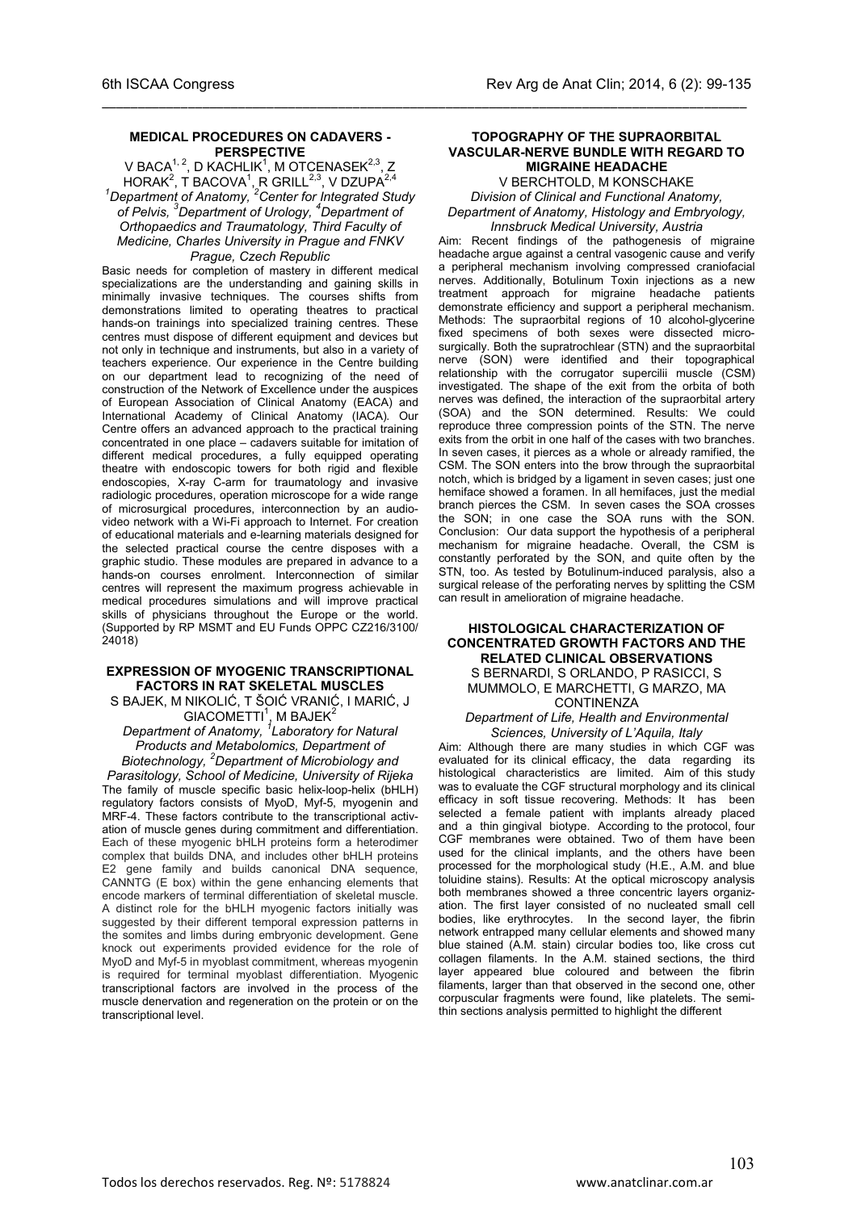### MEDICAL PROCEDURES ON CADAVERS - PERSPECTIVE

V BACA[1, 2], D KACHLIK[1], M OTCENASEK[2,3], Z HORAK[2], T BACOVA[1], R GRILL[2,3], V DZUPA[2,4]

*[1]Department of Anatomy, [2]Center for Integrated Study of Pelvis, [3]Department of Urology, [4]Department of Orthopaedics and Traumatology, Third Faculty of Medicine, Charles University in Prague and FNKV Prague, Czech Republic*

Basic needs for completion of mastery in different medical specializations are the understanding and gaining skills in minimally invasive techniques. The courses shifts from demonstrations limited to operating theatres to practical hands-on trainings into specialized training centres. These centres must dispose of different equipment and devices but not only in technique and instruments, but also in a variety of teachers experience. Our experience in the Centre building on our department lead to recognizing of the need of construction of the Network of Excellence under the auspices of European Association of Clinical Anatomy (EACA) and International Academy of Clinical Anatomy (IACA). Our Centre offers an advanced approach to the practical training concentrated in one place – cadavers suitable for imitation of different medical procedures, a fully equipped operating theatre with endoscopic towers for both rigid and flexible endoscopies, X-ray C-arm for traumatology and invasive radiologic procedures, operation microscope for a wide range of microsurgical procedures, interconnection by an audio-video network with a Wi-Fi approach to Internet. For creation of educational materials and e-learning materials designed for the selected practical course the centre disposes with a graphic studio. These modules are prepared in advance to a hands-on courses enrolment. Interconnection of similar centres will represent the maximum progress achievable in medical procedures simulations and will improve practical skills of physicians throughout the Europe or the world. (Supported by RP MSMT and EU Funds OPPC CZ216/3100/ 24018)

### EXPRESSION OF MYOGENIC TRANSCRIPTIONAL FACTORS IN RAT SKELETAL MUSCLES

S BAJEK, M NIKOLIĆ, T ŠOIĆ VRANIĆ, I MARIĆ, J GIACOMETTI[1], M BAJEK[2]

*Department of Anatomy, [1]Laboratory for Natural Products and Metabolomics, Department of Biotechnology, [2]Department of Microbiology and Parasitology, School of Medicine, University of Rijeka*

The family of muscle specific basic helix-loop-helix (bHLH) regulatory factors consists of MyoD, Myf-5, myogenin and MRF-4. These factors contribute to the transcriptional activation of muscle genes during commitment and differentiation. Each of these myogenic bHLH proteins form a heterodimer complex that builds DNA, and includes other bHLH proteins E2 gene family and builds canonical DNA sequence, CANNTG (E box) within the gene enhancing elements that encode markers of terminal differentiation of skeletal muscle. A distinct role for the bHLH myogenic factors initially was suggested by their different temporal expression patterns in the somites and limbs during embryonic development. Gene knock out experiments provided evidence for the role of MyoD and Myf-5 in myoblast commitment, whereas myogenin is required for terminal myoblast differentiation. Myogenic transcriptional factors are involved in the process of the muscle denervation and regeneration on the protein or on the transcriptional level.

### TOPOGRAPHY OF THE SUPRAORBITAL VASCULAR-NERVE BUNDLE WITH REGARD TO MIGRAINE HEADACHE

V BERCHTOLD, M KONSCHAKE

*Division of Clinical and Functional Anatomy, Department of Anatomy, Histology and Embryology, Innsbruck Medical University, Austria*

Aim: Recent findings of the pathogenesis of migraine headache argue against a central vasogenic cause and verify a peripheral mechanism involving compressed craniofacial nerves. Additionally, Botulinum Toxin injections as a new treatment approach for migraine headache patients demonstrate efficiency and support a peripheral mechanism. Methods: The supraorbital regions of 10 alcohol-glycerine fixed specimens of both sexes were dissected micro-surgically. Both the supratrochlear (STN) and the supraorbital nerve (SON) were identified and their topographical relationship with the corrugator supercilii muscle (CSM) investigated. The shape of the exit from the orbita of both nerves was defined, the interaction of the supraorbital artery (SOA) and the SON determined. Results: We could reproduce three compression points of the STN. The nerve exits from the orbit in one half of the cases with two branches. In seven cases, it pierces as a whole or already ramified, the CSM. The SON enters into the brow through the supraorbital notch, which is bridged by a ligament in seven cases; just one hemiface showed a foramen. In all hemifaces, just the medial branch pierces the CSM. In seven cases the SOA crosses the SON; in one case the SOA runs with the SON. Conclusion: Our data support the hypothesis of a peripheral mechanism for migraine headache. Overall, the CSM is constantly perforated by the SON, and quite often by the STN, too. As tested by Botulinum-induced paralysis, also a surgical release of the perforating nerves by splitting the CSM can result in amelioration of migraine headache.

### HISTOLOGICAL CHARACTERIZATION OF CONCENTRATED GROWTH FACTORS AND THE RELATED CLINICAL OBSERVATIONS

S BERNARDI, S ORLANDO, P RASICCI, S MUMMOLO, E MARCHETTI, G MARZO, MA CONTINENZA

*Department of Life, Health and Environmental Sciences, University of L'Aquila, Italy*

Aim: Although there are many studies in which CGF was evaluated for its clinical efficacy, the data regarding its histological characteristics are limited. Aim of this study was to evaluate the CGF structural morphology and its clinical efficacy in soft tissue recovering. Methods: It has been selected a female patient with implants already placed and a thin gingival biotype. According to the protocol, four CGF membranes were obtained. Two of them have been used for the clinical implants, and the others have been processed for the morphological study (H.E., A.M. and blue toluidine stains). Results: At the optical microscopy analysis both membranes showed a three concentric layers organization. The first layer consisted of no nucleated small cell bodies, like erythrocytes. In the second layer, the fibrin network entrapped many cellular elements and showed many blue stained (A.M. stain) circular bodies too, like cross cut collagen filaments. In the A.M. stained sections, the third layer appeared blue coloured and between the fibrin filaments, larger than that observed in the second one, other corpuscular fragments were found, like platelets. The semi-thin sections analysis permitted to highlight the different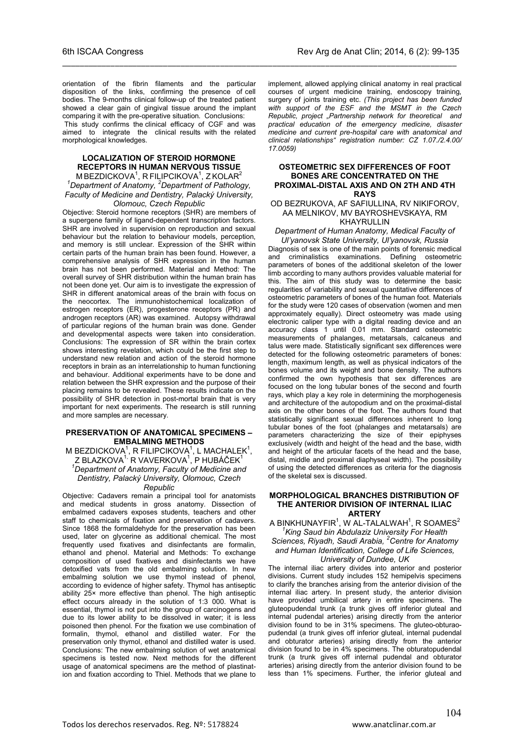orientation of the fibrin filaments and the particular disposition of the links, confirming the presence of cell bodies. The 9-months clinical follow-up of the treated patient showed a clear gain of gingival tissue around the implant comparing it with the pre-operative situation. Conclusions: This study confirms the clinical efficacy of CGF and was aimed to integrate the clinical results with the related morphological knowledges.

### LOCALIZATION OF STEROID HORMONE RECEPTORS IN HUMAN NERVOUS TISSUE

M BEZDICKOVA[1], R FILIPCIKOVA[1], Z KOLAR[2]

*[1]Department of Anatomy, [2]Department of Pathology, Faculty of Medicine and Dentistry, Palacký University, Olomouc, Czech Republic*

Objective: Steroid hormone receptors (SHR) are members of a supergene family of ligand-dependent transcription factors. SHR are involved in supervision on reproduction and sexual behaviour but the relation to behaviour models, perception, and memory is still unclear. Expression of the SHR within certain parts of the human brain has been found. However, a comprehensive analysis of SHR expression in the human brain has not been performed. Material and Method: The overall survey of SHR distribution within the human brain has not been done yet. Our aim is to investigate the expression of SHR in different anatomical areas of the brain with focus on the neocortex. The immunohistochemical localization of estrogen receptors (ER), progesterone receptors (PR) and androgen receptors (AR) was examined. Autopsy withdrawal of particular regions of the human brain was done. Gender and developmental aspects were taken into consideration. Conclusions: The expression of SR within the brain cortex shows interesting revelation, which could be the first step to understand new relation and action of the steroid hormone receptors in brain as an interrelationship to human functioning and behaviour. Additional experiments have to be done and relation between the SHR expression and the purpose of their placing remains to be revealed. These results indicate on the possibility of SHR detection in post-mortal brain that is very important for next experiments. The research is still running and more samples are necessary.

### PRESERVATION OF ANATOMICAL SPECIMENS – EMBALMING METHODS

M BEZDICKOVA[1], R FILIPCIKOVA[1], L MACHALEK[1], Z BLAZKOVA[1], R VAVERKOVA[1], P HUBÁČEK[1]

*[1]Department of Anatomy, Faculty of Medicine and Dentistry, Palacký University, Olomouc, Czech Republic*

Objective: Cadavers remain a principal tool for anatomists and medical students in gross anatomy. Dissection of embalmed cadavers exposes students, teachers and other staff to chemicals of fixation and preservation of cadavers. Since 1868 the formaldehyde for the preservation has been used, later on glycerine as additional chemical. The most frequently used fixatives and disinfectants are formalin, ethanol and phenol. Material and Methods: To exchange composition of used fixatives and disinfectants we have detoxified vats from the old embalming solution. In new embalming solution we use thymol instead of phenol, according to evidence of higher safety. Thymol has antiseptic ability 25× more effective than phenol. The high antiseptic effect occurs already in the solution of 1:3 000. What is essential, thymol is not put into the group of carcinogens and due to its lower ability to be dissolved in water; it is less poisoned then phenol. For the fixation we use combination of formalin, thymol, ethanol and distilled water. For the preservation only thymol, ethanol and distilled water is used. Conclusions: The new embalming solution of wet anatomical specimens is tested now. Next methods for the different usage of anatomical specimens are the method of plastination and fixation according to Thiel. Methods that we plane to implement, allowed applying clinical anatomy in real practical courses of urgent medicine training, endoscopy training, surgery of joints training etc. *(This project has been funded with support of the ESF and the MSMT in the Czech Republic, project „Partnership network for theoretical and practical education of the emergency medicine, disaster medicine and current pre-hospital care with anatomical and clinical relationships" registration number: CZ 1.07./2.4.00/ 17.0059)*

### OSTEOMETRIC SEX DIFFERENCES OF FOOT BONES ARE CONCENTRATED ON THE PROXIMAL-DISTAL AXIS AND ON 2TH AND 4TH RAYS

OD BEZRUKOVA, AF SAFIULLINA, RV NIKIFOROV, AA MELNIKOV, MV BAYROSHEVSKAYA, RM KHAYRULLIN

*Department of Human Anatomy, Medical Faculty of Ul'yanovsk State University, Ul'yanovsk, Russia*

Diagnosis of sex is one of the main points of forensic medical and criminalistics examinations. Defining osteometric parameters of bones of the additional skeleton of the lower limb according to many authors provides valuable material for this. The aim of this study was to determine the basic regularities of variability and sexual quantitative differences of osteometric parameters of bones of the human foot. Materials for the study were 120 cases of observation (women and men approximately equally). Direct osteometry was made using electronic caliper type with a digital reading device and an accuracy class 1 until 0.01 mm. Standard osteometric measurements of phalanges, metatarsals, calcaneus and talus were made. Statistically significant sex differences were detected for the following osteometric parameters of bones: length, maximum length, as well as physical indicators of the bones volume and its weight and bone density. The authors confirmed the own hypothesis that sex differences are focused on the long tubular bones of the second and fourth rays, which play a key role in determining the morphogenesis and architecture of the autopodium and on the proximal-distal axis on the other bones of the foot. The authors found that statistically significant sexual differences inherent to long tubular bones of the foot (phalanges and metatarsals) are parameters characterizing the size of their epiphyses exclusively (width and height of the head and the base, width and height of the articular facets of the head and the base, distal, middle and proximal diaphyseal width). The possibility of using the detected differences as criteria for the diagnosis of the skeletal sex is discussed.

### MORPHOLOGICAL BRANCHES DISTRIBUTION OF THE ANTERIOR DIVISION OF INTERNAL ILIAC ARTERY

A BINKHUNAYFIR[1], W AL-TALALWAH[1], R SOAMES[2]

*[1]King Saud bin Abdulaziz University For Health Sciences, Riyadh, Saudi Arabia, [2]Centre for Anatomy and Human Identification, College of Life Sciences, University of Dundee, UK*

The internal iliac artery divides into anterior and posterior divisions. Current study includes 152 hemipelvis specimens to clarify the branches arising from the anterior division of the internal iliac artery. In present study, the anterior division have provided umbilical artery in entire specimens. The gluteopudendal trunk (a trunk gives off inferior gluteal and internal pudendal arteries) arising directly from the anterior division found to be in 31% specimens. The gluteo-obturao-pudendal (a trunk gives off inferior gluteal, internal pudendal and obturator arteries) arising directly from the anterior division found to be in 4% specimens. The obturatopudendal trunk (a trunk gives off internal pudendal and obturator arteries) arising directly from the anterior division found to be less than 1% specimens. Further, the inferior gluteal and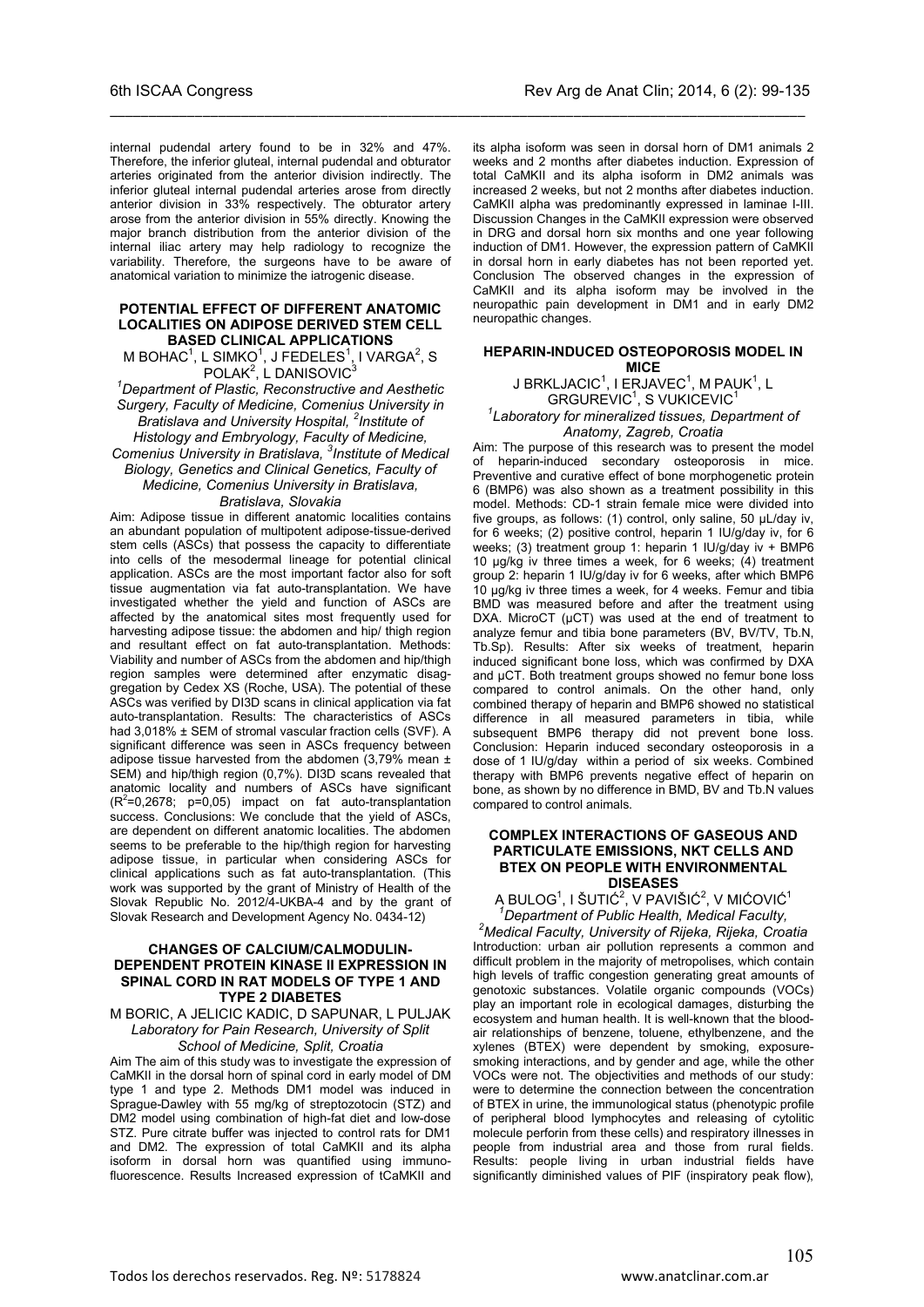internal pudendal artery found to be in 32% and 47%. Therefore, the inferior gluteal, internal pudendal and obturator arteries originated from the anterior division indirectly. The inferior gluteal internal pudendal arteries arose from directly anterior division in 33% respectively. The obturator artery arose from the anterior division in 55% directly. Knowing the major branch distribution from the anterior division of the internal iliac artery may help radiology to recognize the variability. Therefore, the surgeons have to be aware of anatomical variation to minimize the iatrogenic disease.

### POTENTIAL EFFECT OF DIFFERENT ANATOMIC LOCALITIES ON ADIPOSE DERIVED STEM CELL BASED CLINICAL APPLICATIONS

M BOHAC[1], L SIMKO[1], J FEDELES[1], I VARGA[2], S POLAK[2], L DANISOVIC[3]

*[1]Department of Plastic, Reconstructive and Aesthetic Surgery, Faculty of Medicine, Comenius University in Bratislava and University Hospital, [2]Institute of Histology and Embryology, Faculty of Medicine, Comenius University in Bratislava, [3]Institute of Medical Biology, Genetics and Clinical Genetics, Faculty of Medicine, Comenius University in Bratislava, Bratislava, Slovakia*

Aim: Adipose tissue in different anatomic localities contains an abundant population of multipotent adipose-tissue-derived stem cells (ASCs) that possess the capacity to differentiate into cells of the mesodermal lineage for potential clinical application. ASCs are the most important factor also for soft tissue augmentation via fat auto-transplantation. We have investigated whether the yield and function of ASCs are affected by the anatomical sites most frequently used for harvesting adipose tissue: the abdomen and hip/ thigh region and resultant effect on fat auto-transplantation. Methods: Viability and number of ASCs from the abdomen and hip/thigh region samples were determined after enzymatic disaggregation by Cedex XS (Roche, USA). The potential of these ASCs was verified by DI3D scans in clinical application via fat auto-transplantation. Results: The characteristics of ASCs had 3,018% ± SEM of stromal vascular fraction cells (SVF). A significant difference was seen in ASCs frequency between adipose tissue harvested from the abdomen (3,79% mean ± SEM) and hip/thigh region (0,7%). DI3D scans revealed that anatomic locality and numbers of ASCs have significant ($R^2$=0,2678; p=0,05) impact on fat auto-transplantation success. Conclusions: We conclude that the yield of ASCs, are dependent on different anatomic localities. The abdomen seems to be preferable to the hip/thigh region for harvesting adipose tissue, in particular when considering ASCs for clinical applications such as fat auto-transplantation. (This work was supported by the grant of Ministry of Health of the Slovak Republic No. 2012/4-UKBA-4 and by the grant of Slovak Research and Development Agency No. 0434-12)

### CHANGES OF CALCIUM/CALMODULIN-DEPENDENT PROTEIN KINASE II EXPRESSION IN SPINAL CORD IN RAT MODELS OF TYPE 1 AND TYPE 2 DIABETES

M BORIC, A JELICIC KADIC, D SAPUNAR, L PULJAK

*Laboratory for Pain Research, University of Split School of Medicine, Split, Croatia*

Aim The aim of this study was to investigate the expression of CaMKII in the dorsal horn of spinal cord in early model of DM type 1 and type 2. Methods DM1 model was induced in Sprague-Dawley with 55 mg/kg of streptozotocin (STZ) and DM2 model using combination of high-fat diet and low-dose STZ. Pure citrate buffer was injected to control rats for DM1 and DM2. The expression of total CaMKII and its alpha isoform in dorsal horn was quantified using immunofluorescence. Results Increased expression of tCaMKII and its alpha isoform was seen in dorsal horn of DM1 animals 2 weeks and 2 months after diabetes induction. Expression of total CaMKII and its alpha isoform in DM2 animals was increased 2 weeks, but not 2 months after diabetes induction. CaMKII alpha was predominantly expressed in laminae I-III. Discussion Changes in the CaMKII expression were observed in DRG and dorsal horn six months and one year following induction of DM1. However, the expression pattern of CaMKII in dorsal horn in early diabetes has not been reported yet. Conclusion The observed changes in the expression of CaMKII and its alpha isoform may be involved in the neuropathic pain development in DM1 and in early DM2 neuropathic changes.

### HEPARIN-INDUCED OSTEOPOROSIS MODEL IN MICE

J BRKLJACIC[1], I ERJAVEC[1], M PAUK[1], L GRGUREVIC[1], S VUKICEVIC[1]

*[1]Laboratory for mineralized tissues, Department of Anatomy, Zagreb, Croatia*

Aim: The purpose of this research was to present the model of heparin-induced secondary osteoporosis in mice. Preventive and curative effect of bone morphogenetic protein 6 (BMP6) was also shown as a treatment possibility in this model. Methods: CD-1 strain female mice were divided into five groups, as follows: (1) control, only saline, 50 µL/day iv, for 6 weeks; (2) positive control, heparin 1 IU/g/day iv, for 6 weeks; (3) treatment group 1: heparin 1 IU/g/day iv + BMP6 10 µg/kg iv three times a week, for 6 weeks; (4) treatment group 2: heparin 1 IU/g/day iv for 6 weeks, after which BMP6 10 µg/kg iv three times a week, for 4 weeks. Femur and tibia BMD was measured before and after the treatment using DXA. MicroCT (µCT) was used at the end of treatment to analyze femur and tibia bone parameters (BV, BV/TV, Tb.N, Tb.Sp). Results: After six weeks of treatment, heparin induced significant bone loss, which was confirmed by DXA and µCT. Both treatment groups showed no femur bone loss compared to control animals. On the other hand, only combined therapy of heparin and BMP6 showed no statistical difference in all measured parameters in tibia, while subsequent BMP6 therapy did not prevent bone loss. Conclusion: Heparin induced secondary osteoporosis in a dose of 1 IU/g/day within a period of six weeks. Combined therapy with BMP6 prevents negative effect of heparin on bone, as shown by no difference in BMD, BV and Tb.N values compared to control animals.

### COMPLEX INTERACTIONS OF GASEOUS AND PARTICULATE EMISSIONS, NKT CELLS AND BTEX ON PEOPLE WITH ENVIRONMENTAL DISEASES

A BULOG[1], I ŠUTIĆ[2], V PAVIŠIĆ[2], V MIĆOVIĆ[1]

*[1]Department of Public Health, Medical Faculty, [2]Medical Faculty, University of Rijeka, Rijeka, Croatia*

Introduction: urban air pollution represents a common and difficult problem in the majority of metropolises, which contain high levels of traffic congestion generating great amounts of genotoxic substances. Volatile organic compounds (VOCs) play an important role in ecological damages, disturbing the ecosystem and human health. It is well-known that the blood-air relationships of benzene, toluene, ethylbenzene, and the xylenes (BTEX) were dependent by smoking, exposure-smoking interactions, and by gender and age, while the other VOCs were not. The objectivities and methods of our study: were to determine the connection between the concentration of BTEX in urine, the immunological status (phenotypic profile of peripheral blood lymphocytes and releasing of cytolitic molecule perforin from these cells) and respiratory illnesses in people from industrial area and those from rural fields. Results: people living in urban industrial fields have significantly diminished values of PIF (inspiratory peak flow),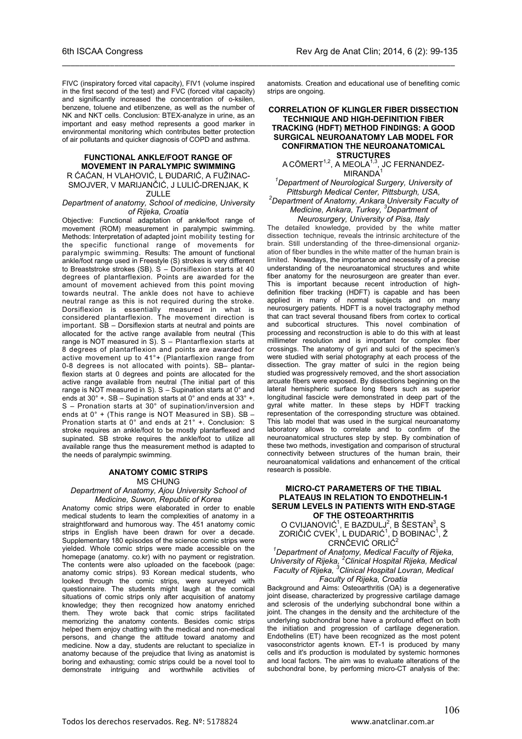FIVC (inspiratory forced vital capacity), FIV1 (volume inspired in the first second of the test) and FVC (forced vital capacity) and significantly increased the concentration of o-ksilen, benzene, toluene and etilbenzene, as well as the number of NK and NKT cells. Conclusion: BTEX-analyze in urine, as an important and easy method represents a good marker in environmental monitoring which contributes better protection of air pollutants and quicker diagnosis of COPD and asthma.

### FUNCTIONAL ANKLE/FOOT RANGE OF MOVEMENT IN PARALYMPIC SWIMMING

R ĆAĆAN, H VLAHOVIĆ, L ĐUDARIĆ, A FUŽINAC-SMOJVER, V MARIJANČIĆ, J LULIĆ-DRENJAK, K ZULLE

*Department of anatomy, School of medicine, University of Rijeka, Croatia*

Objective: Functional adaptation of ankle/foot range of movement (ROM) measurement in paralympic swimming. Methods: Interpretation of adapted joint mobility testing for the specific functional range of movements for paralympic swimming. Results: The amount of functional ankle/foot range used in Freestyle (S) strokes is very different to Breaststroke strokes (SB). S – Dorsiflexion starts at 40 degrees of plantarflexion. Points are awarded for the amount of movement achieved from this point moving towards neutral. The ankle does not have to achieve neutral range as this is not required during the stroke. Dorsiflexion is essentially measured in what is considered plantarflexion. The movement direction is important. SB – Dorsiflexion starts at neutral and points are allocated for the active range available from neutral (This range is NOT measured in S). S – Plantarflexion starts at 8 degrees of plantarflexion and points are awarded for active movement up to 41°+ (Plantarflexion range from 0-8 degrees is not allocated with points). SB– plantarflexion starts at 0 degrees and points are allocated for the active range available from neutral (The initial part of this range is NOT measured in S). S – Supination starts at 0° and ends at 30° +. SB – Supination starts at 0° and ends at 33° +. S – Pronation starts at 30° of supination/inversion and ends at 0° + (This range is NOT Measured in SB). SB – Pronation starts at 0° and ends at 21° +. Conclusion: S stroke requires an ankle/foot to be mostly plantarflexed and supinated. SB stroke requires the ankle/foot to utilize all available range thus the measurement method is adapted to the needs of paralympic swimming.

### ANATOMY COMIC STRIPS

MS CHUNG

*Department of Anatomy, Ajou University School of Medicine, Suwon, Republic of Korea*

Anatomy comic strips were elaborated in order to enable medical students to learn the complexities of anatomy in a straightforward and humorous way. The 451 anatomy comic strips in English have been drawn for over a decade. Supplementary 180 episodes of the science comic strips were yielded. Whole comic strips were made accessible on the homepage (anatomy. co.kr) with no payment or registration. The contents were also uploaded on the facebook (page: anatomy comic strips). 93 Korean medical students, who looked through the comic strips, were surveyed with questionnaire. The students might laugh at the comical situations of comic strips only after acquisition of anatomy knowledge; they then recognized how anatomy enriched them. They wrote back that comic strips facilitated memorizing the anatomy contents. Besides comic strips helped them enjoy chatting with the medical and non-medical persons, and change the attitude toward anatomy and medicine. Now a day, students are reluctant to specialize in anatomy because of the prejudice that living as anatomist is boring and exhausting; comic strips could be a novel tool to demonstrate intriguing and worthwhile activities of anatomists. Creation and educational use of benefiting comic strips are ongoing.

### CORRELATION OF KLINGLER FIBER DISSECTION TECHNIQUE AND HIGH-DEFINITION FIBER TRACKING (HDFT) METHOD FINDINGS: A GOOD SURGICAL NEUROANATOMY LAB MODEL FOR CONFIRMATION THE NEUROANATOMICAL STRUCTURES

A CÖMERT[1,2], A MEOLA[1,3], JC FERNANDEZ-MIRANDA[1]

*[1]Department of Neurological Surgery, University of Pittsburgh Medical Center, Pittsburgh, USA, [2]Department of Anatomy, Ankara University Faculty of Medicine, Ankara, Turkey, [3]Department of Neurosurgery, University of Pisa, Italy*

The detailed knowledge, provided by the white matter dissection technique, reveals the intrinsic architecture of the brain. Still understanding of the three-dimensional organization of fiber bundles in the white matter of the human brain is limited. Nowadays, the importance and necessity of a precise understanding of the neuroanatomical structures and white fiber anatomy for the neurosurgeon are greater than ever. This is important because recent introduction of high-definition fiber tracking (HDFT) is capable and has been applied in many of normal subjects and on many neurosurgery patients. HDFT is a novel tractography method that can tract several thousand fibers from cortex to cortical and subcortical structures. This novel combination of processing and reconstruction is able to do this with at least millimeter resolution and is important for complex fiber crossings. The anatomy of gyri and sulci of the specimen's were studied with serial photography at each process of the dissection. The gray matter of sulci in the region being studied was progressively removed, and the short association arcuate fibers were exposed. By dissections beginning on the lateral hemispheric surface long fibers such as superior longitudinal fascicle were demonstrated in deep part of the gyral white matter. In these steps by HDFT tracking representation of the corresponding structure was obtained. This lab model that was used in the surgical neuroanatomy laboratory allows to correlate and to confirm of the neuroanatomical structures step by step. By combination of these two methods, investigation and comparison of structural connectivity between structures of the human brain, their neuroanatomical validations and enhancement of the critical research is possible.

### MICRO-CT PARAMETERS OF THE TIBIAL PLATEAUS IN RELATION TO ENDOTHELIN-1 SERUM LEVELS IN PATIENTS WITH END-STAGE OF THE OSTEOARTHRITIS

O CVIJANOVIĆ[1], E BAZDULJ[2], B ŠESTAN[3], S ZORIČIĆ CVEK[1], L ĐUDARIĆ[1], D BOBINAC[1], Ž CRNČEVIĆ ORLIĆ[2]

*[1]Department of Anatomy, Medical Faculty of Rijeka, University of Rijeka, [2]Clinical Hospital Rijeka, Medical Faculty of Rijeka, [3]Clinical Hospital Lovran, Medical Faculty of Rijeka, Croatia*

Background and Aims: Osteoarthritis (OA) is a degenerative joint disease, characterized by progressive cartilage damage and sclerosis of the underlying subchondral bone within a joint. The changes in the density and the architecture of the underlying subchondral bone have a profound effect on both the initiation and progression of cartilage degeneration. Endothelins (ET) have been recognized as the most potent vasoconstrictor agents known. ET-1 is produced by many cells and it's production is modulated by systemic hormones and local factors. The aim was to evaluate alterations of the subchondral bone, by performing micro-CT analysis of the: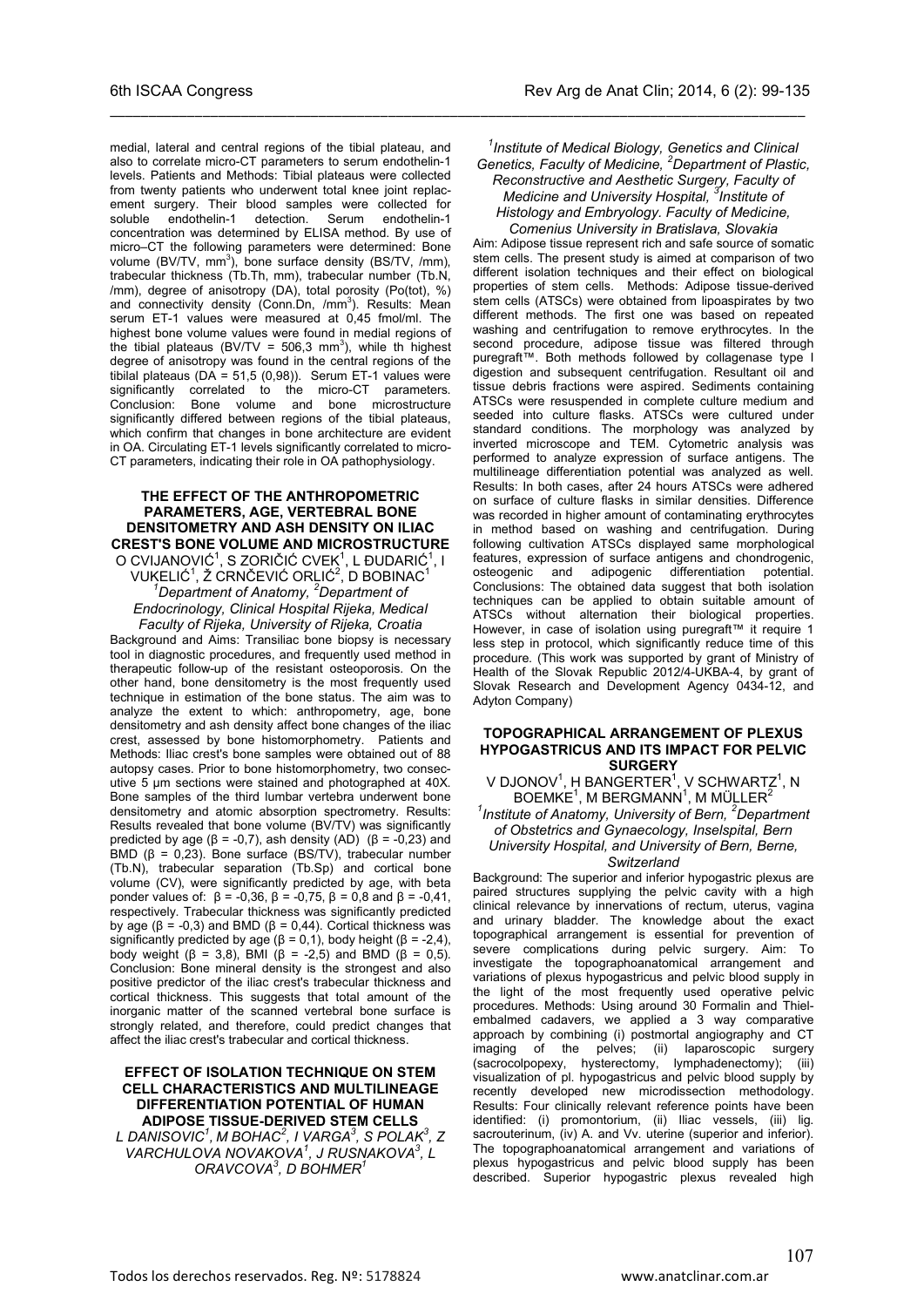medial, lateral and central regions of the tibial plateau, and also to correlate micro-CT parameters to serum endothelin-1 levels. Patients and Methods: Tibial plateaus were collected from twenty patients who underwent total knee joint replacement surgery. Their blood samples were collected for soluble endothelin-1 detection. Serum endothelin-1 concentration was determined by ELISA method. By use of micro–CT the following parameters were determined: Bone volume (BV/TV, $mm^3$), bone surface density (BS/TV, /mm), trabecular thickness (Tb.Th, mm), trabecular number (Tb.N, /mm), degree of anisotropy (DA), total porosity (Po(tot), %) and connectivity density (Conn.Dn, $/mm^3$). Results: Mean serum ET-1 values were measured at 0,45 fmol/ml. The highest bone volume values were found in medial regions of the tibial plateaus (BV/TV = 506,3 $mm^3$), while th highest degree of anisotropy was found in the central regions of the tibilal plateaus (DA = 51,5 (0,98)). Serum ET-1 values were significantly correlated to the micro-CT parameters. Conclusion: Bone volume and bone microstructure significantly differed between regions of the tibial plateaus, which confirm that changes in bone architecture are evident in OA. Circulating ET-1 levels significantly correlated to micro-CT parameters, indicating their role in OA pathophysiology.

## THE EFFECT OF THE ANTHROPOMETRIC PARAMETERS, AGE, VERTEBRAL BONE DENSITOMETRY AND ASH DENSITY ON ILIAC CREST'S BONE VOLUME AND MICROSTRUCTURE

O CVIJANOVIĆ[1], S ZORIČIĆ CVEK[1], L ĐUDARIĆ[1], I VUKELIĆ[1], Ž CRNČEVIĆ ORLIĆ[2], D BOBINAC[1]

*[1]Department of Anatomy, [2]Department of Endocrinology, Clinical Hospital Rijeka, Medical Faculty of Rijeka, University of Rijeka, Croatia*

Background and Aims: Transiliac bone biopsy is necessary tool in diagnostic procedures, and frequently used method in therapeutic follow-up of the resistant osteoporosis. On the other hand, bone densitometry is the most frequently used technique in estimation of the bone status. The aim was to analyze the extent to which: anthropometry, age, bone densitometry and ash density affect bone changes of the iliac crest, assessed by bone histomorphometry. Patients and Methods: Iliac crest's bone samples were obtained out of 88 autopsy cases. Prior to bone histomorphometry, two consecutive 5 µm sections were stained and photographed at 40X. Bone samples of the third lumbar vertebra underwent bone densitometry and atomic absorption spectrometry. Results: Results revealed that bone volume (BV/TV) was significantly predicted by age ($\beta$ = -0,7), ash density (AD) ($\beta$ = -0,23) and BMD ($\beta$ = 0,23). Bone surface (BS/TV), trabecular number (Tb.N), trabecular separation (Tb.Sp) and cortical bone volume (CV), were significantly predicted by age, with beta ponder values of: $\beta$ = -0,36, $\beta$ = -0,75, $\beta$ = 0,8 and $\beta$ = -0,41, respectively. Trabecular thickness was significantly predicted by age ($\beta$ = -0,3) and BMD ($\beta$ = 0,44). Cortical thickness was significantly predicted by age ($\beta$ = 0,1), body height ($\beta$ = -2,4), body weight ($\beta$ = 3,8), BMI ($\beta$ = -2,5) and BMD ($\beta$ = 0,5). Conclusion: Bone mineral density is the strongest and also positive predictor of the iliac crest's trabecular thickness and cortical thickness. This suggests that total amount of the inorganic matter of the scanned vertebral bone surface is strongly related, and therefore, could predict changes that affect the iliac crest's trabecular and cortical thickness.

## EFFECT OF ISOLATION TECHNIQUE ON STEM CELL CHARACTERISTICS AND MULTILINEAGE DIFFERENTIATION POTENTIAL OF HUMAN ADIPOSE TISSUE-DERIVED STEM CELLS

*L DANISOVIC[1], M BOHAC[2], I VARGA[3], S POLAK[3], Z VARCHULOVA NOVAKOVA[1], J RUSNAKOVA[3], L ORAVCOVA[3], D BOHMER[1]*

*[1]Institute of Medical Biology, Genetics and Clinical Genetics, Faculty of Medicine, [2]Department of Plastic, Reconstructive and Aesthetic Surgery, Faculty of Medicine and University Hospital, [3]Institute of Histology and Embryology. Faculty of Medicine, Comenius University in Bratislava, Slovakia*

Aim: Adipose tissue represent rich and safe source of somatic stem cells. The present study is aimed at comparison of two different isolation techniques and their effect on biological properties of stem cells. Methods: Adipose tissue-derived stem cells (ATSCs) were obtained from lipoaspirates by two different methods. The first one was based on repeated washing and centrifugation to remove erythrocytes. In the second procedure, adipose tissue was filtered through puregraft™. Both methods followed by collagenase type I digestion and subsequent centrifugation. Resultant oil and tissue debris fractions were aspired. Sediments containing ATSCs were resuspended in complete culture medium and seeded into culture flasks. ATSCs were cultured under standard conditions. The morphology was analyzed by inverted microscope and TEM. Cytometric analysis was performed to analyze expression of surface antigens. The multilineage differentiation potential was analyzed as well. Results: In both cases, after 24 hours ATSCs were adhered on surface of culture flasks in similar densities. Difference was recorded in higher amount of contaminating erythrocytes in method based on washing and centrifugation. During following cultivation ATSCs displayed same morphological features, expression of surface antigens and chondrogenic, osteogenic and adipogenic differentiation potential. Conclusions: The obtained data suggest that both isolation techniques can be applied to obtain suitable amount of ATSCs without alternation their biological properties. However, in case of isolation using puregraft™ it require 1 less step in protocol, which significantly reduce time of this procedure. (This work was supported by grant of Ministry of Health of the Slovak Republic 2012/4-UKBA-4, by grant of Slovak Research and Development Agency 0434-12, and Adyton Company)

## TOPOGRAPHICAL ARRANGEMENT OF PLEXUS HYPOGASTRICUS AND ITS IMPACT FOR PELVIC SURGERY

V DJONOV[1], H BANGERTER[1], V SCHWARTZ[1], N BOEMKE[1], M BERGMANN[1], M MÜLLER[2]

*[1]Institute of Anatomy, University of Bern, [2]Department of Obstetrics and Gynaecology, Inselspital, Bern University Hospital, and University of Bern, Berne, Switzerland*

Background: The superior and inferior hypogastric plexus are paired structures supplying the pelvic cavity with a high clinical relevance by innervations of rectum, uterus, vagina and urinary bladder. The knowledge about the exact topographical arrangement is essential for prevention of severe complications during pelvic surgery. Aim: To investigate the topographoanatomical arrangement and variations of plexus hypogastricus and pelvic blood supply in the light of the most frequently used operative pelvic procedures. Methods: Using around 30 Formalin and Thiel-embalmed cadavers, we applied a 3 way comparative approach by combining (i) postmortal angiography and CT imaging of the pelves; (ii) laparoscopic surgery (sacrocolpopexy, hysterectomy, lymphadenectomy); (iii) visualization of pl. hypogastricus and pelvic blood supply by recently developed new microdissection methodology. Results: Four clinically relevant reference points have been identified: (i) promontorium, (ii) Iliac vessels, (iii) lig. sacrouterinum, (iv) A. and Vv. uterine (superior and inferior). The topographoanatomical arrangement and variations of plexus hypogastricus and pelvic blood supply has been described. Superior hypogastric plexus revealed high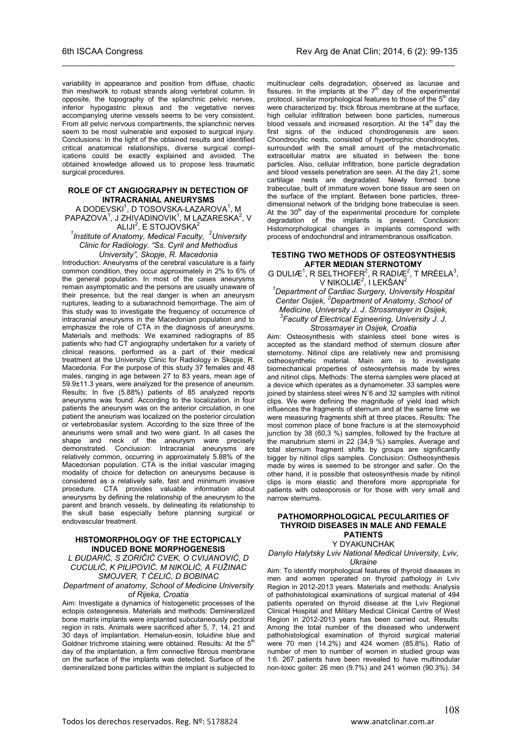variability in appearance and position from diffuse, chaotic thin meshwork to robust strands along vertebral column. In opposite, the topography of the splanchnic pelvic nerves, inferior hypogastric plexus and the vegetative nerves accompanying uterine vessels seems to be very consistent. From all pelvic nervous compartments, the splanchnic nerves seem to be most vulnerable and exposed to surgical injury. Conclusions: In the light of the obtained results and identified critical anatomical relationships, diverse surgical complications could be exactly explained and avoided. The obtained knowledge allowed us to propose less traumatic surgical procedures.

### ROLE OF CT ANGIOGRAPHY IN DETECTION OF INTRACRANIAL ANEURYSMS

A DODEVSKI[1], D TOSOVSKA-LAZAROVA[1], M PAPAZOVA[1], J ZHIVADINOVIK[1], M LAZARESKA[2], V ALIJI[2], E STOJOVSKA[2]

*[1]Institute of Anatomy, Medical Faculty, [2]University Clinic for Radiology. "Ss. Cyril and Methodius University", Skopje, R. Macedonia*

Introduction: Aneurysms of the cerebral vasculature is a fairly common condition, they occur approximately in 2% to 6% of the general population. In most of the cases aneurysms remain asymptomatic and the persons are usually unaware of their presence, but the real danger is when an aneurysm ruptures, leading to a subarachnoid hemorrhage. The aim of this study was to investigate the frequency of occurrence of intracranial aneurysms in the Macedonian population and to emphasize the role of CTA in the diagnosis of aneurysms. Materials and methods: We examined radiographs of 85 patients who had CT angiography undertaken for a variety of clinical reasons, performed as a part of their medical treatment at the University Clinic for Radiology in Skopje, R. Macedonia. For the purpose of this study 37 females and 48 males, ranging in age between 27 to 83 years, mean age of 59.9±11.3 years, were analyzed for the presence of aneurism. Results: In five (5.88%) patients of 85 analyzed reports aneurysms was found. According to the localization, in four patients the aneurysm was on the anterior circulation, in one patient the aneurism was localized on the posterior circulation or vertebrobasilar system. According to the size three of the aneurisms were small and two were giant. In all cases the shape and neck of the aneurysm ware precisely demonstrated. Conclusion: Intracranial aneurysms are relatively common, occurring in approximately 5.88% of the Macedonian population. CTA is the initial vascular imaging modality of choice for detection on aneurysms because is considered as a relatively safe, fast and minimum invasive procedure. CTA provides valuable information about aneurysms by defining the relationship of the aneurysm to the parent and branch vessels, by delineating its relationship to the skull base especially before planning surgical or endovascular treatment.

### HISTOMORPHOLOGY OF THE ECTOPICALY INDUCED BONE MORPHOGENESIS

*L ĐUDARIĆ, S ZORIČIĆ CVEK, O CVIJANOVIĆ, D CUCULIĆ, K PILIPOVIĆ, M NIKOLIĆ, A FUŽINAC SMOJVER, T ĆELIĆ, D BOBINAC*

*Department of anatomy, School of Medicine University of Rijeka, Croatia*

Aim: Investigate a dynamics of histogenetic processes of the ectopis osteogenesis. Materials and methods: Demineralized bone matrix implants were implanted subcutaneously pectoral region in rats. Animals were sacrificed after 5, 7, 14, 21 and 30 days of implantation. Hemalun-eosin, toluidine blue and Goldner trichrome staining were obtained. Results: At the 5$^{th}$ day of the implantation, a firm connective fibrous membrane on the surface of the implants was detected. Surface of the demineralized bone particles within the implant is subjected to multinuclear cells degradation, observed as lacunae and fissures. In the implants at the 7$^{th}$ day of the experimental protocol, similar morphological features to those of the 5$^{th}$ day were characterized by: thick fibrous membrane at the surface, high cellular infiltration between bone particles, numerous blood vessels and increased resorption. At the 14$^{th}$ day the first signs of the induced chondrogenesis are seen. Chondrocytic nests, consisted of hypertrophic chondrocytes, surrounded with the small amount of the metachromatic extracellular matrix are situated in between the bone particles. Also, cellular infiltration, bone particle degradation and blood vessels penetration are seen. At the day 21, some cartilage nests are degradated. Newly formed bone trabeculae, built of immature woven bone tissue are seen on the surface of the implant. Between bone particles, three-dimensional network of the bridging bone trabeculae is seen. At the 30$^{th}$ day of the experimental procedure for complete degradation of the implants is present. Conclusion: Histomorphological changes in implants correspond with process of endochondral and intramembranous ossification.

### TESTING TWO METHODS OF OSTEOSYNTHESIS AFTER MEDIAN STERNOTOMY

G DULIÆ[1], R SELTHOFER[2], R RADIÆ[2], T MRÈELA[3], V NIKOLIÆ[2], I LEKŠAN[2]

*[1]Department of Cardiac Surgery, University Hospital Center Osijek, [2]Department of Anatomy, School of Medicine, University J. J. Strossmayer in Osijek, [3]Faculty of Electrical Egineering, University J. J. Strossmayer in Osijek, Croatia*

Aim: Osteosynthesis with stainless steel bone wires is accepted as the standard method of sternum closure after sternotomy. Nitinol clips are relatively new and promisisng ostheosynthetic material. Main aim is to investigate biomechanical properties of osteosyntehsis made by wires and nitinol clips. Methods: The sterna samples were placed at a device which operates as a dynamometer. 33 samples were joined by stainless steel wires N˚6 and 32 samples with nitinol clips. We were defining the magnitude of yield load which influences the fragments of sternum and at the same time we were measuring fragments shift at three places. Results: The most common place of bone fracture is at the sternoxyphoid junction by 38 (60,3 %) samples, followed by the fracture at the manubrium sterni in 22 (34,9 %) samples. Average and total sternum fragment shifts by groups are significantly bigger by nitinol clips samples. Conclusion: Ostheosynthesis made by wires is seemed to be stronger and safer. On the other hand, it is possible that osteosynthesis made by nitinol clips is more elastic and therefore more appropriate for patients with osteoporosis or for those with very small and narrow sternums.

### PATHOMORPHOLOGICAL PECULARITIES OF THYROID DISEASES IN MALE AND FEMALE PATIENTS

Y DYAKUNCHAK

*Danylo Halytsky Lviv National Medical University, Lviv, Ukraine*

Aim: To identify morphological features of thyroid diseases in men and women operated on thyroid pathology in Lviv Region in 2012-2013 years. Materials and methods: Analysis of pathohistological examinations of surgical material of 494 patients operated on thyroid disease at the Lviv Regional Clinical Hospital and Military Medical Clinical Centre of West Region in 2012-2013 years has been carried out. Results: Among the total number of the diseased who underwent pathohistological examination of thyroid surgical material were 70 men (14.2%) and 424 women (85.8%). Ratio of number of men to number of women in studied group was 1:6. 267 patients have been revealed to have multinodular non-toxic goiter: 26 men (9.7%) and 241 women (90.3%). 34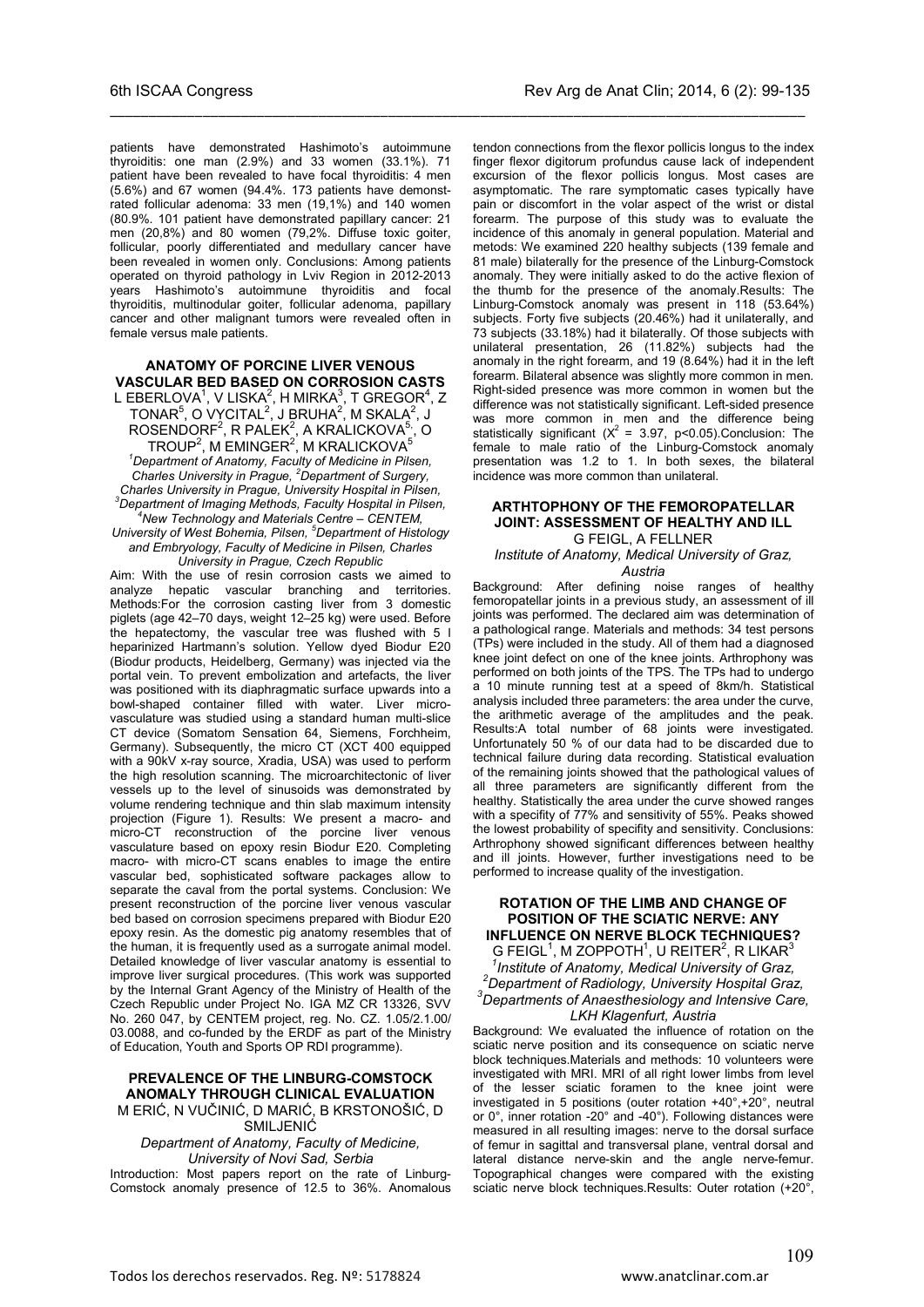patients have demonstrated Hashimoto's autoimmune thyroiditis: one man (2.9%) and 33 women (33.1%). 71 patient have been revealed to have focal thyroiditis: 4 men (5.6%) and 67 women (94.4%. 173 patients have demonstrated follicular adenoma: 33 men (19,1%) and 140 women (80.9%. 101 patient have demonstrated papillary cancer: 21 men (20,8%) and 80 women (79,2%. Diffuse toxic goiter, follicular, poorly differentiated and medullary cancer have been revealed in women only. Conclusions: Among patients operated on thyroid pathology in Lviv Region in 2012-2013 years Hashimoto's autoimmune thyroiditis and focal thyroiditis, multinodular goiter, follicular adenoma, papillary cancer and other malignant tumors were revealed often in female versus male patients.

### ANATOMY OF PORCINE LIVER VENOUS VASCULAR BED BASED ON CORROSION CASTS

L EBERLOVA[1], V LISKA[2], H MIRKA[3], T GREGOR[4], Z TONAR[5], O VYCITAL[2], J BRUHA[2], M SKALA[2], J ROSENDORF[2], R PALEK[2], A KRALICKOVA[5], O TROUP[2], M EMINGER[2], M KRALICKOVA[5]

*[1]Department of Anatomy, Faculty of Medicine in Pilsen, Charles University in Prague, [2]Department of Surgery, Charles University in Prague, University Hospital in Pilsen, [3]Department of Imaging Methods, Faculty Hospital in Pilsen, [4]New Technology and Materials Centre – CENTEM, University of West Bohemia, Pilsen, [5]Department of Histology and Embryology, Faculty of Medicine in Pilsen, Charles University in Prague, Czech Republic*

Aim: With the use of resin corrosion casts we aimed to analyze hepatic vascular branching and territories. Methods:For the corrosion casting liver from 3 domestic piglets (age 42–70 days, weight 12–25 kg) were used. Before the hepatectomy, the vascular tree was flushed with 5 l heparinized Hartmann's solution. Yellow dyed Biodur E20 (Biodur products, Heidelberg, Germany) was injected via the portal vein. To prevent embolization and artefacts, the liver was positioned with its diaphragmatic surface upwards into a bowl-shaped container filled with water. Liver microvasculature was studied using a standard human multi-slice CT device (Somatom Sensation 64, Siemens, Forchheim, Germany). Subsequently, the micro CT (XCT 400 equipped with a 90kV x-ray source, Xradia, USA) was used to perform the high resolution scanning. The microarchitectonic of liver vessels up to the level of sinusoids was demonstrated by volume rendering technique and thin slab maximum intensity projection (Figure 1). Results: We present a macro- and micro-CT reconstruction of the porcine liver venous vasculature based on epoxy resin Biodur E20. Completing macro- with micro-CT scans enables to image the entire vascular bed, sophisticated software packages allow to separate the caval from the portal systems. Conclusion: We present reconstruction of the porcine liver venous vascular bed based on corrosion specimens prepared with Biodur E20 epoxy resin. As the domestic pig anatomy resembles that of the human, it is frequently used as a surrogate animal model. Detailed knowledge of liver vascular anatomy is essential to improve liver surgical procedures. (This work was supported by the Internal Grant Agency of the Ministry of Health of the Czech Republic under Project No. IGA MZ CR 13326, SVV No. 260 047, by CENTEM project, reg. No. CZ. 1.05/2.1.00/ 03.0088, and co-funded by the ERDF as part of the Ministry of Education, Youth and Sports OP RDI programme).

### PREVALENCE OF THE LINBURG-COMSTOCK ANOMALY THROUGH CLINICAL EVALUATION

M ERIĆ, N VUČINIĆ, D MARIĆ, B KRSTONOŠIĆ, D SMILJENIĆ

*Department of Anatomy, Faculty of Medicine, University of Novi Sad, Serbia*

Introduction: Most papers report on the rate of Linburg-Comstock anomaly presence of 12.5 to 36%. Anomalous tendon connections from the flexor pollicis longus to the index finger flexor digitorum profundus cause lack of independent excursion of the flexor pollicis longus. Most cases are asymptomatic. The rare symptomatic cases typically have pain or discomfort in the volar aspect of the wrist or distal forearm. The purpose of this study was to evaluate the incidence of this anomaly in general population. Material and metods: We examined 220 healthy subjects (139 female and 81 male) bilaterally for the presence of the Linburg-Comstock anomaly. They were initially asked to do the active flexion of the thumb for the presence of the anomaly.Results: The Linburg-Comstock anomaly was present in 118 (53.64%) subjects. Forty five subjects (20.46%) had it unilaterally, and 73 subjects (33.18%) had it bilaterally. Of those subjects with unilateral presentation, 26 (11.82%) subjects had the anomaly in the right forearm, and 19 (8.64%) had it in the left forearm. Bilateral absence was slightly more common in men. Right-sided presence was more common in women but the difference was not statistically significant. Left-sided presence was more common in men and the difference being statistically significant ($X^2$ = 3.97, $p<0.05$).Conclusion: The female to male ratio of the Linburg-Comstock anomaly presentation was 1.2 to 1. In both sexes, the bilateral incidence was more common than unilateral.

### ARTHTOPHONY OF THE FEMOROPATELLAR JOINT: ASSESSMENT OF HEALTHY AND ILL

G FEIGL, A FELLNER

*Institute of Anatomy, Medical University of Graz, Austria*

Background: After defining noise ranges of healthy femoropatellar joints in a previous study, an assessment of ill joints was performed. The declared aim was determination of a pathological range. Materials and methods: 34 test persons (TPs) were included in the study. All of them had a diagnosed knee joint defect on one of the knee joints. Arthrophony was performed on both joints of the TPS. The TPs had to undergo a 10 minute running test at a speed of 8km/h. Statistical analysis included three parameters: the area under the curve, the arithmetic average of the amplitudes and the peak. Results:A total number of 68 joints were investigated. Unfortunately 50 % of our data had to be discarded due to technical failure during data recording. Statistical evaluation of the remaining joints showed that the pathological values of all three parameters are significantly different from the healthy. Statistically the area under the curve showed ranges with a specifity of 77% and sensitivity of 55%. Peaks showed the lowest probability of specifity and sensitivity. Conclusions: Arthrophony showed significant differences between healthy and ill joints. However, further investigations need to be performed to increase quality of the investigation.

### ROTATION OF THE LIMB AND CHANGE OF POSITION OF THE SCIATIC NERVE: ANY INFLUENCE ON NERVE BLOCK TECHNIQUES?

G FEIGL[1], M ZOPPOTH[1], U REITER[2], R LIKAR[3]

*[1]Institute of Anatomy, Medical University of Graz, [2]Department of Radiology, University Hospital Graz, [3]Departments of Anaesthesiology and Intensive Care, LKH Klagenfurt, Austria*

Background: We evaluated the influence of rotation on the sciatic nerve position and its consequence on sciatic nerve block techniques.Materials and methods: 10 volunteers were investigated with MRI. MRI of all right lower limbs from level of the lesser sciatic foramen to the knee joint were investigated in 5 positions (outer rotation +40°,+20°, neutral or 0°, inner rotation -20° and -40°). Following distances were measured in all resulting images: nerve to the dorsal surface of femur in sagittal and transversal plane, ventral dorsal and lateral distance nerve-skin and the angle nerve-femur. Topographical changes were compared with the existing sciatic nerve block techniques.Results: Outer rotation (+20°,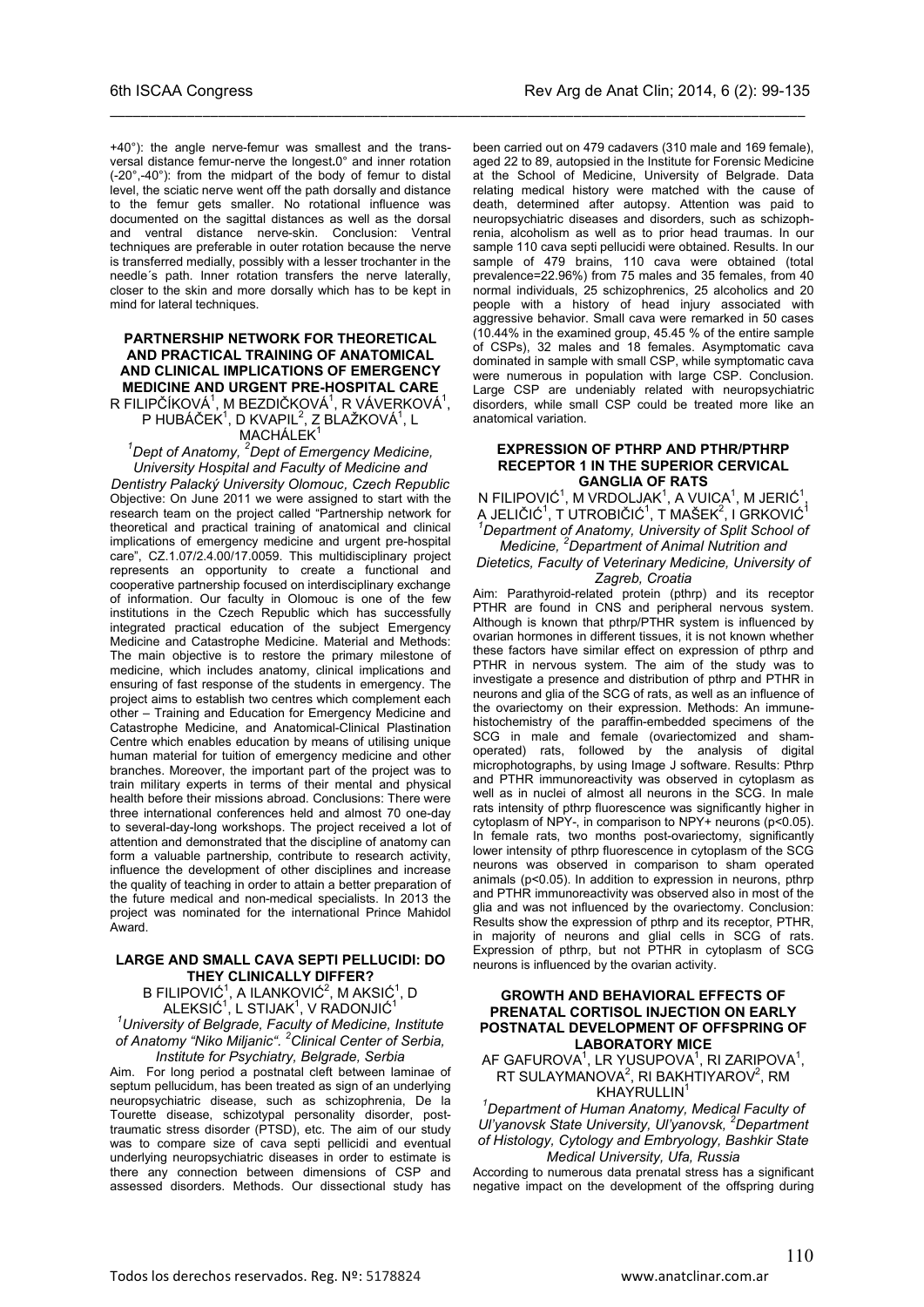+40°): the angle nerve-femur was smallest and the transversal distance femur-nerve the longest.0° and inner rotation (-20°,-40°): from the midpart of the body of femur to distal level, the sciatic nerve went off the path dorsally and distance to the femur gets smaller. No rotational influence was documented on the sagittal distances as well as the dorsal and ventral distance nerve-skin. Conclusion: Ventral techniques are preferable in outer rotation because the nerve is transferred medially, possibly with a lesser trochanter in the needle´s path. Inner rotation transfers the nerve laterally, closer to the skin and more dorsally which has to be kept in mind for lateral techniques.

### PARTNERSHIP NETWORK FOR THEORETICAL AND PRACTICAL TRAINING OF ANATOMICAL AND CLINICAL IMPLICATIONS OF EMERGENCY MEDICINE AND URGENT PRE-HOSPITAL CARE

R FILIPČÍKOVÁ[1], M BEZDIČKOVÁ[1], R VÁVERKOVÁ[1], P HUBÁČEK[1], D KVAPIL[2], Z BLAŽKOVÁ[1], L MACHÁLEK[1]

*[1]Dept of Anatomy, [2]Dept of Emergency Medicine, University Hospital and Faculty of Medicine and Dentistry Palacký University Olomouc, Czech Republic*

Objective: On June 2011 we were assigned to start with the research team on the project called "Partnership network for theoretical and practical training of anatomical and clinical implications of emergency medicine and urgent pre-hospital care", CZ.1.07/2.4.00/17.0059. This multidisciplinary project represents an opportunity to create a functional and cooperative partnership focused on interdisciplinary exchange of information. Our faculty in Olomouc is one of the few institutions in the Czech Republic which has successfully integrated practical education of the subject Emergency Medicine and Catastrophe Medicine. Material and Methods: The main objective is to restore the primary milestone of medicine, which includes anatomy, clinical implications and ensuring of fast response of the students in emergency. The project aims to establish two centres which complement each other – Training and Education for Emergency Medicine and Catastrophe Medicine, and Anatomical-Clinical Plastination Centre which enables education by means of utilising unique human material for tuition of emergency medicine and other branches. Moreover, the important part of the project was to train military experts in terms of their mental and physical health before their missions abroad. Conclusions: There were three international conferences held and almost 70 one-day to several-day-long workshops. The project received a lot of attention and demonstrated that the discipline of anatomy can form a valuable partnership, contribute to research activity, influence the development of other disciplines and increase the quality of teaching in order to attain a better preparation of the future medical and non-medical specialists. In 2013 the project was nominated for the international Prince Mahidol Award.

### LARGE AND SMALL CAVA SEPTI PELLUCIDI: DO THEY CLINICALLY DIFFER?

B FILIPOVIĆ[1], A ILANKOVIĆ[2], M AKSIĆ[1], D ALEKSIĆ[1], L STIJAK[1], V RADONJIĆ[1]

*[1]University of Belgrade, Faculty of Medicine, Institute of Anatomy "Niko Miljanic". [2]Clinical Center of Serbia, Institute for Psychiatry, Belgrade, Serbia*

Aim. For long period a postnatal cleft between laminae of septum pellucidum, has been treated as sign of an underlying neuropsychiatric disease, such as schizophrenia, De la Tourette disease, schizotypal personality disorder, post-traumatic stress disorder (PTSD), etc. The aim of our study was to compare size of cava septi pellicidi and eventual underlying neuropsychiatric diseases in order to estimate is there any connection between dimensions of CSP and assessed disorders. Methods. Our dissectional study has been carried out on 479 cadavers (310 male and 169 female), aged 22 to 89, autopsied in the Institute for Forensic Medicine at the School of Medicine, University of Belgrade. Data relating medical history were matched with the cause of death, determined after autopsy. Attention was paid to neuropsychiatric diseases and disorders, such as schizophrenia, alcoholism as well as to prior head traumas. In our sample 110 cava septi pellucidi were obtained. Results. In our sample of 479 brains, 110 cava were obtained (total prevalence=22.96%) from 75 males and 35 females, from 40 normal individuals, 25 schizophrenics, 25 alcoholics and 20 people with a history of head injury associated with aggressive behavior. Small cava were remarked in 50 cases (10.44% in the examined group, 45.45 % of the entire sample of CSPs), 32 males and 18 females. Asymptomatic cava dominated in sample with small CSP, while symptomatic cava were numerous in population with large CSP. Conclusion. Large CSP are undeniably related with neuropsychiatric disorders, while small CSP could be treated more like an anatomical variation.

### EXPRESSION OF PTHRP AND PTHR/PTHRP RECEPTOR 1 IN THE SUPERIOR CERVICAL GANGLIA OF RATS

N FILIPOVIĆ[1], M VRDOLJAK[1], A VUICA[1], M JERIĆ[1], A JELIČIĆ[1], T UTROBIČIĆ[1], T MAŠEK[2], I GRKOVIĆ[1]

*[1]Department of Anatomy, University of Split School of Medicine, [2]Department of Animal Nutrition and Dietetics, Faculty of Veterinary Medicine, University of Zagreb, Croatia*

Aim: Parathyroid-related protein (pthrp) and its receptor PTHR are found in CNS and peripheral nervous system. Although is known that pthrp/PTHR system is influenced by ovarian hormones in different tissues, it is not known whether these factors have similar effect on expression of pthrp and PTHR in nervous system. The aim of the study was to investigate a presence and distribution of pthrp and PTHR in neurons and glia of the SCG of rats, as well as an influence of the ovariectomy on their expression. Methods: An immunehistochemistry of the paraffin-embedded specimens of the SCG in male and female (ovariectomized and sham-operated) rats, followed by the analysis of digital microphotographs, by using Image J software. Results: Pthrp and PTHR immunoreactivity was observed in cytoplasm as well as in nuclei of almost all neurons in the SCG. In male rats intensity of pthrp fluorescence was significantly higher in cytoplasm of NPY-, in comparison to NPY+ neurons ($p<0.05$). In female rats, two months post-ovariectomy, significantly lower intensity of pthrp fluorescence in cytoplasm of the SCG neurons was observed in comparison to sham operated animals ($p<0.05$). In addition to expression in neurons, pthrp and PTHR immunoreactivity was observed also in most of the glia and was not influenced by the ovariectomy. Conclusion: Results show the expression of pthrp and its receptor, PTHR, in majority of neurons and glial cells in SCG of rats. Expression of pthrp, but not PTHR in cytoplasm of SCG neurons is influenced by the ovarian activity.

### GROWTH AND BEHAVIORAL EFFECTS OF PRENATAL CORTISOL INJECTION ON EARLY POSTNATAL DEVELOPMENT OF OFFSPRING OF LABORATORY MICE

AF GAFUROVA[1], LR YUSUPOVA[1], RI ZARIPOVA[1], RT SULAYMANOVA[2], RI BAKHTIYAROV[2], RM KHAYRULLIN[1]

*[1]Department of Human Anatomy, Medical Faculty of Ul'yanovsk State University, Ul'yanovsk, [2]Department of Histology, Cytology and Embryology, Bashkir State Medical University, Ufa, Russia*

According to numerous data prenatal stress has a significant negative impact on the development of the offspring during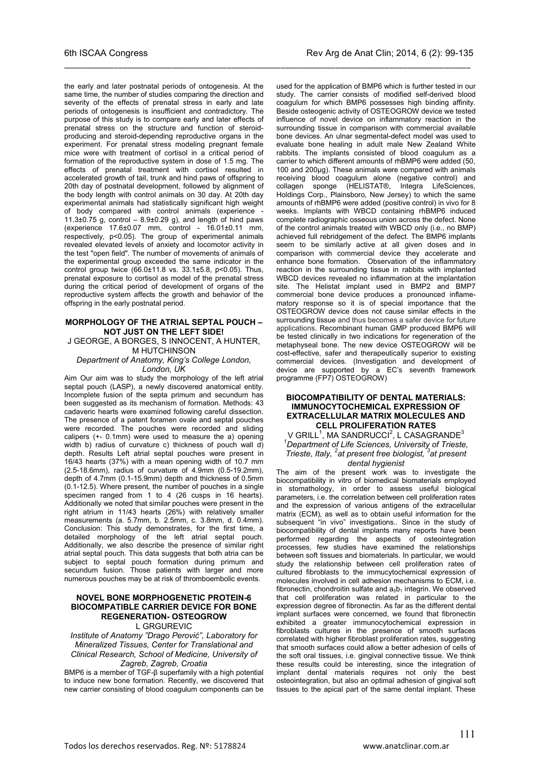the early and later postnatal periods of ontogenesis. At the same time, the number of studies comparing the direction and severity of the effects of prenatal stress in early and late periods of ontogenesis is insufficient and contradictory. The purpose of this study is to compare early and later effects of prenatal stress on the structure and function of steroid-producing and steroid-depending reproductive organs in the experiment. For prenatal stress modeling pregnant female mice were with treatment of cortisol in a critical period of formation of the reproductive system in dose of 1.5 mg. The effects of prenatal treatment with cortisol resulted in accelerated growth of tail, trunk and hind paws of offspring to 20th day of postnatal development, followed by alignment of the body length with control animals on 30 day. At 20th day experimental animals had statistically significant high weight of body compared with control animals (experience - 11.3±0.75 g, control – 8.9±0.29 g), and length of hind paws (experience 17.6±0.07 mm, control - 16.01±0.11 mm, respectively, $p<0.05$). The group of experimental animals revealed elevated levels of anxiety and locomotor activity in the test "open field". The number of movements of animals of the experimental group exceeded the same indicator in the control group twice (66.0±11.8 vs. 33.1±5.8, $p<0.05$). Thus, prenatal exposure to cortisol as model of the prenatal stress during the critical period of development of organs of the reproductive system affects the growth and behavior of the offspring in the early postnatal period.

## MORPHOLOGY OF THE ATRIAL SEPTAL POUCH – NOT JUST ON THE LEFT SIDE!

J GEORGE, A BORGES, S INNOCENT, A HUNTER, M HUTCHINSON

*Department of Anatomy, King's College London, London, UK*

Aim Our aim was to study the morphology of the left atrial septal pouch (LASP), a newly discovered anatomical entity. Incomplete fusion of the septa primum and secundum has been suggested as its mechanism of formation. Methods: 43 cadaveric hearts were examined following careful dissection. The presence of a patent foramen ovale and septal pouches were recorded. The pouches were recorded and sliding calipers (+- 0.1mm) were used to measure the a) opening width b) radius of curvature c) thickness of pouch wall d) depth. Results Left atrial septal pouches were present in 16/43 hearts (37%) with a mean opening width of 10.7 mm (2.5-18.6mm), radius of curvature of 4.9mm (0.5-19.2mm), depth of 4.7mm (0.1-15.9mm) depth and thickness of 0.5mm (0.1-12.5). Where present, the number of pouches in a single specimen ranged from 1 to 4 (26 cusps in 16 hearts). Additionally we noted that similar pouches were present in the right atrium in 11/43 hearts (26%) with relatively smaller measurements (a. 5.7mm, b. 2.5mm, c. 3.8mm, d. 0.4mm). Conclusion: This study demonstrates, for the first time, a detailed morphology of the left atrial septal pouch. Additionally, we also describe the presence of similar right atrial septal pouch. This data suggests that both atria can be subject to septal pouch formation during primum and secundum fusion. Those patients with larger and more numerous pouches may be at risk of thromboembolic events.

## NOVEL BONE MORPHOGENETIC PROTEIN-6 BIOCOMPATIBLE CARRIER DEVICE FOR BONE REGENERATION- OSTEOGROW

L GRGUREVIC

*Institute of Anatomy "Drago Perović", Laboratory for Mineralized Tissues, Center for Translational and Clinical Research, School of Medicine, University of Zagreb, Zagreb, Croatia*

BMP6 is a member of TGF-β superfamily with a high potential to induce new bone formation. Recently, we discovered that new carrier consisting of blood coagulum components can be used for the application of BMP6 which is further tested in our study. The carrier consists of modified self-derived blood coagulum for which BMP6 possesses high binding affinity. Beside osteogenic activity of OSTEOGROW device we tested influence of novel device on inflammatory reaction in the surrounding tissue in comparison with commercial available bone devices. An ulnar segmental-defect model was used to evaluate bone healing in adult male New Zealand White rabbits. The implants consisted of blood coagulum as a carrier to which different amounts of rhBMP6 were added (50, 100 and 200µg). These animals were compared with animals receiving blood coagulum alone (negative control) and collagen sponge (HELISTAT®, Integra LifeSciences, Holdings Corp., Plainsboro, New Jersey) to which the same amounts of rhBMP6 were added (positive control) in vivo for 8 weeks. Implants with WBCD containing rhBMP6 induced complete radiographic osseous union across the defect. None of the control animals treated with WBCD only (i.e., no BMP) achieved full rebridgement of the defect. The BMP6 implants seem to be similarly active at all given doses and in comparison with commercial device they accelerate and enhance bone formation. Observation of the inflammatory reaction in the surrounding tissue in rabbits with implanted WBCD devices revealed no inflammation at the implantation site. The Helistat implant used in BMP2 and BMP7 commercial bone device produces a pronounced inflamematory response so it is of special importance that the OSTEOGROW device does not cause similar effects in the surrounding tissue and thus becomes a safer device for future applications. Recombinant human GMP produced BMP6 will be tested clinically in two indications for regeneration of the metaphyseal bone. The new device OSTEOGROW will be cost-effective, safer and therapeutically superior to existing commercial devices. (Investigation and development of device are supported by a EC's seventh framework programme (FP7) OSTEOGROW)

## BIOCOMPATIBILITY OF DENTAL MATERIALS: IMMUNOCYTOCHEMICAL EXPRESSION OF EXTRACELLULAR MATRIX MOLECULES AND CELL PROLIFERATION RATES

V GRILL[1], MA SANDRUCCI[2], L CASAGRANDE[3]

*[1]Department of Life Sciences, University of Trieste, Trieste, Italy, [2]at present free biologist, [3]at present dental hygienist*

The aim of the present work was to investigate the biocompatibility in vitro of biomedical biomaterials employed in stomathology, in order to assess useful biological parameters, i.e. the correlation between cell proliferation rates and the expression of various antigens of the extracellular matrix (ECM), as well as to obtain useful information for the subsequent "in vivo" investigations.. Since in the study of biocompatibility of dental implants many reports have been performed regarding the aspects of osteointegration processes, few studies have examined the relationships between soft tissues and biomaterials. In particular, we would study the relationship between cell proliferation rates of cultured fibroblasts to the immucytochemical expression of molecules involved in cell adhesion mechanisms to ECM, i.e. fibronectin, chondroitin sulfate and $a_5b_1$ integrin. We observed that cell proliferation was related in particular to the expression degree of fibronectin. As far as the different dental implant surfaces were concerned, we found that fibronectin exhibited a greater immunocytochemical expression in fibroblasts cultures in the presence of smooth surfaces correlated with higher fibroblast proliferation rates, suggesting that smooth surfaces could allow a better adhesion of cells of the soft oral tissues, i.e. gingival connective tissue. We think these results could be interesting, since the integration of implant dental materials requires not only the best osteointegration, but also an optimal adhesion of gingival soft tissues to the apical part of the same dental implant. These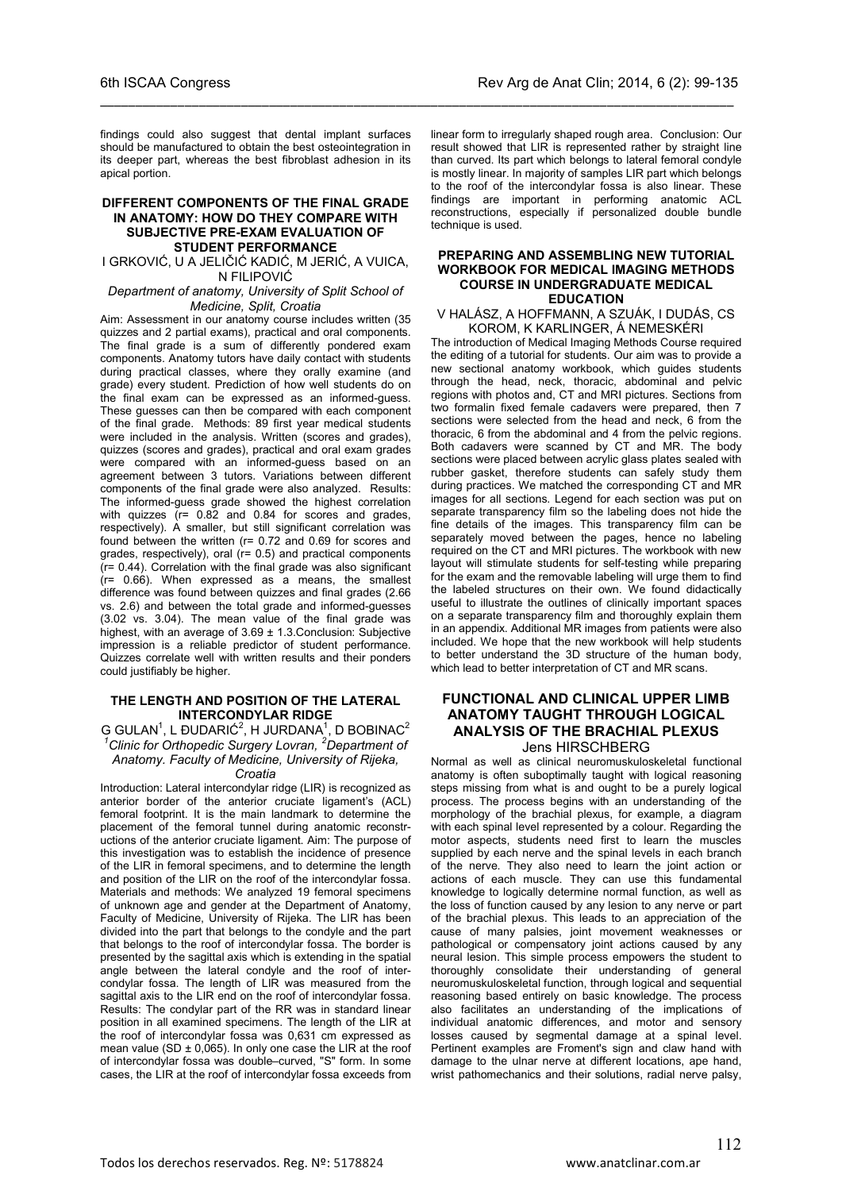findings could also suggest that dental implant surfaces should be manufactured to obtain the best osteointegration in its deeper part, whereas the best fibroblast adhesion in its apical portion.

### DIFFERENT COMPONENTS OF THE FINAL GRADE IN ANATOMY: HOW DO THEY COMPARE WITH SUBJECTIVE PRE-EXAM EVALUATION OF STUDENT PERFORMANCE

I GRKOVIĆ, U A JELIČIĆ KADIĆ, M JERIĆ, A VUICA, N FILIPOVIĆ

*Department of anatomy, University of Split School of Medicine, Split, Croatia*

Aim: Assessment in our anatomy course includes written (35 quizzes and 2 partial exams), practical and oral components. The final grade is a sum of differently pondered exam components. Anatomy tutors have daily contact with students during practical classes, where they orally examine (and grade) every student. Prediction of how well students do on the final exam can be expressed as an informed-guess. These guesses can then be compared with each component of the final grade. Methods: 89 first year medical students were included in the analysis. Written (scores and grades), quizzes (scores and grades), practical and oral exam grades were compared with an informed-guess based on an agreement between 3 tutors. Variations between different components of the final grade were also analyzed. Results: The informed-guess grade showed the highest correlation with quizzes (r= 0.82 and 0.84 for scores and grades, respectively). A smaller, but still significant correlation was found between the written (r= 0.72 and 0.69 for scores and grades, respectively), oral (r= 0.5) and practical components (r= 0.44). Correlation with the final grade was also significant (r= 0.66). When expressed as a means, the smallest difference was found between quizzes and final grades (2.66 vs. 2.6) and between the total grade and informed-guesses (3.02 vs. 3.04). The mean value of the final grade was highest, with an average of 3.69 ± 1.3.Conclusion: Subjective impression is a reliable predictor of student performance. Quizzes correlate well with written results and their ponders could justifiably be higher.

### THE LENGTH AND POSITION OF THE LATERAL INTERCONDYLAR RIDGE

G GULAN[1], L ĐUDARIĆ[2], H JURDANA[1], D BOBINAC[2]

*[1]Clinic for Orthopedic Surgery Lovran, [2]Department of Anatomy. Faculty of Medicine, University of Rijeka, Croatia*

Introduction: Lateral intercondylar ridge (LIR) is recognized as anterior border of the anterior cruciate ligament's (ACL) femoral footprint. It is the main landmark to determine the placement of the femoral tunnel during anatomic reconstructions of the anterior cruciate ligament. Aim: The purpose of this investigation was to establish the incidence of presence of the LIR in femoral specimens, and to determine the length and position of the LIR on the roof of the intercondylar fossa. Materials and methods: We analyzed 19 femoral specimens of unknown age and gender at the Department of Anatomy, Faculty of Medicine, University of Rijeka. The LIR has been divided into the part that belongs to the condyle and the part that belongs to the roof of intercondylar fossa. The border is presented by the sagittal axis which is extending in the spatial angle between the lateral condyle and the roof of intercondylar fossa. The length of LIR was measured from the sagittal axis to the LIR end on the roof of intercondylar fossa. Results: The condylar part of the RR was in standard linear position in all examined specimens. The length of the LIR at the roof of intercondylar fossa was 0,631 cm expressed as mean value (SD ± 0,065). In only one case the LIR at the roof of intercondylar fossa was double–curved, "S" form. In some cases, the LIR at the roof of intercondylar fossa exceeds from linear form to irregularly shaped rough area. Conclusion: Our result showed that LIR is represented rather by straight line than curved. Its part which belongs to lateral femoral condyle is mostly linear. In majority of samples LIR part which belongs to the roof of the intercondylar fossa is also linear. These findings are important in performing anatomic ACL reconstructions, especially if personalized double bundle technique is used.

### PREPARING AND ASSEMBLING NEW TUTORIAL WORKBOOK FOR MEDICAL IMAGING METHODS COURSE IN UNDERGRADUATE MEDICAL EDUCATION

V HALÁSZ, A HOFFMANN, A SZUÁK, I DUDÁS, CS KOROM, K KARLINGER, Á NEMESKÉRI

The introduction of Medical Imaging Methods Course required the editing of a tutorial for students. Our aim was to provide a new sectional anatomy workbook, which guides students through the head, neck, thoracic, abdominal and pelvic regions with photos and, CT and MRI pictures. Sections from two formalin fixed female cadavers were prepared, then 7 sections were selected from the head and neck, 6 from the thoracic, 6 from the abdominal and 4 from the pelvic regions. Both cadavers were scanned by CT and MR. The body sections were placed between acrylic glass plates sealed with rubber gasket, therefore students can safely study them during practices. We matched the corresponding CT and MR images for all sections. Legend for each section was put on separate transparency film so the labeling does not hide the fine details of the images. This transparency film can be separately moved between the pages, hence no labeling required on the CT and MRI pictures. The workbook with new layout will stimulate students for self-testing while preparing for the exam and the removable labeling will urge them to find the labeled structures on their own. We found didactically useful to illustrate the outlines of clinically important spaces on a separate transparency film and thoroughly explain them in an appendix. Additional MR images from patients were also included. We hope that the new workbook will help students to better understand the 3D structure of the human body, which lead to better interpretation of CT and MR scans.

### FUNCTIONAL AND CLINICAL UPPER LIMB ANATOMY TAUGHT THROUGH LOGICAL ANALYSIS OF THE BRACHIAL PLEXUS

Jens HIRSCHBERG

Normal as well as clinical neuromuskuloskeletal functional anatomy is often suboptimally taught with logical reasoning steps missing from what is and ought to be a purely logical process. The process begins with an understanding of the morphology of the brachial plexus, for example, a diagram with each spinal level represented by a colour. Regarding the motor aspects, students need first to learn the muscles supplied by each nerve and the spinal levels in each branch of the nerve. They also need to learn the joint action or actions of each muscle. They can use this fundamental knowledge to logically determine normal function, as well as the loss of function caused by any lesion to any nerve or part of the brachial plexus. This leads to an appreciation of the cause of many palsies, joint movement weaknesses or pathological or compensatory joint actions caused by any neural lesion. This simple process empowers the student to thoroughly consolidate their understanding of general neuromuskuloskeletal function, through logical and sequential reasoning based entirely on basic knowledge. The process also facilitates an understanding of the implications of individual anatomic differences, and motor and sensory losses caused by segmental damage at a spinal level. Pertinent examples are Froment's sign and claw hand with damage to the ulnar nerve at different locations, ape hand, wrist pathomechanics and their solutions, radial nerve palsy,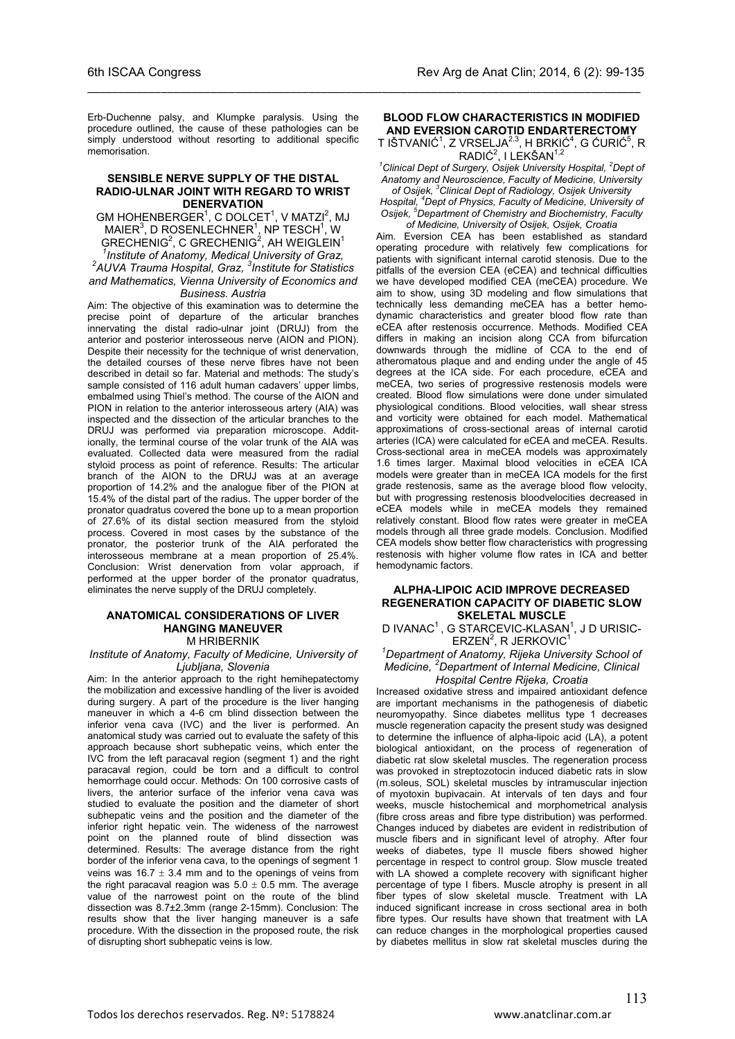Erb-Duchenne palsy, and Klumpke paralysis. Using the procedure outlined, the cause of these pathologies can be simply understood without resorting to additional specific memorisation.

### SENSIBLE NERVE SUPPLY OF THE DISTAL RADIO-ULNAR JOINT WITH REGARD TO WRIST DENERVATION

GM HOHENBERGER[1], C DOLCET[1], V MATZI[2], MJ MAIER[3], D ROSENLECHNER[1], NP TESCH[1], W GRECHENIG[2], C GRECHENIG[2], AH WEIGLEIN[1]

*[1]Institute of Anatomy, Medical University of Graz, [2]AUVA Trauma Hospital, Graz, [3]Institute for Statistics and Mathematics, Vienna University of Economics and Business. Austria*

Aim: The objective of this examination was to determine the precise point of departure of the articular branches innervating the distal radio-ulnar joint (DRUJ) from the anterior and posterior interosseous nerve (AION and PION). Despite their necessity for the technique of wrist denervation, the detailed courses of these nerve fibres have not been described in detail so far. Material and methods: The study's sample consisted of 116 adult human cadavers' upper limbs, embalmed using Thiel's method. The course of the AION and PION in relation to the anterior interosseous artery (AIA) was inspected and the dissection of the articular branches to the DRUJ was performed via preparation microscope. Additionally, the terminal course of the volar trunk of the AIA was evaluated. Collected data were measured from the radial styloid process as point of reference. Results: The articular branch of the AION to the DRUJ was at an average proportion of 14.2% and the analogue fiber of the PION at 15.4% of the distal part of the radius. The upper border of the pronator quadratus covered the bone up to a mean proportion of 27.6% of its distal section measured from the styloid process. Covered in most cases by the substance of the pronator, the posterior trunk of the AIA perforated the interosseous membrane at a mean proportion of 25.4%. Conclusion: Wrist denervation from volar approach, if performed at the upper border of the pronator quadratus, eliminates the nerve supply of the DRUJ completely.

### ANATOMICAL CONSIDERATIONS OF LIVER HANGING MANEUVER

M HRIBERNIK

*Institute of Anatomy, Faculty of Medicine, University of Ljubljana, Slovenia*

Aim: In the anterior approach to the right hemihepatectomy the mobilization and excessive handling of the liver is avoided during surgery. A part of the procedure is the liver hanging maneuver in which a 4-6 cm blind dissection between the inferior vena cava (IVC) and the liver is performed. An anatomical study was carried out to evaluate the safety of this approach because short subhepatic veins, which enter the IVC from the left paracaval region (segment 1) and the right paracaval region, could be torn and a difficult to control hemorrhage could occur. Methods: On 100 corrosive casts of livers, the anterior surface of the inferior vena cava was studied to evaluate the position and the diameter of short subhepatic veins and the position and the diameter of the inferior right hepatic vein. The wideness of the narrowest point on the planned route of blind dissection was determined. Results: The average distance from the right border of the inferior vena cava, to the openings of segment 1 veins was $16.7 \pm 3.4$ mm and to the openings of veins from the right paracaval reagion was $5.0 \pm 0.5$ mm. The average value of the narrowest point on the route of the blind dissection was 8.7±2.3mm (range 2-15mm). Conclusion: The results show that the liver hanging maneuver is a safe procedure. With the dissection in the proposed route, the risk of disrupting short subhepatic veins is low.

### BLOOD FLOW CHARACTERISTICS IN MODIFIED AND EVERSION CAROTID ENDARTERECTOMY

T IŠTVANIĆ[1], Z VRSELJA[2,3], H BRKIĆ[4], G ĆURIĆ[5], R RADIĆ[2], I LEKŠAN[1,2]

*[1]Clinical Dept of Surgery, Osijek University Hospital, [2]Dept of Anatomy and Neuroscience, Faculty of Medicine, University of Osijek, [3]Clinical Dept of Radiology, Osijek University Hospital, [4]Dept of Physics, Faculty of Medicine, University of Osijek, [5]Department of Chemistry and Biochemistry, Faculty of Medicine, University of Osijek, Osijek, Croatia*

Aim. Eversion CEA has been established as standard operating procedure with relatively few complications for patients with significant internal carotid stenosis. Due to the pitfalls of the eversion CEA (eCEA) and technical difficulties we have developed modified CEA (meCEA) procedure. We aim to show, using 3D modeling and flow simulations that technically less demanding meCEA has a better hemodynamic characteristics and greater blood flow rate than eCEA after restenosis occurrence. Methods. Modified CEA differs in making an incision along CCA from bifurcation downwards through the midline of CCA to the end of atheromatous plaque and and ending under the angle of 45 degrees at the ICA side. For each procedure, eCEA and meCEA, two series of progressive restenosis models were created. Blood flow simulations were done under simulated physiological conditions. Blood velocities, wall shear stress and vorticity were obtained for each model. Mathematical approximations of cross-sectional areas of internal carotid arteries (ICA) were calculated for eCEA and meCEA. Results. Cross-sectional area in meCEA models was approximately 1.6 times larger. Maximal blood velocities in eCEA ICA models were greater than in meCEA ICA models for the first grade restenosis, same as the average blood flow velocity, but with progressing restenosis bloodvelocities decreased in eCEA models while in meCEA models they remained relatively constant. Blood flow rates were greater in meCEA models through all three grade models. Conclusion. Modified CEA models show better flow characteristics with progressing restenosis with higher volume flow rates in ICA and better hemodynamic factors.

### ALPHA-LIPOIC ACID IMPROVE DECREASED REGENERATION CAPACITY OF DIABETIC SLOW SKELETAL MUSCLE

D IVANAC[1], G STARCEVIC-KLASAN[1], J D URISIC-ERZEN[2], R JERKOVIC[1]

*[1]Department of Anatomy, Rijeka University School of Medicine, [2]Department of Internal Medicine, Clinical Hospital Centre Rijeka, Croatia*

Increased oxidative stress and impaired antioxidant defence are important mechanisms in the pathogenesis of diabetic neuromyopathy. Since diabetes mellitus type 1 decreases muscle regeneration capacity the present study was designed to determine the influence of alpha-lipoic acid (LA), a potent biological antioxidant, on the process of regeneration of diabetic rat slow skeletal muscles. The regeneration process was provoked in streptozotocin induced diabetic rats in slow (m.soleus, SOL) skeletal muscles by intramuscular injection of myotoxin bupivacain. At intervals of ten days and four weeks, muscle histochemical and morphometrical analysis (fibre cross areas and fibre type distribution) was performed. Changes induced by diabetes are evident in redistribution of muscle fibers and in significant level of atrophy. After four weeks of diabetes, type II muscle fibers showed higher percentage in respect to control group. Slow muscle treated with LA showed a complete recovery with significant higher percentage of type I fibers. Muscle atrophy is present in all fiber types of slow skeletal muscle. Treatment with LA induced significant increase in cross sectional area in both fibre types. Our results have shown that treatment with LA can reduce changes in the morphological properties caused by diabetes mellitus in slow rat skeletal muscles during the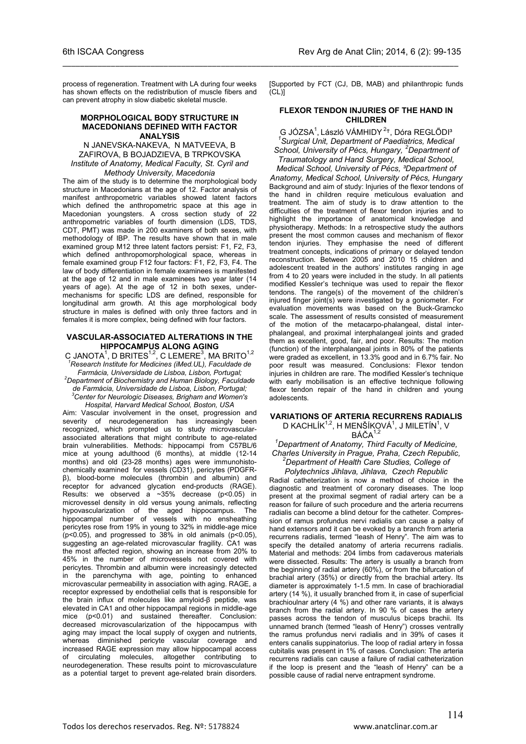process of regeneration. Treatment with LA during four weeks has shown effects on the redistribution of muscle fibers and can prevent atrophy in slow diabetic skeletal muscle.

### MORPHOLOGICAL BODY STRUCTURE IN MACEDONIANS DEFINED WITH FACTOR ANALYSIS

N JANEVSKA-NAKEVA, N MATVEEVA, B ZAFIROVA, B BOJADZIEVA, B TRPKOVSKA
*Institute of Anatomy, Medical Faculty, St. Cyril and Methody University, Macedonia*

The aim of the study is to determine the morphological body structure in Macedonians at the age of 12. Factor analysis of manifest anthropometric variables showed latent factors which defined the anthropometric space at this age in Macedonian youngsters. A cross section study of 22 anthropometric variables of fourth dimension (LDS, TDS, CDT, PMT) was made in 200 examiners of both sexes, with methodology of IBP. The results have shown that in male examined group M12 three latent factors persist: F1, F2, F3, which defined anthropomorphological space, whereas in female examined group F12 four factors: F1, F2, F3, F4. The law of body differentiation in female examinees is manifested at the age of 12 and in male examinees two year later (14 years of age). At the age of 12 in both sexes, under-mechanisms for specific LDS are defined, responsible for longitudinal arm growth. At this age morphological body structure in males is defined with only three factors and in females it is more complex, being defined with four factors.

### VASCULAR-ASSOCIATED ALTERATIONS IN THE HIPPOCAMPUS ALONG AGING

C JANOTA[1], D BRITES[1,2], C LEMERE[3], MA BRITO[1,2]
*[1]Research Institute for Medicines (iMed.UL), Faculdade de Farmácia, Universidade de Lisboa, Lisbon, Portugal; [2]Department of Biochemistry and Human Biology, Faculdade de Farmácia, Universidade de Lisboa, Lisbon, Portugal; [3]Center for Neurologic Diseases, Brigham and Women's Hospital, Harvard Medical School, Boston, USA*

Aim: Vascular involvement in the onset, progression and severity of neurodegeneration has increasingly been recognized, which prompted us to study microvascular-associated alterations that might contribute to age-related brain vulnerabilities. Methods: hippocampi from C57BL/6 mice at young adulthood (6 months), at middle (12-14 months) and old (23-28 months) ages were immunohistochemically examined for vessels (CD31), pericytes (PDGFR-β), blood-borne molecules (thrombin and albumin) and receptor for advanced glycation end-products (RAGE). Results: we observed a ~35% decrease ($p<0.05$) in microvessel density in old versus young animals, reflecting hypovascularization of the aged hippocampus. The hippocampal number of vessels with no ensheathing pericytes rose from 19% in young to 32% in middle-age mice ($p<0.05$), and progressed to 38% in old animals ($p<0.05$), suggesting an age-related microvascular fragility. CA1 was the most affected region, showing an increase from 20% to 45% in the number of microvessels not covered with pericytes. Thrombin and albumin were increasingly detected in the parenchyma with age, pointing to enhanced microvascular permeability in association with aging. RAGE, a receptor expressed by endothelial cells that is responsible for the brain influx of molecules like amyloid-β peptide, was elevated in CA1 and other hippocampal regions in middle-age mice ($p<0.01$) and sustained thereafter. Conclusion: decreased microvascularization of the hippocampus with aging may impact the local supply of oxygen and nutrients, whereas diminished pericyte vascular coverage and increased RAGE expression may allow hippocampal access of circulating molecules, altogether contributing to neurodegeneration. These results point to microvasculature as a potential target to prevent age-related brain disorders.

[Supported by FCT (CJ, DB, MAB) and philanthropic funds (CL)]

### FLEXOR TENDON INJURIES OF THE HAND IN CHILDREN

G JÓZSA[1], László VÁMHIDY[2]†, Dóra REGLŐDI[3]
*[1]Surgical Unit, Department of Paediatrics, Medical School, University of Pécs, Hungary, [2]Department of Traumatology and Hand Surgery, Medical School, University of Pécs, [3]Department of Anatomy, Medical School, University of Pécs, Hungary*

Background and aim of study: Injuries of the flexor tendons of the hand in children require meticulous evaluation and treatment. The aim of study is to draw attention to the difficulties of the treatment of flexor tendon injuries and to highlight the importance of anatomical knowledge and physiotherapy. Methods: In a retrospective study the authors present the most common causes and mechanism of flexor tendon injuries. They emphasise the need of different treatment concepts, indications of primary or delayed tendon reconstruction. Between 2005 and 2010 15 children and adolescent treated in the authors' institutes ranging in age from 4 to 20 years were included in the study. In all patients modified Kessler's technique was used to repair the flexor tendons. The range(s) of the movement of the children's injured finger joint(s) were investigated by a goniometer. For evaluation movements was based on the Buck-Gramcko scale. The assessment of results consisted of measurement of the motion of the metacarpo-phalangeal, distal inter-phalangeal, and proximal interphalangeal joints and graded them as excellent, good, fair, and poor. Results: The motion (function) of the interphalangeal joints in 80% of the patients were graded as excellent, in 13.3% good and in 6.7% fair. No poor result was measured. Conclusions: Flexor tendon injuries in children are rare. The modified Kessler's technique with early mobilisation is an effective technique following flexor tendon repair of the hand in children and young adolescents.

### VARIATIONS OF ARTERIA RECURRENS RADIALIS

D KACHLÍK[1,2], H MENŠÍKOVÁ[1], J MILETÍN[1], V BÁČA[1,2]
*[1]Department of Anatomy, Third Faculty of Medicine, Charles University in Prague, Praha, Czech Republic, [2]Department of Health Care Studies, College of Polytechnics Jihlava, Jihlava, Czech Republic*

Radial catheterization is now a method of choice in the diagnostic and treatment of coronary diseases. The loop present at the proximal segment of radial artery can be a reason for failure of such procedure and the arteria recurrens radialis can become a blind detour for the catheter. Compression of ramus profundus nervi radialis can cause a palsy of hand extensors and it can be evoked by a branch from arteria recurrens radialis, termed "leash of Henry". The aim was to specify the detailed anatomy of arteria recurrens radialis. Material and methods: 204 limbs from cadaverous materials were dissected. Results: The artery is usually a branch from the beginning of radial artery (60%), or from the bifurcation of brachial artery (35%) or directly from the brachial artery. Its diameter is approximately 1-1.5 mm. In case of brachioradial artery (14 %), it usually branched from it, in case of superficial brachioulnar artery (4 %) and other rare variants, it is always branch from the radial artery. In 90 % of cases the artery passes across the tendon of musculus biceps brachii. Its unnamed branch (termed "leash of Henry") crosses ventrally the ramus profundus nervi radialis and in 39% of cases it enters canalis supinatorius. The loop of radial artery in fossa cubitalis was present in 1% of cases. Conclusion: The arteria recurrens radialis can cause a failure of radial catheterization if the loop is present and the "leash of Henry" can be a possible cause of radial nerve entrapment syndrome.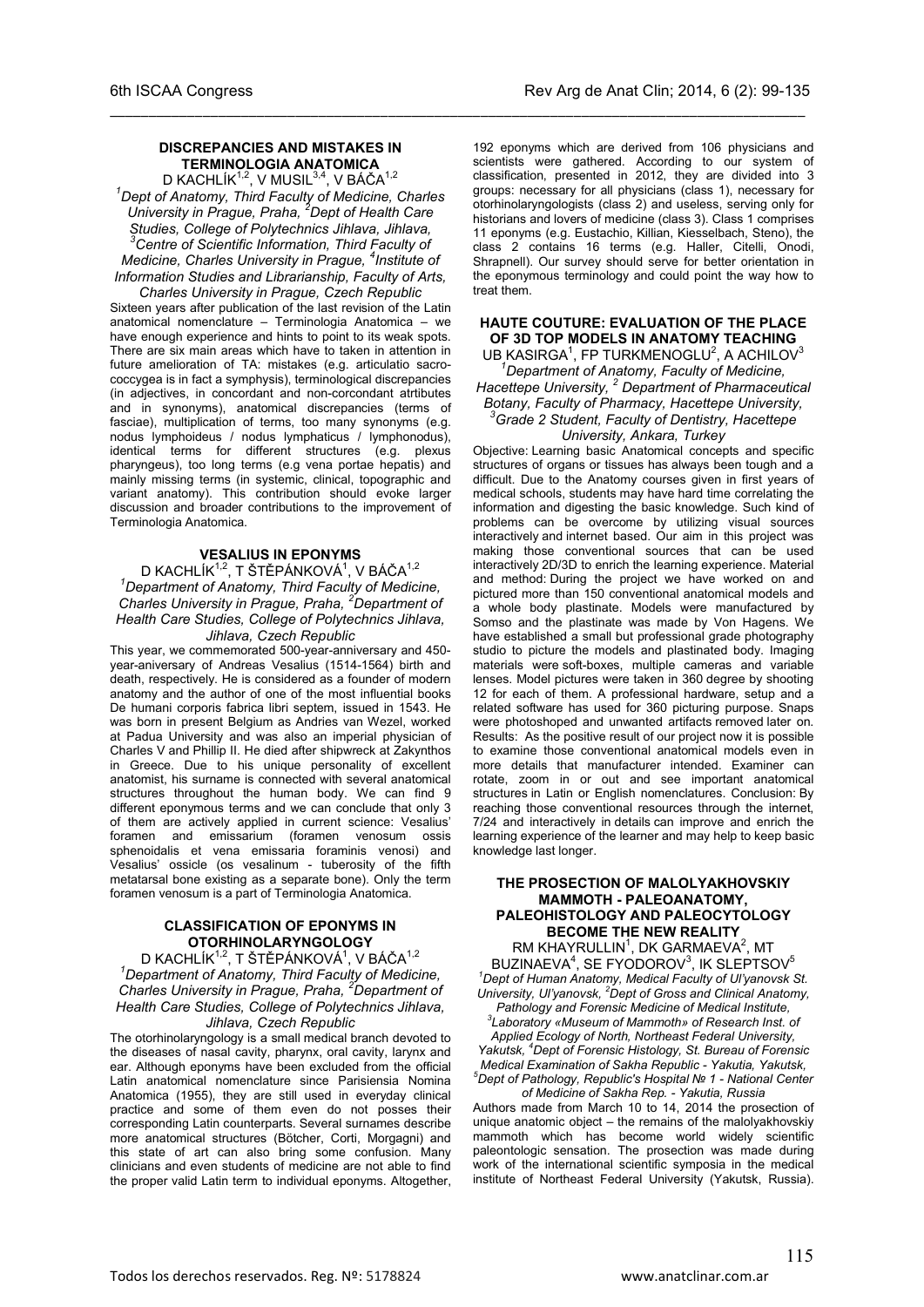### DISCREPANCIES AND MISTAKES IN TERMINOLOGIA ANATOMICA

D KACHLÍK[1,2], V MUSIL[3,4], V BÁČA[1,2]

*[1]Dept of Anatomy, Third Faculty of Medicine, Charles University in Prague, Praha, [2]Dept of Health Care Studies, College of Polytechnics Jihlava, Jihlava, [3]Centre of Scientific Information, Third Faculty of Medicine, Charles University in Prague, [4]Institute of Information Studies and Librarianship, Faculty of Arts, Charles University in Prague, Czech Republic*

Sixteen years after publication of the last revision of the Latin anatomical nomenclature – Terminologia Anatomica – we have enough experience and hints to point to its weak spots. There are six main areas which have to taken in attention in future amelioration of TA: mistakes (e.g. articulatio sacrococcygea is in fact a symphysis), terminological discrepancies (in adjectives, in concordant and non-corcondant atrtibutes and in synonyms), anatomical discrepancies (terms of fasciae), multiplication of terms, too many synonyms (e.g. nodus lymphoideus / nodus lymphaticus / lymphonodus), identical terms for different structures (e.g. plexus pharyngeus), too long terms (e.g vena portae hepatis) and mainly missing terms (in systemic, clinical, topographic and variant anatomy). This contribution should evoke larger discussion and broader contributions to the improvement of Terminologia Anatomica.

### VESALIUS IN EPONYMS

D KACHLÍK[1,2], T ŠTĚPÁNKOVÁ[1], V BÁČA[1,2]

*[1]Department of Anatomy, Third Faculty of Medicine, Charles University in Prague, Praha, [2]Department of Health Care Studies, College of Polytechnics Jihlava, Jihlava, Czech Republic*

This year, we commemorated 500-year-anniversary and 450-year-aniversary of Andreas Vesalius (1514-1564) birth and death, respectively. He is considered as a founder of modern anatomy and the author of one of the most influential books De humani corporis fabrica libri septem, issued in 1543. He was born in present Belgium as Andries van Wezel, worked at Padua University and was also an imperial physician of Charles V and Phillip II. He died after shipwreck at Zakynthos in Greece. Due to his unique personality of excellent anatomist, his surname is connected with several anatomical structures throughout the human body. We can find 9 different eponymous terms and we can conclude that only 3 of them are actively applied in current science: Vesalius' foramen and emissarium (foramen venosum ossis sphenoidalis et vena emissaria foraminis venosi) and Vesalius' ossicle (os vesalinum - tuberosity of the fifth metatarsal bone existing as a separate bone). Only the term foramen venosum is a part of Terminologia Anatomica.

### CLASSIFICATION OF EPONYMS IN OTORHINOLARYNGOLOGY

D KACHLÍK[1,2], T ŠTĚPÁNKOVÁ[1], V BÁČA[1,2]

*[1]Department of Anatomy, Third Faculty of Medicine, Charles University in Prague, Praha, [2]Department of Health Care Studies, College of Polytechnics Jihlava, Jihlava, Czech Republic*

The otorhinolaryngology is a small medical branch devoted to the diseases of nasal cavity, pharynx, oral cavity, larynx and ear. Although eponyms have been excluded from the official Latin anatomical nomenclature since Parisiensia Nomina Anatomica (1955), they are still used in everyday clinical practice and some of them even do not posses their corresponding Latin counterparts. Several surnames describe more anatomical structures (Bötcher, Corti, Morgagni) and this state of art can also bring some confusion. Many clinicians and even students of medicine are not able to find the proper valid Latin term to individual eponyms. Altogether, 192 eponyms which are derived from 106 physicians and scientists were gathered. According to our system of classification, presented in 2012, they are divided into 3 groups: necessary for all physicians (class 1), necessary for otorhinolaryngologists (class 2) and useless, serving only for historians and lovers of medicine (class 3). Class 1 comprises 11 eponyms (e.g. Eustachio, Killian, Kiesselbach, Steno), the class 2 contains 16 terms (e.g. Haller, Citelli, Onodi, Shrapnell). Our survey should serve for better orientation in the eponymous terminology and could point the way how to treat them.

### HAUTE COUTURE: EVALUATION OF THE PLACE OF 3D TOP MODELS IN ANATOMY TEACHING

UB KASIRGA[1], FP TURKMENOGLU[2], A ACHILOV[3]

*[1]Department of Anatomy, Faculty of Medicine, Hacettepe University, [2] Department of Pharmaceutical Botany, Faculty of Pharmacy, Hacettepe University, [3]Grade 2 Student, Faculty of Dentistry, Hacettepe University, Ankara, Turkey*

Objective: Learning basic Anatomical concepts and specific structures of organs or tissues has always been tough and a difficult. Due to the Anatomy courses given in first years of medical schools, students may have hard time correlating the information and digesting the basic knowledge. Such kind of problems can be overcome by utilizing visual sources interactively and internet based. Our aim in this project was making those conventional sources that can be used interactively 2D/3D to enrich the learning experience. Material and method: During the project we have worked on and pictured more than 150 conventional anatomical models and a whole body plastinate. Models were manufactured by Somso and the plastinate was made by Von Hagens. We have established a small but professional grade photography studio to picture the models and plastinated body. Imaging materials were soft-boxes, multiple cameras and variable lenses. Model pictures were taken in 360 degree by shooting 12 for each of them. A professional hardware, setup and a related software has used for 360 picturing purpose. Snaps were photoshoped and unwanted artifacts removed later on. Results: As the positive result of our project now it is possible to examine those conventional anatomical models even in more details that manufacturer intended. Examiner can rotate, zoom in or out and see important anatomical structures in Latin or English nomenclatures. Conclusion: By reaching those conventional resources through the internet, 7/24 and interactively in details can improve and enrich the learning experience of the learner and may help to keep basic knowledge last longer.

### THE PROSECTION OF MALOLYAKHOVSKIY MAMMOTH - PALEOANATOMY, PALEOHISTOLOGY AND PALEOCYTOLOGY BECOME THE NEW REALITY

RM KHAYRULLIN[1], DK GARMAEVA[2], MT BUZINAEVA[4], SE FYODOROV[3], IK SLEPTSOV[5]

*[1]Dept of Human Anatomy, Medical Faculty of Ul'yanovsk St. University, Ul'yanovsk, [2]Dept of Gross and Clinical Anatomy, Pathology and Forensic Medicine of Medical Institute, [3]Laboratory «Museum of Mammoth» of Research Inst. of Applied Ecology of North, Northeast Federal University, Yakutsk, [4]Dept of Forensic Histology, St. Bureau of Forensic Medical Examination of Sakha Republic - Yakutia, Yakutsk, [5]Dept of Pathology, Republic's Hospital № 1 - National Center of Medicine of Sakha Rep. - Yakutia, Russia*

Authors made from March 10 to 14, 2014 the prosection of unique anatomic object – the remains of the malolyakhovskiy mammoth which has become world widely scientific paleontologic sensation. The prosection was made during work of the international scientific symposia in the medical institute of Northeast Federal University (Yakutsk, Russia).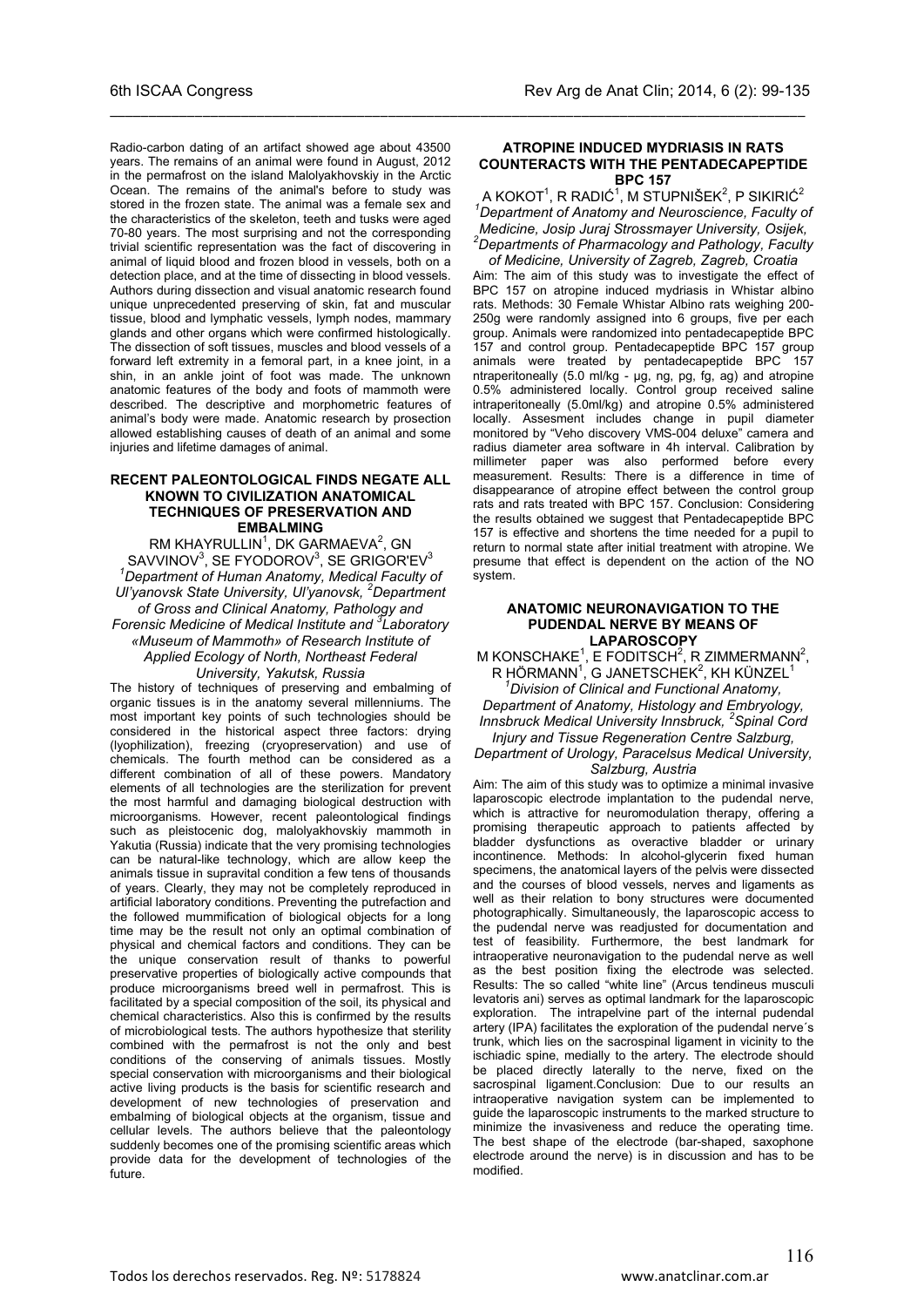Radio-carbon dating of an artifact showed age about 43500 years. The remains of an animal were found in August, 2012 in the permafrost on the island Malolyakhovskiy in the Arctic Ocean. The remains of the animal's before to study was stored in the frozen state. The animal was a female sex and the characteristics of the skeleton, teeth and tusks were aged 70-80 years. The most surprising and not the corresponding trivial scientific representation was the fact of discovering in animal of liquid blood and frozen blood in vessels, both on a detection place, and at the time of dissecting in blood vessels. Authors during dissection and visual anatomic research found unique unprecedented preserving of skin, fat and muscular tissue, blood and lymphatic vessels, lymph nodes, mammary glands and other organs which were confirmed histologically. The dissection of soft tissues, muscles and blood vessels of a forward left extremity in a femoral part, in a knee joint, in a shin, in an ankle joint of foot was made. The unknown anatomic features of the body and foots of mammoth were described. The descriptive and morphometric features of animal's body were made. Anatomic research by prosection allowed establishing causes of death of an animal and some injuries and lifetime damages of animal.

### RECENT PALEONTOLOGICAL FINDS NEGATE ALL KNOWN TO CIVILIZATION ANATOMICAL TECHNIQUES OF PRESERVATION AND EMBALMING

RM KHAYRULLIN[1], DK GARMAEVA[2], GN SAVVINOV[3], SE FYODOROV[3], SE GRIGOR'EV[3]

*[1]Department of Human Anatomy, Medical Faculty of Ul'yanovsk State University, Ul'yanovsk, [2]Department of Gross and Clinical Anatomy, Pathology and Forensic Medicine of Medical Institute and [3]Laboratory «Museum of Mammoth» of Research Institute of Applied Ecology of North, Northeast Federal University, Yakutsk, Russia*

The history of techniques of preserving and embalming of organic tissues is in the anatomy several millenniums. The most important key points of such technologies should be considered in the historical aspect three factors: drying (lyophilization), freezing (cryopreservation) and use of chemicals. The fourth method can be considered as a different combination of all of these powers. Mandatory elements of all technologies are the sterilization for prevent the most harmful and damaging biological destruction with microorganisms. However, recent paleontological findings such as pleistocenic dog, malolyakhovskiy mammoth in Yakutia (Russia) indicate that the very promising technologies can be natural-like technology, which are allow keep the animals tissue in supravital condition a few tens of thousands of years. Clearly, they may not be completely reproduced in artificial laboratory conditions. Preventing the putrefaction and the followed mummification of biological objects for a long time may be the result not only an optimal combination of physical and chemical factors and conditions. They can be the unique conservation result of thanks to powerful preservative properties of biologically active compounds that produce microorganisms breed well in permafrost. This is facilitated by a special composition of the soil, its physical and chemical characteristics. Also this is confirmed by the results of microbiological tests. The authors hypothesize that sterility combined with the permafrost is not the only and best conditions of the conserving of animals tissues. Mostly special conservation with microorganisms and their biological active living products is the basis for scientific research and development of new technologies of preservation and embalming of biological objects at the organism, tissue and cellular levels. The authors believe that the paleontology suddenly becomes one of the promising scientific areas which provide data for the development of technologies of the future.

### ATROPINE INDUCED MYDRIASIS IN RATS COUNTERACTS WITH THE PENTADECAPEPTIDE BPC 157

A KOKOT[1], R RADIĆ[1], M STUPNIŠEK[2], P SIKIRIĆ[2]

*[1]Department of Anatomy and Neuroscience, Faculty of Medicine, Josip Juraj Strossmayer University, Osijek, [2]Departments of Pharmacology and Pathology, Faculty of Medicine, University of Zagreb, Zagreb, Croatia*

Aim: The aim of this study was to investigate the effect of BPC 157 on atropine induced mydriasis in Whistar albino rats. Methods: 30 Female Whistar Albino rats weighing 200-250g were randomly assigned into 6 groups, five per each group. Animals were randomized into pentadecapeptide BPC 157 and control group. Pentadecapeptide BPC 157 group animals were treated by pentadecapeptide BPC 157 ntraperitoneally (5.0 ml/kg - µg, ng, pg, fg, ag) and atropine 0.5% administered locally. Control group received saline intraperitoneally (5.0ml/kg) and atropine 0.5% administered locally. Assesment includes change in pupil diameter monitored by "Veho discovery VMS-004 deluxe" camera and radius diameter area software in 4h interval. Calibration by millimeter paper was also performed before every measurement. Results: There is a difference in time of disappearance of atropine effect between the control group rats and rats treated with BPC 157. Conclusion: Considering the results obtained we suggest that Pentadecapeptide BPC 157 is effective and shortens the time needed for a pupil to return to normal state after initial treatment with atropine. We presume that effect is dependent on the action of the NO system.

### ANATOMIC NEURONAVIGATION TO THE PUDENDAL NERVE BY MEANS OF LAPAROSCOPY

M KONSCHAKE[1], E FODITSCH[2], R ZIMMERMANN[2], R HÖRMANN[1], G JANETSCHEK[2], KH KÜNZEL[1]

*[1]Division of Clinical and Functional Anatomy, Department of Anatomy, Histology and Embryology, Innsbruck Medical University Innsbruck, [2]Spinal Cord Injury and Tissue Regeneration Centre Salzburg, Department of Urology, Paracelsus Medical University, Salzburg, Austria*

Aim: The aim of this study was to optimize a minimal invasive laparoscopic electrode implantation to the pudendal nerve, which is attractive for neuromodulation therapy, offering a promising therapeutic approach to patients affected by bladder dysfunctions as overactive bladder or urinary incontinence. Methods: In alcohol-glycerin fixed human specimens, the anatomical layers of the pelvis were dissected and the courses of blood vessels, nerves and ligaments as well as their relation to bony structures were documented photographically. Simultaneously, the laparoscopic access to the pudendal nerve was readjusted for documentation and test of feasibility. Furthermore, the best landmark for intraoperative neuronavigation to the pudendal nerve as well as the best position fixing the electrode was selected. Results: The so called "white line" (Arcus tendineus musculi levatoris ani) serves as optimal landmark for the laparoscopic exploration. The intrapelvine part of the internal pudendal artery (IPA) facilitates the exploration of the pudendal nerve´s trunk, which lies on the sacrospinal ligament in vicinity to the ischiadic spine, medially to the artery. The electrode should be placed directly laterally to the nerve, fixed on the sacrospinal ligament.Conclusion: Due to our results an intraoperative navigation system can be implemented to guide the laparoscopic instruments to the marked structure to minimize the invasiveness and reduce the operating time. The best shape of the electrode (bar-shaped, saxophone electrode around the nerve) is in discussion and has to be modified.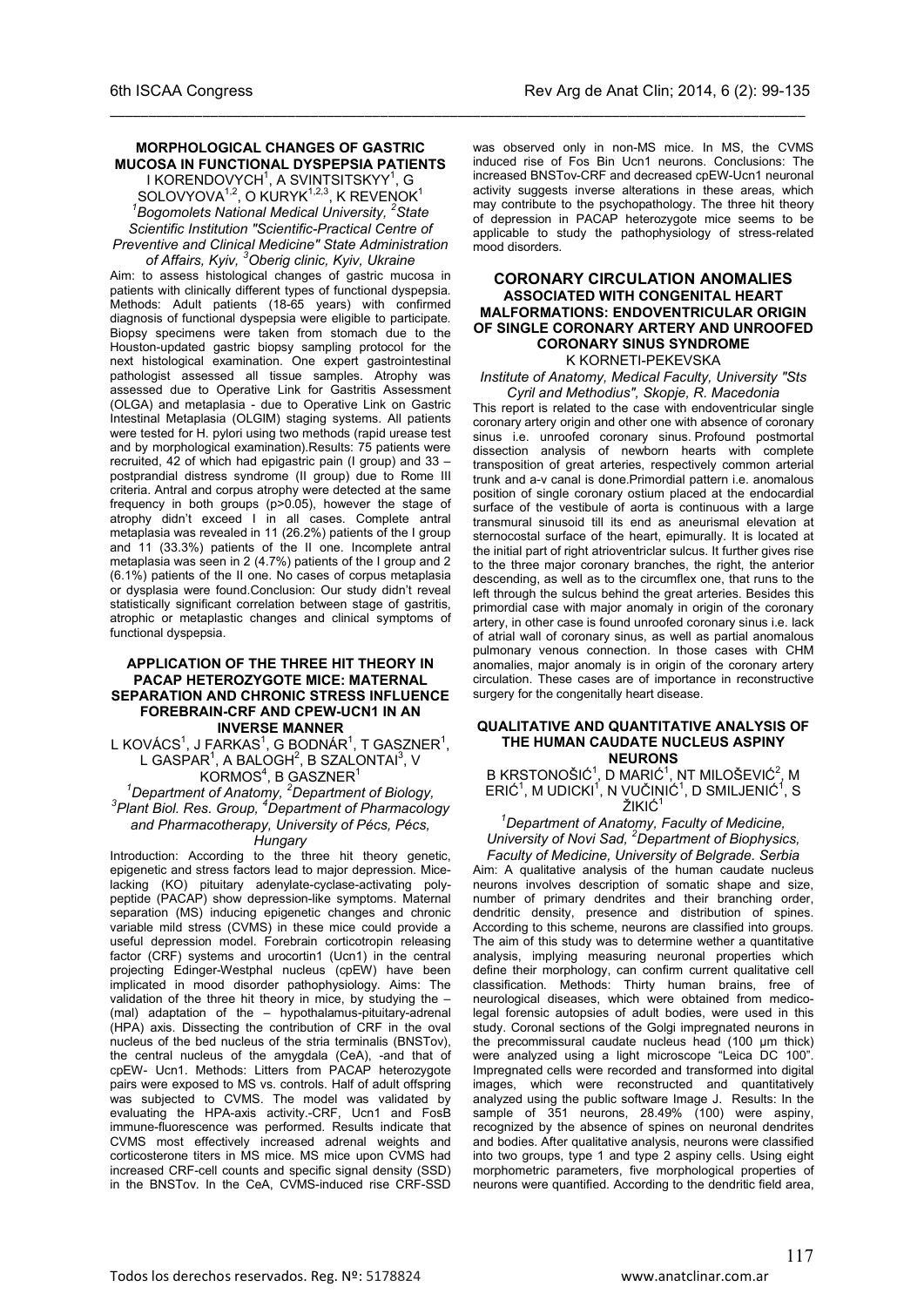### MORPHOLOGICAL CHANGES OF GASTRIC MUCOSA IN FUNCTIONAL DYSPEPSIA PATIENTS

I KORENDOVYCH[1], A SVINTSITSKYY[1], G SOLOVYOVA[1,2], O KURYK[1,2,3], K REVENOK[1]

*[1]Bogomolets National Medical University, [2]State Scientific Institution "Scientific-Practical Centre of Preventive and Clinical Medicine" State Administration of Affairs, Kyiv, [3]Oberig clinic, Kyiv, Ukraine*

Aim: to assess histological changes of gastric mucosa in patients with clinically different types of functional dyspepsia. Methods: Adult patients (18-65 years) with confirmed diagnosis of functional dyspepsia were eligible to participate. Biopsy specimens were taken from stomach due to the Houston-updated gastric biopsy sampling protocol for the next histological examination. One expert gastrointestinal pathologist assessed all tissue samples. Atrophy was assessed due to Operative Link for Gastritis Assessment (OLGA) and metaplasia - due to Operative Link on Gastric Intestinal Metaplasia (OLGIM) staging systems. All patients were tested for H. pylori using two methods (rapid urease test and by morphological examination).Results: 75 patients were recruited, 42 of which had epigastric pain (I group) and 33 – postprandial distress syndrome (II group) due to Rome III criteria. Antral and corpus atrophy were detected at the same frequency in both groups ($p>0.05$), however the stage of atrophy didn't exceed I in all cases. Complete antral metaplasia was revealed in 11 (26.2%) patients of the I group and 11 (33.3%) patients of the II one. Incomplete antral metaplasia was seen in 2 (4.7%) patients of the I group and 2 (6.1%) patients of the II one. No cases of corpus metaplasia or dysplasia were found.Conclusion: Our study didn't reveal statistically significant correlation between stage of gastritis, atrophic or metaplastic changes and clinical symptoms of functional dyspepsia.

### APPLICATION OF THE THREE HIT THEORY IN PACAP HETEROZYGOTE MICE: MATERNAL SEPARATION AND CHRONIC STRESS INFLUENCE FOREBRAIN-CRF AND CPEW-UCN1 IN AN INVERSE MANNER

L KOVÁCS[1], J FARKAS[1], G BODNÁR[1], T GASZNER[1], L GASPAR[1], A BALOGH[2], B SZALONTAI[3], V KORMOS[4], B GASZNER[1]

*[1]Department of Anatomy, [2]Department of Biology, [3]Plant Biol. Res. Group, [4]Department of Pharmacology and Pharmacotherapy, University of Pécs, Pécs, Hungary*

Introduction: According to the three hit theory genetic, epigenetic and stress factors lead to major depression. Mice-lacking (KO) pituitary adenylate-cyclase-activating poly-peptide (PACAP) show depression-like symptoms. Maternal separation (MS) inducing epigenetic changes and chronic variable mild stress (CVMS) in these mice could provide a useful depression model. Forebrain corticotropin releasing factor (CRF) systems and urocortin1 (Ucn1) in the central projecting Edinger-Westphal nucleus (cpEW) have been implicated in mood disorder pathophysiology. Aims: The validation of the three hit theory in mice, by studying the – (mal) adaptation of the – hypothalamus-pituitary-adrenal (HPA) axis. Dissecting the contribution of CRF in the oval nucleus of the bed nucleus of the stria terminalis (BNSTov), the central nucleus of the amygdala (CeA), -and that of cpEW- Ucn1. Methods: Litters from PACAP heterozygote pairs were exposed to MS vs. controls. Half of adult offspring was subjected to CVMS. The model was validated by evaluating the HPA-axis activity.-CRF, Ucn1 and FosB immune-fluorescence was performed. Results indicate that CVMS most effectively increased adrenal weights and corticosterone titers in MS mice. MS mice upon CVMS had increased CRF-cell counts and specific signal density (SSD) in the BNSTov. In the CeA, CVMS-induced rise CRF-SSD was observed only in non-MS mice. In MS, the CVMS induced rise of Fos Bin Ucn1 neurons. Conclusions: The increased BNSTov-CRF and decreased cpEW-Ucn1 neuronal activity suggests inverse alterations in these areas, which may contribute to the psychopathology. The three hit theory of depression in PACAP heterozygote mice seems to be applicable to study the pathophysiology of stress-related mood disorders.

### CORONARY CIRCULATION ANOMALIES ASSOCIATED WITH CONGENITAL HEART MALFORMATIONS: ENDOVENTRICULAR ORIGIN OF SINGLE CORONARY ARTERY AND UNROOFED CORONARY SINUS SYNDROME

K KORNETI-PEKEVSKA

*Institute of Anatomy, Medical Faculty, University "Sts Cyril and Methodius", Skopje, R. Macedonia*

This report is related to the case with endoventricular single coronary artery origin and other one with absence of coronary sinus i.e. unroofed coronary sinus. Profound postmortal dissection analysis of newborn hearts with complete transposition of great arteries, respectively common arterial trunk and a-v canal is done.Primordial pattern i.e. anomalous position of single coronary ostium placed at the endocardial surface of the vestibule of aorta is continuous with a large transmural sinusoid till its end as aneurismal elevation at sternocostal surface of the heart, epimurally. It is located at the initial part of right atrioventriclar sulcus. It further gives rise to the three major coronary branches, the right, the anterior descending, as well as to the circumflex one, that runs to the left through the sulcus behind the great arteries. Besides this primordial case with major anomaly in origin of the coronary artery, in other case is found unroofed coronary sinus i.e. lack of atrial wall of coronary sinus, as well as partial anomalous pulmonary venous connection. In those cases with CHM anomalies, major anomaly is in origin of the coronary artery circulation. These cases are of importance in reconstructive surgery for the congenitally heart disease.

### QUALITATIVE AND QUANTITATIVE ANALYSIS OF THE HUMAN CAUDATE NUCLEUS ASPINY NEURONS

B KRSTONOŠIĆ[1], D MARIĆ[1], NT MILOŠEVIĆ[2], M ERIĆ[1], M UDICKI[1], N VUČINIĆ[1], D SMILJENIĆ[1], S ŽIKIĆ[1]

*[1]Department of Anatomy, Faculty of Medicine, University of Novi Sad, [2]Department of Biophysics, Faculty of Medicine, University of Belgrade. Serbia*

Aim: A qualitative analysis of the human caudate nucleus neurons involves description of somatic shape and size, number of primary dendrites and their branching order, dendritic density, presence and distribution of spines. According to this scheme, neurons are classified into groups. The aim of this study was to determine wether a quantitative analysis, implying measuring neuronal properties which define their morphology, can confirm current qualitative cell classification. Methods: Thirty human brains, free of neurological diseases, which were obtained from medico-legal forensic autopsies of adult bodies, were used in this study. Coronal sections of the Golgi impregnated neurons in the precommissural caudate nucleus head (100 µm thick) were analyzed using a light microscope "Leica DC 100". Impregnated cells were recorded and transformed into digital images, which were reconstructed and quantitatively analyzed using the public software Image J. Results: In the sample of 351 neurons, 28.49% (100) were aspiny, recognized by the absence of spines on neuron dendrites and bodies. After qualitative analysis, neurons were classified into two groups, type 1 and type 2 aspiny cells. Using eight morphometric parameters, five morphological properties of neurons were quantified. According to the dendritic field area,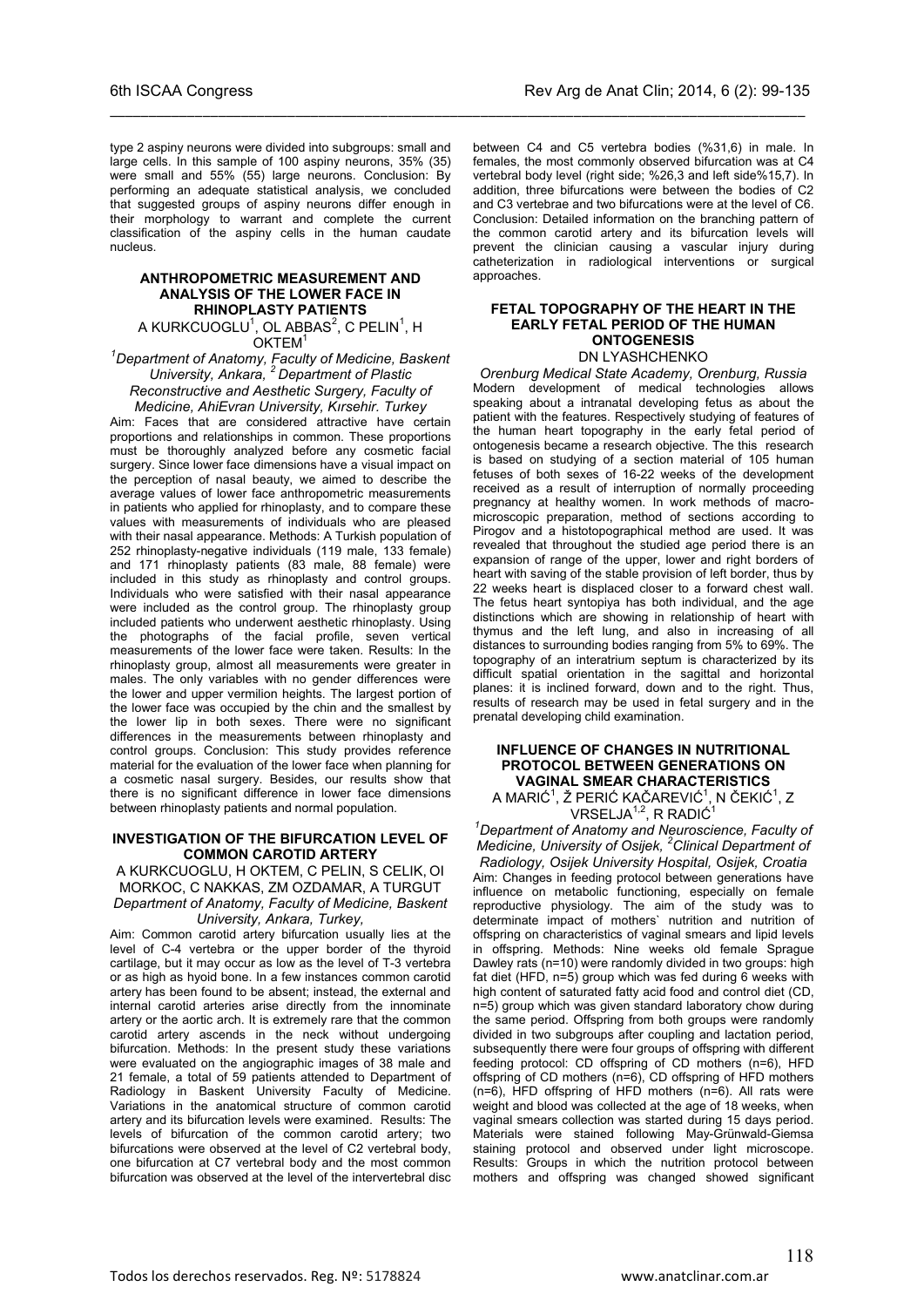type 2 aspiny neurons were divided into subgroups: small and large cells. In this sample of 100 aspiny neurons, 35% (35) were small and 55% (55) large neurons. Conclusion: By performing an adequate statistical analysis, we concluded that suggested groups of aspiny neurons differ enough in their morphology to warrant and complete the current classification of the aspiny cells in the human caudate nucleus.

### ANTHROPOMETRIC MEASUREMENT AND ANALYSIS OF THE LOWER FACE IN RHINOPLASTY PATIENTS

A KURKCUOGLU[1], OL ABBAS[2], C PELIN[1], H OKTEM[1]

*[1]Department of Anatomy, Faculty of Medicine, Baskent University, Ankara, [2] Department of Plastic Reconstructive and Aesthetic Surgery, Faculty of Medicine, AhiEvran University, Kırsehir. Turkey*

Aim: Faces that are considered attractive have certain proportions and relationships in common. These proportions must be thoroughly analyzed before any cosmetic facial surgery. Since lower face dimensions have a visual impact on the perception of nasal beauty, we aimed to describe the average values of lower face anthropometric measurements in patients who applied for rhinoplasty, and to compare these values with measurements of individuals who are pleased with their nasal appearance. Methods: A Turkish population of 252 rhinoplasty-negative individuals (119 male, 133 female) and 171 rhinoplasty patients (83 male, 88 female) were included in this study as rhinoplasty and control groups. Individuals who were satisfied with their nasal appearance were included as the control group. The rhinoplasty group included patients who underwent aesthetic rhinoplasty. Using the photographs of the facial profile, seven vertical measurements of the lower face were taken. Results: In the rhinoplasty group, almost all measurements were greater in males. The only variables with no gender differences were the lower and upper vermilion heights. The largest portion of the lower face was occupied by the chin and the smallest by the lower lip in both sexes. There were no significant differences in the measurements between rhinoplasty and control groups. Conclusion: This study provides reference material for the evaluation of the lower face when planning for a cosmetic nasal surgery. Besides, our results show that there is no significant difference in lower face dimensions between rhinoplasty patients and normal population.

### INVESTIGATION OF THE BIFURCATION LEVEL OF COMMON CAROTID ARTERY

A KURKCUOGLU, H OKTEM, C PELIN, S CELIK, OI MORKOC, C NAKKAS, ZM OZDAMAR, A TURGUT

*Department of Anatomy, Faculty of Medicine, Baskent University, Ankara, Turkey,*

Aim: Common carotid artery bifurcation usually lies at the level of C-4 vertebra or the upper border of the thyroid cartilage, but it may occur as low as the level of T-3 vertebra or as high as hyoid bone. In a few instances common carotid artery has been found to be absent; instead, the external and internal carotid arteries arise directly from the innominate artery or the aortic arch. It is extremely rare that the common carotid artery ascends in the neck without undergoing bifurcation. Methods: In the present study these variations were evaluated on the angiographic images of 38 male and 21 female, a total of 59 patients attended to Department of Radiology in Baskent University Faculty of Medicine. Variations in the anatomical structure of common carotid artery and its bifurcation levels were examined. Results: The levels of bifurcation of the common carotid artery; two bifurcations were observed at the level of C2 vertebral body, one bifurcation at C7 vertebral body and the most common bifurcation was observed at the level of the intervertebral disc between C4 and C5 vertebra bodies (%31,6) in male. In females, the most commonly observed bifurcation was at C4 vertebral body level (right side; %26,3 and left side%15,7). In addition, three bifurcations were between the bodies of C2 and C3 vertebrae and two bifurcations were at the level of C6. Conclusion: Detailed information on the branching pattern of the common carotid artery and its bifurcation levels will prevent the clinician causing a vascular injury during catheterization in radiological interventions or surgical approaches.

### FETAL TOPOGRAPHY OF THE HEART IN THE EARLY FETAL PERIOD OF THE HUMAN ONTOGENESIS

DN LYASHCHENKO

*Orenburg Medical State Academy, Orenburg, Russia*

Modern development of medical technologies allows speaking about a intranatal developing fetus as about the patient with the features. Respectively studying of features of the human heart topography in the early fetal period of ontogenesis became a research objective. The this research is based on studying of a section material of 105 human fetuses of both sexes of 16-22 weeks of the development received as a result of interruption of normally proceeding pregnancy at healthy women. In work methods of macro-microscopic preparation, method of sections according to Pirogov and a histotopographical method are used. It was revealed that throughout the studied age period there is an expansion of range of the upper, lower and right borders of heart with saving of the stable provision of left border, thus by 22 weeks heart is displaced closer to a forward chest wall. The fetus heart syntopiya has both individual, and the age distinctions which are showing in relationship of heart with thymus and the left lung, and also in increasing of all distances to surrounding bodies ranging from 5% to 69%. The topography of an interatrium septum is characterized by its difficult spatial orientation in the sagittal and horizontal planes: it is inclined forward, down and to the right. Thus, results of research may be used in fetal surgery and in the prenatal developing child examination.

### INFLUENCE OF CHANGES IN NUTRITIONAL PROTOCOL BETWEEN GENERATIONS ON VAGINAL SMEAR CHARACTERISTICS

A MARIĆ[1], Ž PERIĆ KAČAREVIĆ[1], N ČEKIĆ[1], Z VRSELJA[1,2], R RADIĆ[1]

*[1]Department of Anatomy and Neuroscience, Faculty of Medicine, University of Osijek, [2]Clinical Department of Radiology, Osijek University Hospital, Osijek, Croatia*

Aim: Changes in feeding protocol between generations have influence on metabolic functioning, especially on female reproductive physiology. The aim of the study was to determinate impact of mothers` nutrition and nutrition of offspring on characteristics of vaginal smears and lipid levels in offspring. Methods: Nine weeks old female Sprague Dawley rats (n=10) were randomly divided in two groups: high fat diet (HFD, n=5) group which was fed during 6 weeks with high content of saturated fatty acid food and control diet (CD, n=5) group which was given standard laboratory chow during the same period. Offspring from both groups were randomly divided in two subgroups after coupling and lactation period, subsequently there were four groups of offspring with different feeding protocol: CD offspring of CD mothers (n=6), HFD offspring of CD mothers (n=6), CD offspring of HFD mothers (n=6), HFD offspring of HFD mothers (n=6). All rats were weight and blood was collected at the age of 18 weeks, when vaginal smears collection was started during 15 days period. Materials were stained following May-Grünwald-Giemsa staining protocol and observed under light microscope. Results: Groups in which the nutrition protocol between mothers and offspring was changed showed significant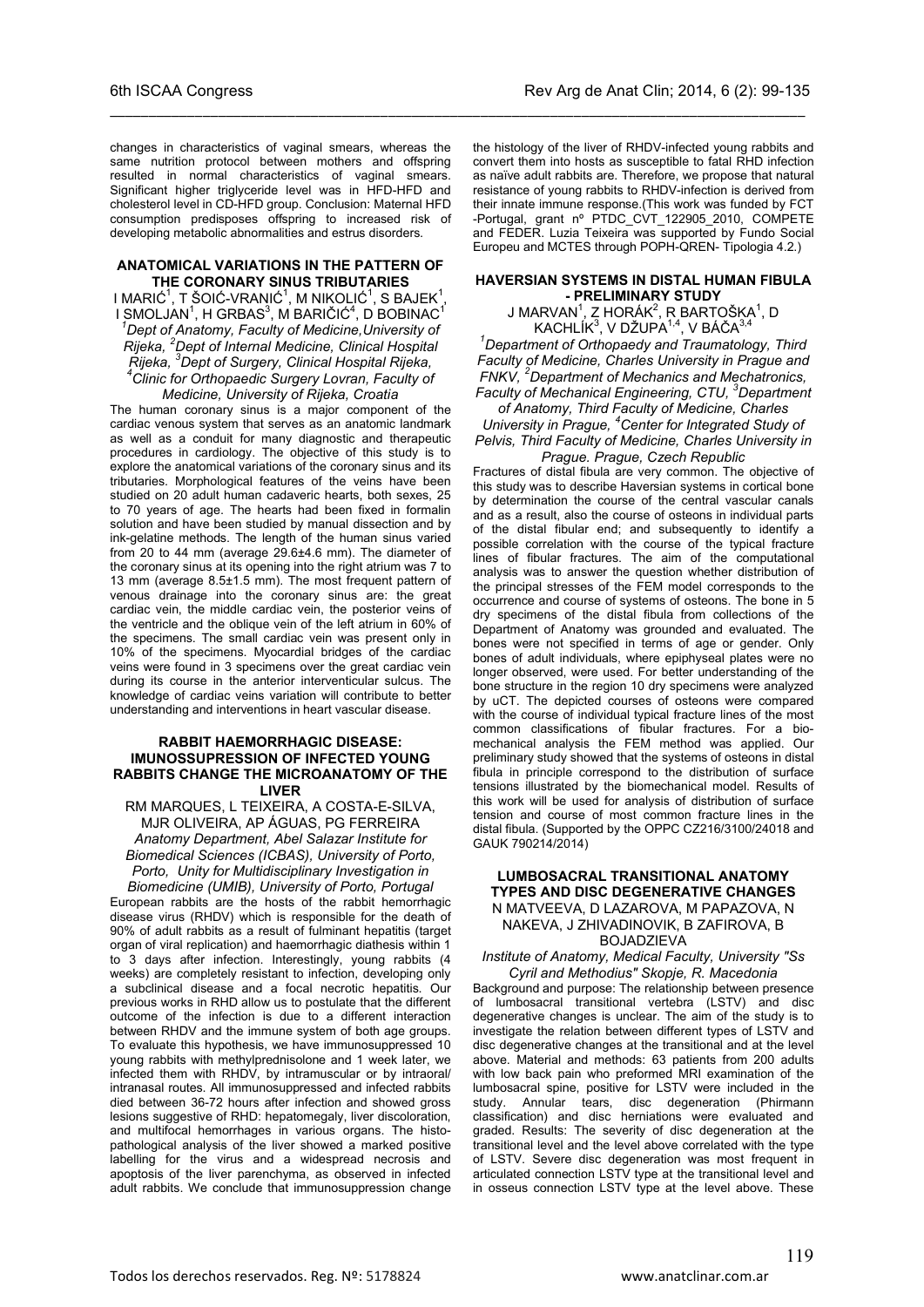changes in characteristics of vaginal smears, whereas the same nutrition protocol between mothers and offspring resulted in normal characteristics of vaginal smears. Significant higher triglyceride level was in HFD-HFD and cholesterol level in CD-HFD group. Conclusion: Maternal HFD consumption predisposes offspring to increased risk of developing metabolic abnormalities and estrus disorders.

### ANATOMICAL VARIATIONS IN THE PATTERN OF THE CORONARY SINUS TRIBUTARIES

I MARIĆ[1], T ŠOIĆ-VRANIĆ[1], M NIKOLIĆ[1], S BAJEK[1], I SMOLJAN[1], H GRBAS[3], M BARIČIĆ[4], D BOBINAC[1]

*[1]Dept of Anatomy, Faculty of Medicine, University of Rijeka, [2]Dept of Internal Medicine, Clinical Hospital Rijeka, [3]Dept of Surgery, Clinical Hospital Rijeka, [4]Clinic for Orthopaedic Surgery Lovran, Faculty of Medicine, University of Rijeka, Croatia*

The human coronary sinus is a major component of the cardiac venous system that serves as an anatomic landmark as well as a conduit for many diagnostic and therapeutic procedures in cardiology. The objective of this study is to explore the anatomical variations of the coronary sinus and its tributaries. Morphological features of the veins have been studied on 20 adult human cadaveric hearts, both sexes, 25 to 70 years of age. The hearts had been fixed in formalin solution and have been studied by manual dissection and by ink-gelatine methods. The length of the human sinus varied from 20 to 44 mm (average 29.6±4.6 mm). The diameter of the coronary sinus at its opening into the right atrium was 7 to 13 mm (average 8.5±1.5 mm). The most frequent pattern of venous drainage into the coronary sinus are: the great cardiac vein, the middle cardiac vein, the posterior veins of the ventricle and the oblique vein of the left atrium in 60% of the specimens. The small cardiac vein was present only in 10% of the specimens. Myocardial bridges of the cardiac veins were found in 3 specimens over the great cardiac vein during its course in the anterior interventicular sulcus. The knowledge of cardiac veins variation will contribute to better understanding and interventions in heart vascular disease.

### RABBIT HAEMORRHAGIC DISEASE: IMUNOSSUPRESSION OF INFECTED YOUNG RABBITS CHANGE THE MICROANATOMY OF THE LIVER

RM MARQUES, L TEIXEIRA, A COSTA-E-SILVA, MJR OLIVEIRA, AP ÁGUAS, PG FERREIRA

*Anatomy Department, Abel Salazar Institute for Biomedical Sciences (ICBAS), University of Porto, Porto, Unity for Multidisciplinary Investigation in Biomedicine (UMIB), University of Porto, Portugal*

European rabbits are the hosts of the rabbit hemorrhagic disease virus (RHDV) which is responsible for the death of 90% of adult rabbits as a result of fulminant hepatitis (target organ of viral replication) and haemorrhagic diathesis within 1 to 3 days after infection. Interestingly, young rabbits (4 weeks) are completely resistant to infection, developing only a subclinical disease and a focal necrotic hepatitis. Our previous works in RHD allow us to postulate that the different outcome of the infection is due to a different interaction between RHDV and the immune system of both age groups. To evaluate this hypothesis, we have immunosuppressed 10 young rabbits with methylprednisolone and 1 week later, we infected them with RHDV, by intramuscular or by intraoral/intranasal routes. All immunosuppressed and infected rabbits died between 36-72 hours after infection and showed gross lesions suggestive of RHD: hepatomegaly, liver discoloration, and multifocal hemorrhages in various organs. The histopathological analysis of the liver showed a marked positive labelling for the virus and a widespread necrosis and apoptosis of the liver parenchyma, as observed in infected adult rabbits. We conclude that immunosuppression change the histology of the liver of RHDV-infected young rabbits and convert them into hosts as susceptible to fatal RHD infection as naïve adult rabbits are. Therefore, we propose that natural resistance of young rabbits to RHDV-infection is derived from their innate immune response.(This work was funded by FCT -Portugal, grant nº PTDC_CVT_122905_2010, COMPETE and FEDER. Luzia Teixeira was supported by Fundo Social Europeu and MCTES through POPH-QREN- Tipologia 4.2.)

### HAVERSIAN SYSTEMS IN DISTAL HUMAN FIBULA - PRELIMINARY STUDY

J MARVAN[1], Z HORÁK[2], R BARTOŠKA[1], D KACHLÍK[3], V DŽUPA[1,4], V BÁČA[3,4]

*[1]Department of Orthopaedy and Traumatology, Third Faculty of Medicine, Charles University in Prague and FNKV, [2]Department of Mechanics and Mechatronics, Faculty of Mechanical Engineering, CTU, [3]Department of Anatomy, Third Faculty of Medicine, Charles University in Prague, [4]Center for Integrated Study of Pelvis, Third Faculty of Medicine, Charles University in Prague. Prague, Czech Republic*

Fractures of distal fibula are very common. The objective of this study was to describe Haversian systems in cortical bone by determination the course of the central vascular canals and as a result, also the course of osteons in individual parts of the distal fibular end; and subsequently to identify a possible correlation with the course of the typical fracture lines of fibular fractures. The aim of the computational analysis was to answer the question whether distribution of the principal stresses of the FEM model corresponds to the occurrence and course of systems of osteons. The bone in 5 dry specimens of the distal fibula from collections of the Department of Anatomy was grounded and evaluated. The bones were not specified in terms of age or gender. Only bones of adult individuals, where epiphyseal plates were no longer observed, were used. For better understanding of the bone structure in the region 10 dry specimens were analyzed by uCT. The depicted courses of osteons were compared with the course of individual typical fracture lines of the most common classifications of fibular fractures. For a biomechanical analysis the FEM method was applied. Our preliminary study showed that the systems of osteons in distal fibula in principle correspond to the distribution of surface tensions illustrated by the biomechanical model. Results of this work will be used for analysis of distribution of surface tension and course of most common fracture lines in the distal fibula. (Supported by the OPPC CZ216/3100/24018 and GAUK 790214/2014)

### LUMBOSACRAL TRANSITIONAL ANATOMY TYPES AND DISC DEGENERATIVE CHANGES

N MATVEEVA, D LAZAROVA, M PAPAZOVA, N NAKEVA, J ZHIVADINOVIK, B ZAFIROVA, B BOJADZIEVA

*Institute of Anatomy, Medical Faculty, University "Ss Cyril and Methodius" Skopje, R. Macedonia*

Background and purpose: The relationship between presence of lumbosacral transitional vertebra (LSTV) and disc degenerative changes is unclear. The aim of the study is to investigate the relation between different types of LSTV and disc degenerative changes at the transitional and at the level above. Material and methods: 63 patients from 200 adults with low back pain who preformed MRI examination of the lumbosacral spine, positive for LSTV were included in the study. Annular tears, disc degeneration (Phirmann classification) and disc herniations were evaluated and graded. Results: The severity of disc degeneration at the transitional level and the level above correlated with the type of LSTV. Severe disc degeneration was most frequent in articulated connection LSTV type at the transitional level and in osseus connection LSTV type at the level above. These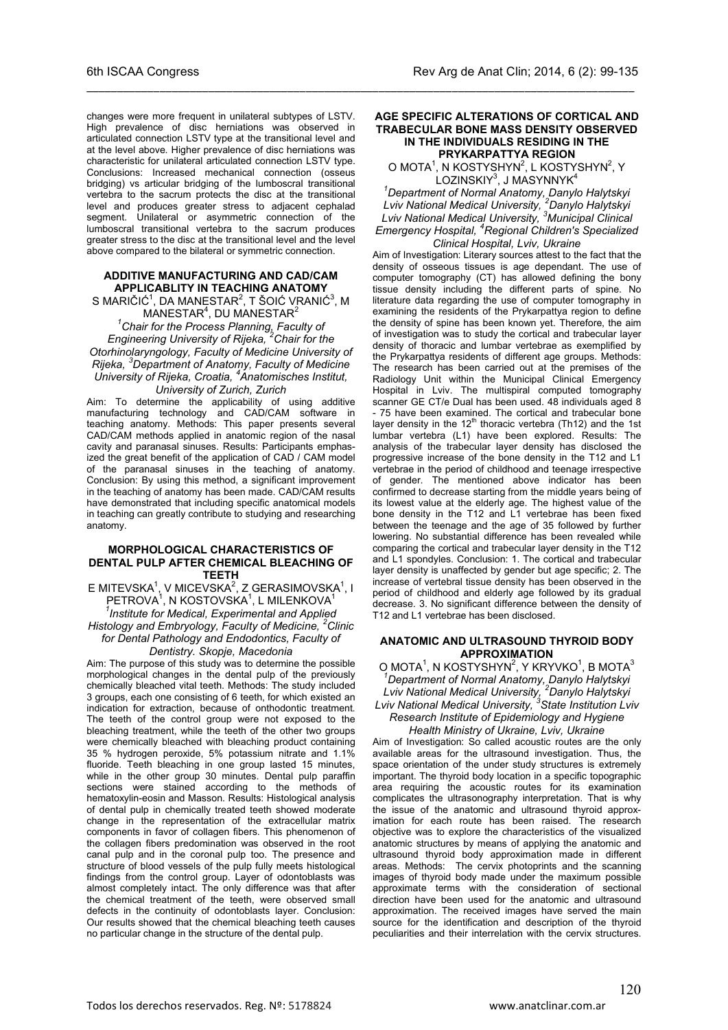changes were more frequent in unilateral subtypes of LSTV. High prevalence of disc herniations was observed in articulated connection LSTV type at the transitional level and at the level above. Higher prevalence of disc herniations was characteristic for unilateral articulated connection LSTV type. Conclusions: Increased mechanical connection (osseus bridging) vs articular bridging of the lumboscral transitional vertebra to the sacrum protects the disc at the transitional level and produces greater stress to adjacent cephalad segment. Unilateral or asymmetric connection of the lumboscral transitional vertebra to the sacrum produces greater stress to the disc at the transitional level and the level above compared to the bilateral or symmetric connection.

### ADDITIVE MANUFACTURING AND CAD/CAM APPLICABLITY IN TEACHING ANATOMY

S MARIČIĆ[1], DA MANESTAR[2], T ŠOIĆ VRANIĆ[3], M MANESTAR[4], DU MANESTAR[2]

*[1]Chair for the Process Planning, Faculty of Engineering University of Rijeka, [2]Chair for the Otorhinolaryngology, Faculty of Medicine University of Rijeka, [3]Department of Anatomy, Faculty of Medicine University of Rijeka, Croatia, [4]Anatomisches Institut, University of Zurich, Zurich*

Aim: To determine the applicability of using additive manufacturing technology and CAD/CAM software in teaching anatomy. Methods: This paper presents several CAD/CAM methods applied in anatomic region of the nasal cavity and paranasal sinuses. Results: Participants emphasized the great benefit of the application of CAD / CAM model of the paranasal sinuses in the teaching of anatomy. Conclusion: By using this method, a significant improvement in the teaching of anatomy has been made. CAD/CAM results have demonstrated that including specific anatomical models in teaching can greatly contribute to studying and researching anatomy.

### MORPHOLOGICAL CHARACTERISTICS OF DENTAL PULP AFTER CHEMICAL BLEACHING OF TEETH

E MITEVSKA[1], V MICEVSKA[2], Z GERASIMOVSKA[1], I PETROVA[1], N KOSTOVSKA[1], L MILENKOVA[1]

*[1]Institute for Medical, Experimental and Applied Histology and Embryology, Faculty of Medicine, [2]Clinic for Dental Pathology and Endodontics, Faculty of Dentistry. Skopje, Macedonia*

Aim: The purpose of this study was to determine the possible morphological changes in the dental pulp of the previously chemically bleached vital teeth. Methods: The study included 3 groups, each one consisting of 6 teeth, for which existed an indication for extraction, because of onthodontic treatment. The teeth of the control group were not exposed to the bleaching treatment, while the teeth of the other two groups were chemically bleached with bleaching product containing 35 % hydrogen peroxide, 5% potassium nitrate and 1.1% fluoride. Teeth bleaching in one group lasted 15 minutes, while in the other group 30 minutes. Dental pulp paraffin sections were stained according to the methods of hematoxylin-eosin and Masson. Results: Histological analysis of dental pulp in chemically treated teeth showed moderate change in the representation of the extracellular matrix components in favor of collagen fibers. This phenomenon of the collagen fibers predomination was observed in the root canal pulp and in the coronal pulp too. The presence and structure of blood vessels of the pulp fully meets histological findings from the control group. Layer of odontoblasts was almost completely intact. The only difference was that after the chemical treatment of the teeth, were observed small defects in the continuity of odontoblasts layer. Conclusion: Our results showed that the chemical bleaching teeth causes no particular change in the structure of the dental pulp.

### AGE SPECIFIC ALTERATIONS OF CORTICAL AND TRABECULAR BONE MASS DENSITY OBSERVED IN THE INDIVIDUALS RESIDING IN THE PRYKARPATTYA REGION

O MOTA[1], N KOSTYSHYN[2], L KOSTYSHYN[2], Y LOZINSKIY[3], J MASYNNYK[4]

*[1]Department of Normal Anatomy, Danylo Halytskyi Lviv National Medical University, [2]Danylo Halytskyi Lviv National Medical University, [3]Municipal Clinical Emergency Hospital, [4]Regional Children's Specialized Clinical Hospital, Lviv, Ukraine*

Aim of Investigation: Literary sources attest to the fact that the density of osseous tissues is age dependant. The use of computer tomography (CT) has allowed defining the bony tissue density including the different parts of spine. No literature data regarding the use of computer tomography in examining the residents of the Prykarpattya region to define the density of spine has been known yet. Therefore, the aim of investigation was to study the cortical and trabecular layer density of thoracic and lumbar vertebrae as exemplified by the Prykarpattya residents of different age groups. Methods: The research has been carried out at the premises of the Radiology Unit within the Municipal Clinical Emergency Hospital in Lviv. The multispiral computed tomography scanner GE CT/e Dual has been used. 48 individuals aged 8 - 75 have been examined. The cortical and trabecular bone layer density in the $12^{th}$ thoracic vertebra (Th12) and the 1st lumbar vertebra (L1) have been explored. Results: The analysis of the trabecular layer density has disclosed the progressive increase of the bone density in the T12 and L1 vertebrae in the period of childhood and teenage irrespective of gender. The mentioned above indicator has been confirmed to decrease starting from the middle years being of its lowest value at the elderly age. The highest value of the bone density in the T12 and L1 vertebrae has been fixed between the teenage and the age of 35 followed by further lowering. No substantial difference has been revealed while comparing the cortical and trabecular layer density in the T12 and L1 spondyles. Conclusion: 1. The cortical and trabecular layer density is unaffected by gender but age specific; 2. The increase of vertebral tissue density has been observed in the period of childhood and elderly age followed by its gradual decrease. 3. No significant difference between the density of T12 and L1 vertebrae has been disclosed.

### ANATOMIC AND ULTRASOUND THYROID BODY APPROXIMATION

O MOTA[1], N KOSTYSHYN[2], Y KRYVKO[1], B MOTA[3]

*[1]Department of Normal Anatomy, Danylo Halytskyi Lviv National Medical University, [2]Danylo Halytskyi Lviv National Medical University, [3]State Institution Lviv Research Institute of Epidemiology and Hygiene Health Ministry of Ukraine, Lviv, Ukraine*

Aim of Investigation: So called acoustic routes are the only available areas for the ultrasound investigation. Thus, the space orientation of the under study structures is extremely important. The thyroid body location in a specific topographic area requiring the acoustic routes for its examination complicates the ultrasonography interpretation. That is why the issue of the anatomic and ultrasound thyroid approximation for each route has been raised. The research objective was to explore the characteristics of the visualized anatomic structures by means of applying the anatomic and ultrasound thyroid body approximation made in different areas. Methods: The cervix photoprints and the scanning images of thyroid body made under the maximum possible approximate terms with the consideration of sectional direction have been used for the anatomic and ultrasound approximation. The received images have served the main source for the identification and description of the thyroid peculiarities and their interrelation with the cervix structures.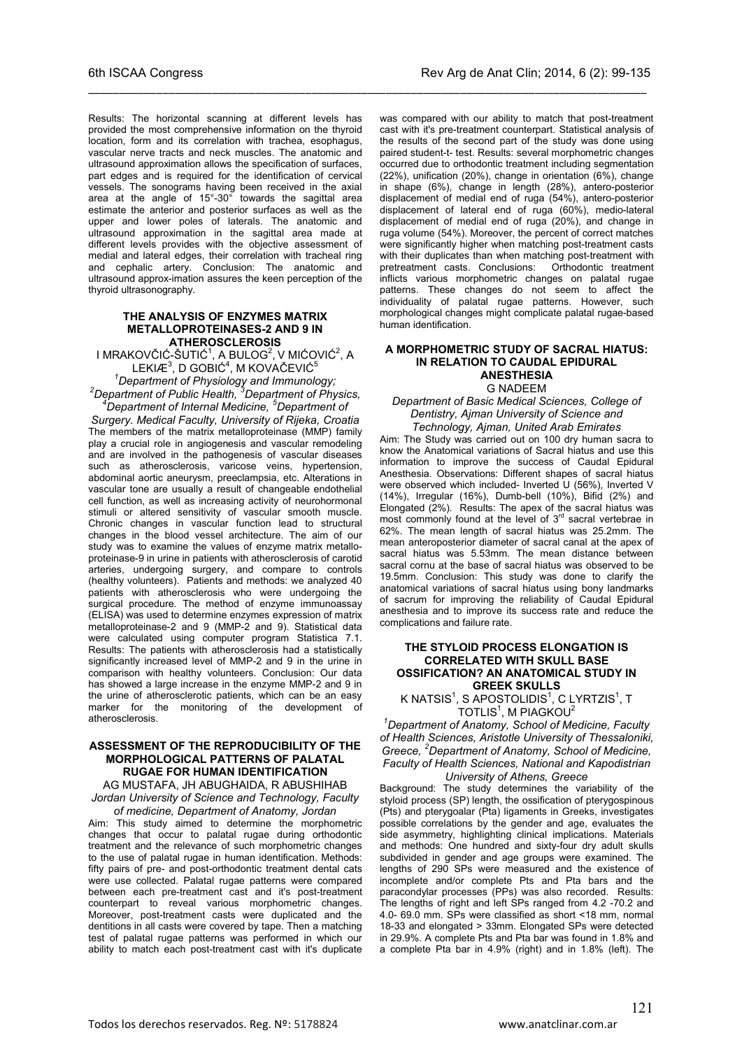Results: The horizontal scanning at different levels has provided the most comprehensive information on the thyroid location, form and its correlation with trachea, esophagus, vascular nerve tracts and neck muscles. The anatomic and ultrasound approximation allows the specification of surfaces, part edges and is required for the identification of cervical vessels. The sonograms having been received in the axial area at the angle of 15°-30° towards the sagittal area estimate the anterior and posterior surfaces as well as the upper and lower poles of laterals. The anatomic and ultrasound approximation in the sagittal area made at different levels provides with the objective assessment of medial and lateral edges, their correlation with tracheal ring and cephalic artery. Conclusion: The anatomic and ultrasound approx-imation assures the keen perception of the thyroid ultrasonography.

### THE ANALYSIS OF ENZYMES MATRIX METALLOPROTEINASES-2 AND 9 IN ATHEROSCLEROSIS

I MRAKOVČIĆ-ŠUTIĆ[1], A BULOG[2], V MIĆOVIĆ[2], A LEKIÆ[3], D GOBIĆ[4], M KOVAČEVIĆ[5]

*[1]Department of Physiology and Immunology; [2]Department of Public Health, [3]Department of Physics, [4]Department of Internal Medicine, [5]Department of Surgery. Medical Faculty, University of Rijeka, Croatia*

The members of the matrix metalloproteinase (MMP) family play a crucial role in angiogenesis and vascular remodeling and are involved in the pathogenesis of vascular diseases such as atherosclerosis, varicose veins, hypertension, abdominal aortic aneurysm, preeclampsia, etc. Alterations in vascular tone are usually a result of changeable endothelial cell function, as well as increasing activity of neurohormonal stimuli or altered sensitivity of vascular smooth muscle. Chronic changes in vascular function lead to structural changes in the blood vessel architecture. The aim of our study was to examine the values of enzyme matrix metallo-proteinase-9 in urine in patients with atherosclerosis of carotid arteries, undergoing surgery, and compare to controls (healthy volunteers). Patients and methods: we analyzed 40 patients with atherosclerosis who were undergoing the surgical procedure. The method of enzyme immunoassay (ELISA) was used to determine enzymes expression of matrix metalloproteinase-2 and 9 (MMP-2 and 9). Statistical data were calculated using computer program Statistica 7.1. Results: The patients with atherosclerosis had a statistically significantly increased level of MMP-2 and 9 in the urine in comparison with healthy volunteers. Conclusion: Our data has showed a large increase in the enzyme MMP-2 and 9 in the urine of atherosclerotic patients, which can be an easy marker for the monitoring of the development of atherosclerosis.

### ASSESSMENT OF THE REPRODUCIBILITY OF THE MORPHOLOGICAL PATTERNS OF PALATAL RUGAE FOR HUMAN IDENTIFICATION

AG MUSTAFA, JH ABUGHAIDA, R ABUSHIHAB

*Jordan University of Science and Technology, Faculty of medicine, Department of Anatomy, Jordan*

Aim: This study aimed to determine the morphometric changes that occur to palatal rugae during orthodontic treatment and the relevance of such morphometric changes to the use of palatal rugae in human identification. Methods: fifty pairs of pre- and post-orthodontic treatment dental cats were use collected. Palatal rugae patterns were compared between each pre-treatment cast and it's post-treatment counterpart to reveal various morphometric changes. Moreover, post-treatment casts were duplicated and the dentitions in all casts were covered by tape. Then a matching test of palatal rugae patterns was performed in which our ability to match each post-treatment cast with it's duplicate was compared with our ability to match that post-treatment cast with it's pre-treatment counterpart. Statistical analysis of the results of the second part of the study was done using paired student-t- test. Results: several morphometric changes occurred due to orthodontic treatment including segmentation (22%), unification (20%), change in orientation (6%), change in shape (6%), change in length (28%), antero-posterior displacement of medial end of ruga (54%), antero-posterior displacement of lateral end of ruga (60%), medio-lateral displacement of medial end of ruga (20%), and change in ruga volume (54%). Moreover, the percent of correct matches were significantly higher when matching post-treatment casts with their duplicates than when matching post-treatment with pretreatment casts. Conclusions: Orthodontic treatment inflicts various morphometric changes on palatal rugae patterns. These changes do not seem to affect the individuality of palatal rugae patterns. However, such morphological changes might complicate palatal rugae-based human identification.

### A MORPHOMETRIC STUDY OF SACRAL HIATUS: IN RELATION TO CAUDAL EPIDURAL ANESTHESIA

G NADEEM

*Department of Basic Medical Sciences, College of Dentistry, Ajman University of Science and Technology, Ajman, United Arab Emirates*

Aim: The Study was carried out on 100 dry human sacra to know the Anatomical variations of Sacral hiatus and use this information to improve the success of Caudal Epidural Anesthesia. Observations: Different shapes of sacral hiatus were observed which included- Inverted U (56%), Inverted V (14%), Irregular (16%), Dumb-bell (10%), Bifid (2%) and Elongated (2%). Results: The apex of the sacral hiatus was most commonly found at the level of 3rd sacral vertebrae in 62%. The mean length of sacral hiatus was 25.2mm. The mean anteroposterior diameter of sacral canal at the apex of sacral hiatus was 5.53mm. The mean distance between sacral cornu at the base of sacral hiatus was observed to be 19.5mm. Conclusion: This study was done to clarify the anatomical variations of sacral hiatus using bony landmarks of sacrum for improving the reliability of Caudal Epidural anesthesia and to improve its success rate and reduce the complications and failure rate.

### THE STYLOID PROCESS ELONGATION IS CORRELATED WITH SKULL BASE OSSIFICATION? AN ANATOMICAL STUDY IN GREEK SKULLS

K NATSIS[1], S APOSTOLIDIS[1], C LYRTZIS[1], T TOTLIS[1], M PIAGKOU[2]

*[1]Department of Anatomy, School of Medicine, Faculty of Health Sciences, Aristotle University of Thessaloniki, Greece, [2]Department of Anatomy, School of Medicine, Faculty of Health Sciences, National and Kapodistrian University of Athens, Greece*

Background: The study determines the variability of the styloid process (SP) length, the ossification of pterygospinous (Pts) and pterygoalar (Pta) ligaments in Greeks, investigates possible correlations by the gender and age, evaluates the side asymmetry, highlighting clinical implications. Materials and methods: One hundred and sixty-four dry adult skulls subdivided in gender and age groups were examined. The lengths of 290 SPs were measured and the existence of incomplete and/or complete Pts and Pta bars and the paracondylar processes (PPs) was also recorded. Results: The lengths of right and left SPs ranged from 4.2 -70.2 and 4.0- 69.0 mm. SPs were classified as short <18 mm, normal 18-33 and elongated > 33mm. Elongated SPs were detected in 29.9%. A complete Pts and Pta bar was found in 1.8% and a complete Pta bar in 4.9% (right) and in 1.8% (left). The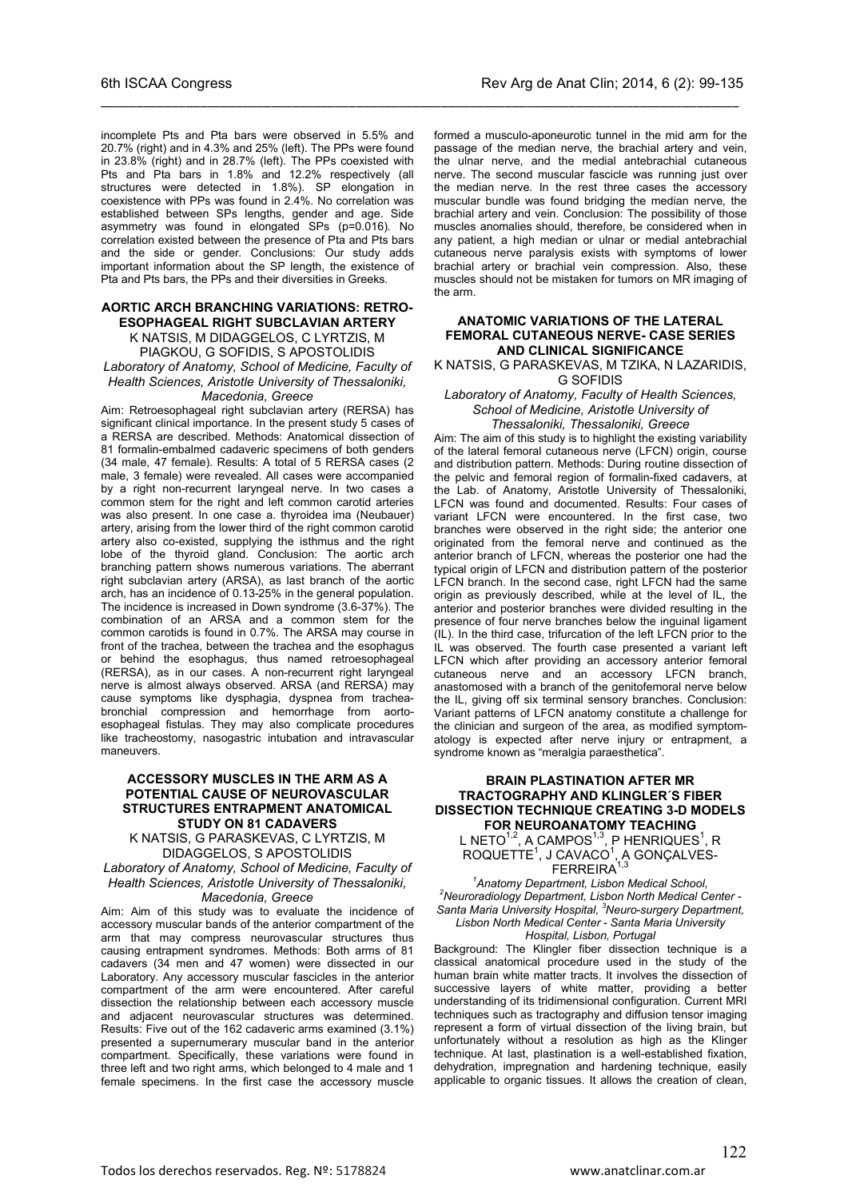incomplete Pts and Pta bars were observed in 5.5% and 20.7% (right) and in 4.3% and 25% (left). The PPs were found in 23.8% (right) and in 28.7% (left). The PPs coexisted with Pts and Pta bars in 1.8% and 12.2% respectively (all structures were detected in 1.8%). SP elongation in coexistence with PPs was found in 2.4%. No correlation was established between SPs lengths, gender and age. Side asymmetry was found in elongated SPs (p=0.016). No correlation existed between the presence of Pta and Pts bars and the side or gender. Conclusions: Our study adds important information about the SP length, the existence of Pta and Pts bars, the PPs and their diversities in Greeks.

### AORTIC ARCH BRANCHING VARIATIONS: RETRO-ESOPHAGEAL RIGHT SUBCLAVIAN ARTERY

K NATSIS, M DIDAGGELOS, C LYRTZIS, M PIAGKOU, G SOFIDIS, S APOSTOLIDIS

*Laboratory of Anatomy, School of Medicine, Faculty of Health Sciences, Aristotle University of Thessaloniki, Macedonia, Greece*

Aim: Retroesophageal right subclavian artery (RERSA) has significant clinical importance. In the present study 5 cases of a RERSA are described. Methods: Anatomical dissection of 81 formalin-embalmed cadaveric specimens of both genders (34 male, 47 female). Results: A total of 5 RERSA cases (2 male, 3 female) were revealed. All cases were accompanied by a right non-recurrent laryngeal nerve. In two cases a common stem for the right and left common carotid arteries was also present. In one case a. thyroidea ima (Neubauer) artery, arising from the lower third of the right common carotid artery also co-existed, supplying the isthmus and the right lobe of the thyroid gland. Conclusion: The aortic arch branching pattern shows numerous variations. The aberrant right subclavian artery (ARSA), as last branch of the aortic arch, has an incidence of 0.13-25% in the general population. The incidence is increased in Down syndrome (3.6-37%). The combination of an ARSA and a common stem for the common carotids is found in 0.7%. The ARSA may course in front of the trachea, between the trachea and the esophagus or behind the esophagus, thus named retroesophageal (RERSA), as in our cases. A non-recurrent right laryngeal nerve is almost always observed. ARSA (and RERSA) may cause symptoms like dysphagia, dyspnea from trachea-bronchial compression and hemorrhage from aorto-esophageal fistulas. They may also complicate procedures like tracheostomy, nasogastric intubation and intravascular maneuvers.

### ACCESSORY MUSCLES IN THE ARM AS A POTENTIAL CAUSE OF NEUROVASCULAR STRUCTURES ENTRAPMENT ANATOMICAL STUDY ON 81 CADAVERS

K NATSIS, G PARASKEVAS, C LYRTZIS, M DIDAGGELOS, S APOSTOLIDIS

*Laboratory of Anatomy, School of Medicine, Faculty of Health Sciences, Aristotle University of Thessaloniki, Macedonia, Greece*

Aim: Aim of this study was to evaluate the incidence of accessory muscular bands of the anterior compartment of the arm that may compress neurovascular structures thus causing entrapment syndromes. Methods: Both arms of 81 cadavers (34 men and 47 women) were dissected in our Laboratory. Any accessory muscular fascicles in the anterior compartment of the arm were encountered. After careful dissection the relationship between each accessory muscle and adjacent neurovascular structures was determined. Results: Five out of the 162 cadaveric arms examined (3.1%) presented a supernumerary muscular band in the anterior compartment. Specifically, these variations were found in three left and two right arms, which belonged to 4 male and 1 female specimens. In the first case the accessory muscle formed a musculo-aponeurotic tunnel in the mid arm for the passage of the median nerve, the brachial artery and vein, the ulnar nerve, and the medial antebrachial cutaneous nerve. The second muscular fascicle was running just over the median nerve. In the rest three cases the accessory muscular bundle was found bridging the median nerve, the brachial artery and vein. Conclusion: The possibility of those muscles anomalies should, therefore, be considered when in any patient, a high median or ulnar or medial antebrachial cutaneous nerve paralysis exists with symptoms of lower brachial artery or brachial vein compression. Also, these muscles should not be mistaken for tumors on MR imaging of the arm.

### ANATOMIC VARIATIONS OF THE LATERAL FEMORAL CUTANEOUS NERVE- CASE SERIES AND CLINICAL SIGNIFICANCE

K NATSIS, G PARASKEVAS, M TZIKA, N LAZARIDIS, G SOFIDIS

*Laboratory of Anatomy, Faculty of Health Sciences, School of Medicine, Aristotle University of Thessaloniki, Thessaloniki, Greece*

Aim: The aim of this study is to highlight the existing variability of the lateral femoral cutaneous nerve (LFCN) origin, course and distribution pattern. Methods: During routine dissection of the pelvic and femoral region of formalin-fixed cadavers, at the Lab. of Anatomy, Aristotle University of Thessaloniki, LFCN was found and documented. Results: Four cases of variant LFCN were encountered. In the first case, two branches were observed in the right side; the anterior one originated from the femoral nerve and continued as the anterior branch of LFCN, whereas the posterior one had the typical origin of LFCN and distribution pattern of the posterior LFCN branch. In the second case, right LFCN had the same origin as previously described, while at the level of IL, the anterior and posterior branches were divided resulting in the presence of four nerve branches below the inguinal ligament (IL). In the third case, trifurcation of the left LFCN prior to the IL was observed. The fourth case presented a variant left LFCN which after providing an accessory anterior femoral cutaneous nerve and an accessory LFCN branch, anastomosed with a branch of the genitofemoral nerve below the IL, giving off six terminal sensory branches. Conclusion: Variant patterns of LFCN anatomy constitute a challenge for the clinician and surgeon of the area, as modified symptomatology is expected after nerve injury or entrapment, a syndrome known as "meralgia paraesthetica".

### BRAIN PLASTINATION AFTER MR TRACTOGRAPHY AND KLINGLER´S FIBER DISSECTION TECHNIQUE CREATING 3-D MODELS FOR NEUROANATOMY TEACHING

L NETO[1,2], A CAMPOS[1,3], P HENRIQUES[1], R ROQUETTE[1], J CAVACO[1], A GONÇALVES-FERREIRA[1,3]

*[1]Anatomy Department, Lisbon Medical School, [2]Neuroradiology Department, Lisbon North Medical Center - Santa Maria University Hospital, [3]Neuro-surgery Department, Lisbon North Medical Center - Santa Maria University Hospital, Lisbon, Portugal*

Background: The Klingler fiber dissection technique is a classical anatomical procedure used in the study of the human brain white matter tracts. It involves the dissection of successive layers of white matter, providing a better understanding of its tridimensional configuration. Current MRI techniques such as tractography and diffusion tensor imaging represent a form of virtual dissection of the living brain, but unfortunately without a resolution as high as the Klinger technique. At last, plastination is a well-established fixation, dehydration, impregnation and hardening technique, easily applicable to organic tissues. It allows the creation of clean,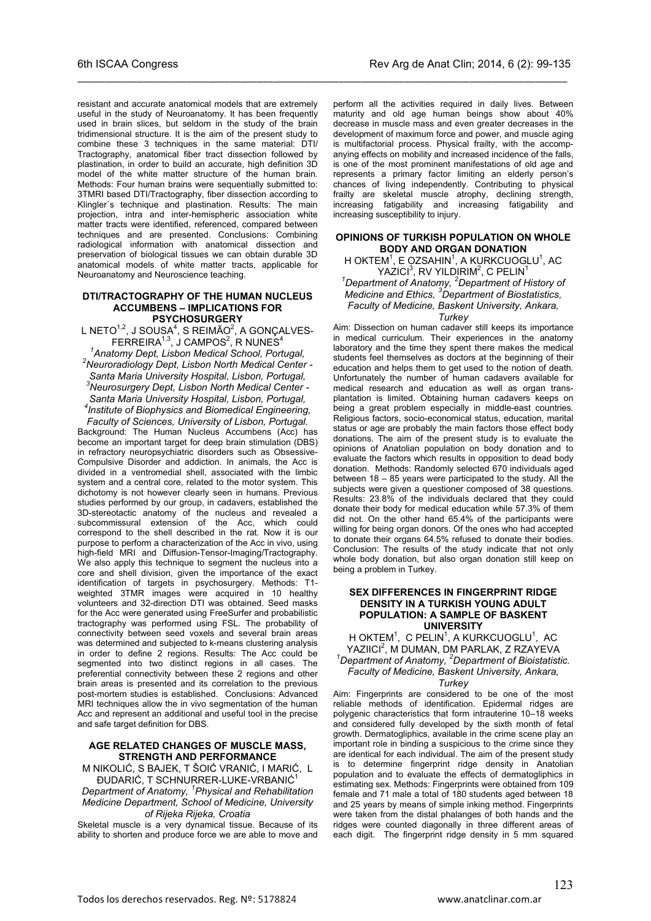resistant and accurate anatomical models that are extremely useful in the study of Neuroanatomy. It has been frequently used in brain slices, but seldom in the study of the brain tridimensional structure. It is the aim of the present study to combine these 3 techniques in the same material: DTI/ Tractography, anatomical fiber tract dissection followed by plastination, in order to build an accurate, high definition 3D model of the white matter structure of the human brain. Methods: Four human brains were sequentially submitted to: 3TMRI based DTI/Tractography, fiber dissection according to Klingler´s technique and plastination. Results: The main projection, intra and inter-hemispheric association white matter tracts were identified, referenced, compared between techniques and are presented. Conclusions: Combining radiological information with anatomical dissection and preservation of biological tissues we can obtain durable 3D anatomical models of white matter tracts, applicable for Neuroanatomy and Neuroscience teaching.

### DTI/TRACTOGRAPHY OF THE HUMAN NUCLEUS ACCUMBENS – IMPLICATIONS FOR PSYCHOSURGERY

L NETO[1,2], J SOUSA[4], S REIMÃO[2], A GONÇALVES-FERREIRA[1,3], J CAMPOS[2], R NUNES[4]

*[1]Anatomy Dept, Lisbon Medical School, Portugal, [2]Neuroradiology Dept, Lisbon North Medical Center - Santa Maria University Hospital, Lisbon, Portugal, [3]Neurosurgery Dept, Lisbon North Medical Center - Santa Maria University Hospital, Lisbon, Portugal, [4]Institute of Biophysics and Biomedical Engineering, Faculty of Sciences, University of Lisbon, Portugal.*

Background: The Human Nucleus Accumbens (Acc) has become an important target for deep brain stimulation (DBS) in refractory neuropsychiatric disorders such as Obsessive-Compulsive Disorder and addiction. In animals, the Acc is divided in a ventromedial shell, associated with the limbic system and a central core, related to the motor system. This dichotomy is not however clearly seen in humans. Previous studies performed by our group, in cadavers, established the 3D-stereotactic anatomy of the nucleus and revealed a subcommissural extension of the Acc, which could correspond to the shell described in the rat. Now it is our purpose to perform a characterization of the Acc in vivo, using high-field MRI and Diffusion-Tensor-Imaging/Tractography. We also apply this technique to segment the nucleus into a core and shell division, given the importance of the exact identification of targets in psychosurgery. Methods: T1-weighted 3TMR images were acquired in 10 healthy volunteers and 32-direction DTI was obtained. Seed masks for the Acc were generated using FreeSurfer and probabilistic tractography was performed using FSL. The probability of connectivity between seed voxels and several brain areas was determined and subjected to k-means clustering analysis in order to define 2 regions. Results: The Acc could be segmented into two distinct regions in all cases. The preferential connectivity between these 2 regions and other brain areas is presented and its correlation to the previous post-mortem studies is established. Conclusions: Advanced MRI techniques allow the in vivo segmentation of the human Acc and represent an additional and useful tool in the precise and safe target definition for DBS.

### AGE RELATED CHANGES OF MUSCLE MASS, STRENGTH AND PERFORMANCE

M NIKOLIĆ, S BAJEK, T ŠOIĆ VRANIĆ, I MARIĆ, L ĐUDARIĆ, T SCHNURRER-LUKE-VRBANIĆ[1]

*Department of Anatomy, [1]Physical and Rehabilitation Medicine Department, School of Medicine, University of Rijeka Rijeka, Croatia*

Skeletal muscle is a very dynamical tissue. Because of its ability to shorten and produce force we are able to move and perform all the activities required in daily lives. Between maturity and old age human beings show about 40% decrease in muscle mass and even greater decreases in the development of maximum force and power, and muscle aging is multifactoral process. Physical frailty, with the accompanying effects on mobility and increased incidence of the falls, is one of the most prominent manifestations of old age and represents a primary factor limiting an elderly person's chances of living independently. Contributing to physical frailty are skeletal muscle atrophy, declining strength, increasing fatigability and increasing fatigability and increasing susceptibility to injury.

### OPINIONS OF TURKISH POPULATION ON WHOLE BODY AND ORGAN DONATION

H OKTEM[1], E OZSAHIN[1], A KURKCUOGLU[1], AC YAZICI[3], RV YILDIRIM[2], C PELIN[1]

*[1]Department of Anatomy, [2]Department of History of Medicine and Ethics, [3]Department of Biostatistics, Faculty of Medicine, Baskent University, Ankara, Turkey*

Aim: Dissection on human cadaver still keeps its importance in medical curriculum. Their experiences in the anatomy laboratory and the time they spent there makes the medical students feel themselves as doctors at the beginning of their education and helps them to get used to the notion of death. Unfortunately the number of human cadavers available for medical research and education as well as organ transplantation is limited. Obtaining human cadavers keeps on being a great problem especially in middle-east countries. Religious factors, socio-economical status, education, marital status or age are probably the main factors those effect body donations. The aim of the present study is to evaluate the opinions of Anatolian population on body donation and to evaluate the factors which results in opposition to dead body donation. Methods: Randomly selected 670 individuals aged between 18 – 85 years were participated to the study. All the subjects were given a questioner composed of 38 questions. Results: 23.8% of the individuals declared that they could donate their body for medical education while 57.3% of them did not. On the other hand 65.4% of the participants were willing for being organ donors. Of the ones who had accepted to donate their organs 64.5% refused to donate their bodies. Conclusion: The results of the study indicate that not only whole body donation, but also organ donation still keep on being a problem in Turkey.

### SEX DIFFERENCES IN FINGERPRINT RIDGE DENSITY IN A TURKISH YOUNG ADULT POPULATION: A SAMPLE OF BASKENT UNIVERSITY

H OKTEM[1], C PELIN[1], A KURKCUOGLU[1], AC YAZIICI[2], M DUMAN, DM PARLAK, Z RZAYEVA

*[1]Department of Anatomy, [2]Department of Bioistatistic. Faculty of Medicine, Baskent University, Ankara, Turkey*

Aim: Fingerprints are considered to be one of the most reliable methods of identification. Epidermal ridges are polygenic characteristics that form intrauterine 10–18 weeks and considered fully developed by the sixth month of fetal growth. Dermatoglyphics, available in the crime scene play an important role in binding a suspicious to the crime since they are identical for each individual. The aim of the present study is to determine fingerprint ridge density in Anatolian population and to evaluate the effects of dermatogliphics in estimating sex. Methods: Fingerprints were obtained from 109 female and 71 male a total of 180 students aged between 18 and 25 years by means of simple inking method. Fingerprints were taken from the distal phalanges of both hands and the ridges were counted diagonally in three different areas of each digit. The fingerprint ridge density in 5 mm squared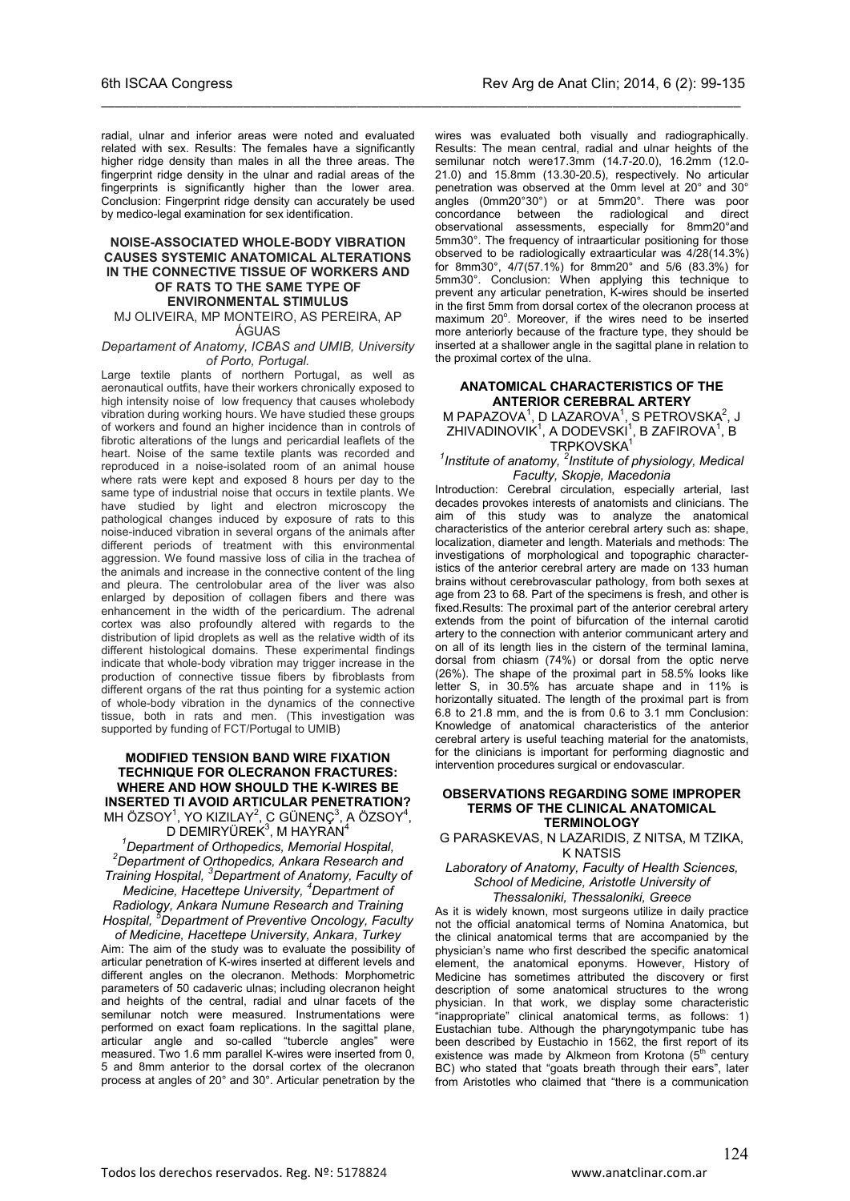radial, ulnar and inferior areas were noted and evaluated related with sex. Results: The females have a significantly higher ridge density than males in all the three areas. The fingerprint ridge density in the ulnar and radial areas of the fingerprints is significantly higher than the lower area. Conclusion: Fingerprint ridge density can accurately be used by medico-legal examination for sex identification.

### NOISE-ASSOCIATED WHOLE-BODY VIBRATION CAUSES SYSTEMIC ANATOMICAL ALTERATIONS IN THE CONNECTIVE TISSUE OF WORKERS AND OF RATS TO THE SAME TYPE OF ENVIRONMENTAL STIMULUS

MJ OLIVEIRA, MP MONTEIRO, AS PEREIRA, AP ÁGUAS

*Departament of Anatomy, ICBAS and UMIB, University of Porto, Portugal.*

Large textile plants of northern Portugal, as well as aeronautical outfits, have their workers chronically exposed to high intensity noise of low frequency that causes wholebody vibration during working hours. We have studied these groups of workers and found an higher incidence than in controls of fibrotic alterations of the lungs and pericardial leaflets of the heart. Noise of the same textile plants was recorded and reproduced in a noise-isolated room of an animal house where rats were kept and exposed 8 hours per day to the same type of industrial noise that occurs in textile plants. We have studied by light and electron microscopy the pathological changes induced by exposure of rats to this noise-induced vibration in several organs of the animals after different periods of treatment with this environmental aggression. We found massive loss of cilia in the trachea of the animals and increase in the connective content of the ling and pleura. The centrolobular area of the liver was also enlarged by deposition of collagen fibers and there was enhancement in the width of the pericardium. The adrenal cortex was also profoundly altered with regards to the distribution of lipid droplets as well as the relative width of its different histological domains. These experimental findings indicate that whole-body vibration may trigger increase in the production of connective tissue fibers by fibroblasts from different organs of the rat thus pointing for a systemic action of whole-body vibration in the dynamics of the connective tissue, both in rats and men. (This investigation was supported by funding of FCT/Portugal to UMIB)

### MODIFIED TENSION BAND WIRE FIXATION TECHNIQUE FOR OLECRANON FRACTURES: WHERE AND HOW SHOULD THE K-WIRES BE INSERTED TI AVOID ARTICULAR PENETRATION?

MH ÖZSOY[1], YO KIZILAY[2], C GÜNENÇ[3], A ÖZSOY[4], D DEMIRYÜREK[3], M HAYRAN[4]

*[1]Department of Orthopedics, Memorial Hospital, [2]Department of Orthopedics, Ankara Research and Training Hospital, [3]Department of Anatomy, Faculty of Medicine, Hacettepe University, [4]Department of Radiology, Ankara Numune Research and Training Hospital, [5]Department of Preventive Oncology, Faculty of Medicine, Hacettepe University, Ankara, Turkey*

Aim: The aim of the study was to evaluate the possibility of articular penetration of K-wires inserted at different levels and different angles on the olecranon. Methods: Morphometric parameters of 50 cadaveric ulnas; including olecranon height and heights of the central, radial and ulnar facets of the semilunar notch were measured. Instrumentations were performed on exact foam replications. In the sagittal plane, articular angle and so-called "tubercle angles" were measured. Two 1.6 mm parallel K-wires were inserted from 0, 5 and 8mm anterior to the dorsal cortex of the olecranon process at angles of 20° and 30°. Articular penetration by the wires was evaluated both visually and radiographically. Results: The mean central, radial and ulnar heights of the semilunar notch were17.3mm (14.7-20.0), 16.2mm (12.0-21.0) and 15.8mm (13.30-20.5), respectively. No articular penetration was observed at the 0mm level at 20° and 30° angles (0mm20°30°) or at 5mm20°. There was poor concordance between the radiological and direct observational assessments, especially for 8mm20°and 5mm30°. The frequency of intraarticular positioning for those observed to be radiologically extraarticular was 4/28(14.3%) for 8mm30°, 4/7(57.1%) for 8mm20° and 5/6 (83.3%) for 5mm30°. Conclusion: When applying this technique to prevent any articular penetration, K-wires should be inserted in the first 5mm from dorsal cortex of the olecranon process at maximum 20°. Moreover, if the wires need to be inserted more anteriorly because of the fracture type, they should be inserted at a shallower angle in the sagittal plane in relation to the proximal cortex of the ulna.

### ANATOMICAL CHARACTERISTICS OF THE ANTERIOR CEREBRAL ARTERY

M PAPAZOVA[1], D LAZAROVA[1], S PETROVSKA[2], J ZHIVADINOVIK[1], A DODEVSKI[1], B ZAFIROVA[1], B TRPKOVSKA[1]

*[1]Institute of anatomy, [2]Institute of physiology, Medical Faculty, Skopje, Macedonia*

Introduction: Cerebral circulation, especially arterial, last decades provokes interests of anatomists and clinicians. The aim of this study was to analyze the anatomical characteristics of the anterior cerebral artery such as: shape, localization, diameter and length. Materials and methods: The investigations of morphological and topographic characteristics of the anterior cerebral artery are made on 133 human brains without cerebrovascular pathology, from both sexes at age from 23 to 68. Part of the specimens is fresh, and other is fixed.Results: The proximal part of the anterior cerebral artery extends from the point of bifurcation of the internal carotid artery to the connection with anterior communicant artery and on all of its length lies in the cistern of the terminal lamina, dorsal from chiasm (74%) or dorsal from the optic nerve (26%). The shape of the proximal part in 58.5% looks like letter S, in 30.5% has arcuate shape and in 11% is horizontally situated. The length of the proximal part is from 6.8 to 21.8 mm, and the is from 0.6 to 3.1 mm Conclusion: Knowledge of anatomical characteristics of the anterior cerebral artery is useful teaching material for the anatomists, for the clinicians is important for performing diagnostic and intervention procedures surgical or endovascular.

### OBSERVATIONS REGARDING SOME IMPROPER TERMS OF THE CLINICAL ANATOMICAL TERMINOLOGY

G PARASKEVAS, N LAZARIDIS, Z NITSA, M TZIKA, K NATSIS

*Laboratory of Anatomy, Faculty of Health Sciences, School of Medicine, Aristotle University of Thessaloniki, Thessalonike, Greece*

As it is widely known, most surgeons utilize in daily practice not the official anatomical terms of Nomina Anatomica, but the clinical anatomical terms that are accompanied by the physician's name who first described the specific anatomical element, the anatomical eponyms. However, History of Medicine has sometimes attributed the discovery or first description of some anatomical structures to the wrong physician. In that work, we display some characteristic "inappropriate" clinical anatomical terms, as follows: 1) Eustachian tube. Although the pharyngotympanic tube has been described by Eustachio in 1562, the first report of its existence was made by Alkmeon from Krotona (5[th] century BC) who stated that "goats breath through their ears", later from Aristotles who claimed that "there is a communication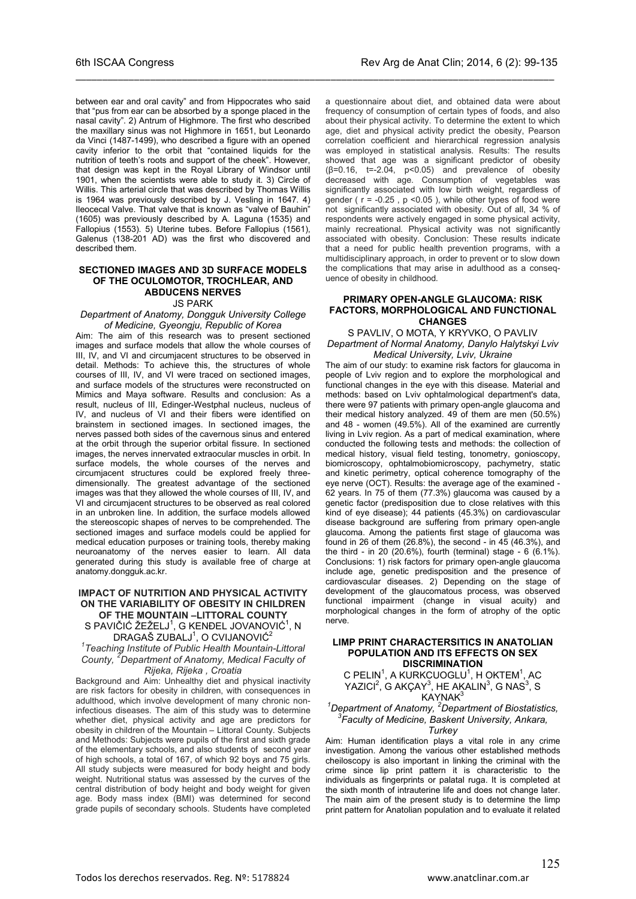between ear and oral cavity" and from Hippocrates who said that "pus from ear can be absorbed by a sponge placed in the nasal cavity". 2) Antrum of Highmore. The first who described the maxillary sinus was not Highmore in 1651, but Leonardo da Vinci (1487-1499), who described a figure with an opened cavity inferior to the orbit that "contained liquids for the nutrition of teeth's roots and support of the cheek". However, that design was kept in the Royal Library of Windsor until 1901, when the scientists were able to study it. 3) Circle of Willis. This arterial circle that was described by Thomas Willis is 1964 was previously described by J. Vesling in 1647. 4) Ileocecal Valve. That valve that is known as "valve of Bauhin" (1605) was previously described by A. Laguna (1535) and Fallopius (1553). 5) Uterine tubes. Before Fallopius (1561), Galenus (138-201 AD) was the first who discovered and described them.

### SECTIONED IMAGES AND 3D SURFACE MODELS OF THE OCULOMOTOR, TROCHLEAR, AND ABDUCENS NERVES

JS PARK

*Department of Anatomy, Dongguk University College of Medicine, Gyeongju, Republic of Korea*

Aim: The aim of this research was to present sectioned images and surface models that allow the whole courses of III, IV, and VI and circumjacent structures to be observed in detail. Methods: To achieve this, the structures of whole courses of III, IV, and VI were traced on sectioned images, and surface models of the structures were reconstructed on Mimics and Maya software. Results and conclusion: As a result, nucleus of III, Edinger-Westphal nucleus, nucleus of IV, and nucleus of VI and their fibers were identified on brainstem in sectioned images. In sectioned images, the nerves passed both sides of the cavernous sinus and entered at the orbit through the superior orbital fissure. In sectioned images, the nerves innervated extraocular muscles in orbit. In surface models, the whole courses of the nerves and circumjacent structures could be explored freely three-dimensionally. The greatest advantage of the sectioned images was that they allowed the whole courses of III, IV, and VI and circumjacent structures to be observed as real colored in an unbroken line. In addition, the surface models allowed the stereoscopic shapes of nerves to be comprehended. The sectioned images and surface models could be applied for medical education purposes or training tools, thereby making neuroanatomy of the nerves easier to learn. All data generated during this study is available free of charge at anatomy.dongguk.ac.kr.

### IMPACT OF NUTRITION AND PHYSICAL ACTIVITY ON THE VARIABILITY OF OBESITY IN CHILDREN OF THE MOUNTAIN –LITTORAL COUNTY

S PAVIČIĆ ŽEŽELJ[1], G KENĐEL JOVANOVIĆ[1], N DRAGAŠ ZUBALJ[1], O CVIJANOVIĆ[2]

*[1]Teaching Institute of Public Health Mountain-Littoral County, [2]Department of Anatomy, Medical Faculty of Rijeka, Rijeka , Croatia*

Background and Aim: Unhealthy diet and physical inactivity are risk factors for obesity in children, with consequences in adulthood, which involve development of many chronic non-infectious diseases. The aim of this study was to determine whether diet, physical activity and age are predictors for obesity in children of the Mountain – Littoral County. Subjects and Methods: Subjects were pupils of the first and sixth grade of the elementary schools, and also students of second year of high schools, a total of 167, of which 92 boys and 75 girls. All study subjects were measured for body height and body weight. Nutritional status was assessed by the curves of the central distribution of body height and body weight for given age. Body mass index (BMI) was determined for second grade pupils of secondary schools. Students have completed a questionnaire about diet, and obtained data were about frequency of consumption of certain types of foods, and also about their physical activity. To determine the extent to which age, diet and physical activity predict the obesity, Pearson correlation coefficient and hierarchical regression analysis was employed in statistical analysis. Results: The results showed that age was a significant predictor of obesity ($\beta$=0.16, t=-2.04, $p<0.05$) and prevalence of obesity decreased with age. Consumption of vegetables was significantly associated with low birth weight, regardless of gender ( $r$ = -0.25 , $p<0.05$ ), while other types of food were not significantly associated with obesity. Out of all, 34 % of respondents were actively engaged in some physical activity, mainly recreational. Physical activity was not significantly associated with obesity. Conclusion: These results indicate that a need for public health prevention programs, with a multidisciplinary approach, in order to prevent or to slow down the complications that may arise in adulthood as a consequence of obesity in childhood.

### PRIMARY OPEN-ANGLE GLAUCOMA: RISK FACTORS, MORPHOLOGICAL AND FUNCTIONAL CHANGES

S PAVLIV, O MOTA, Y KRYVKO, O PAVLIV

*Department of Normal Anatomy, Danylo Halytskyi Lviv Medical University, Lviv, Ukraine*

The aim of our study: to examine risk factors for glaucoma in people of Lviv region and to explore the morphological and functional changes in the eye with this disease. Material and methods: based on Lviv ophtalmological department's data, there were 97 patients with primary open-angle glaucoma and their medical history analyzed. 49 of them are men (50.5%) and 48 - women (49.5%). All of the examined are currently living in Lviv region. As a part of medical examination, where conducted the following tests and methods: the collection of medical history, visual field testing, tonometry, gonioscopy, biomicroscopy, ophtalmobiomicroscopy, pachymetry, static and kinetic perimetry, optical coherence tomography of the eye nerve (OCT). Results: the average age of the examined - 62 years. In 75 of them (77.3%) glaucoma was caused by a genetic factor (predisposition due to close relatives with this kind of eye disease); 44 patients (45.3%) on cardiovascular disease background are suffering from primary open-angle glaucoma. Among the patients first stage of glaucoma was found in 26 of them (26.8%), the second - in 45 (46.3%), and the third - in 20 (20.6%), fourth (terminal) stage - 6 (6.1%). Conclusions: 1) risk factors for primary open-angle glaucoma include age, genetic predisposition and the presence of cardiovascular diseases. 2) Depending on the stage of development of the glaucomatous process, was observed functional impairment (change in visual acuity) and morphological changes in the form of atrophy of the optic nerve.

### LIMP PRINT CHARACTERSITICS IN ANATOLIAN POPULATION AND ITS EFFECTS ON SEX DISCRIMINATION

C PELIN[1], A KURKCUOGLU[1], H OKTEM[1], AC YAZICI[2], G AKÇAY[3], HE AKALIN[3], G NAS[3], S KAYNAK[3]

*[1]Department of Anatomy, [2]Department of Biostatistics, [3]Faculty of Medicine, Baskent University, Ankara, Turkey*

Aim: Human identification plays a vital role in any crime investigation. Among the various other established methods cheiloscopy is also important in linking the criminal with the crime since lip print pattern it is characteristic to the individuals as fingerprints or palatal ruga. It is completed at the sixth month of intrauterine life and does not change later. The main aim of the present study is to determine the limp print pattern for Anatolian population and to evaluate it related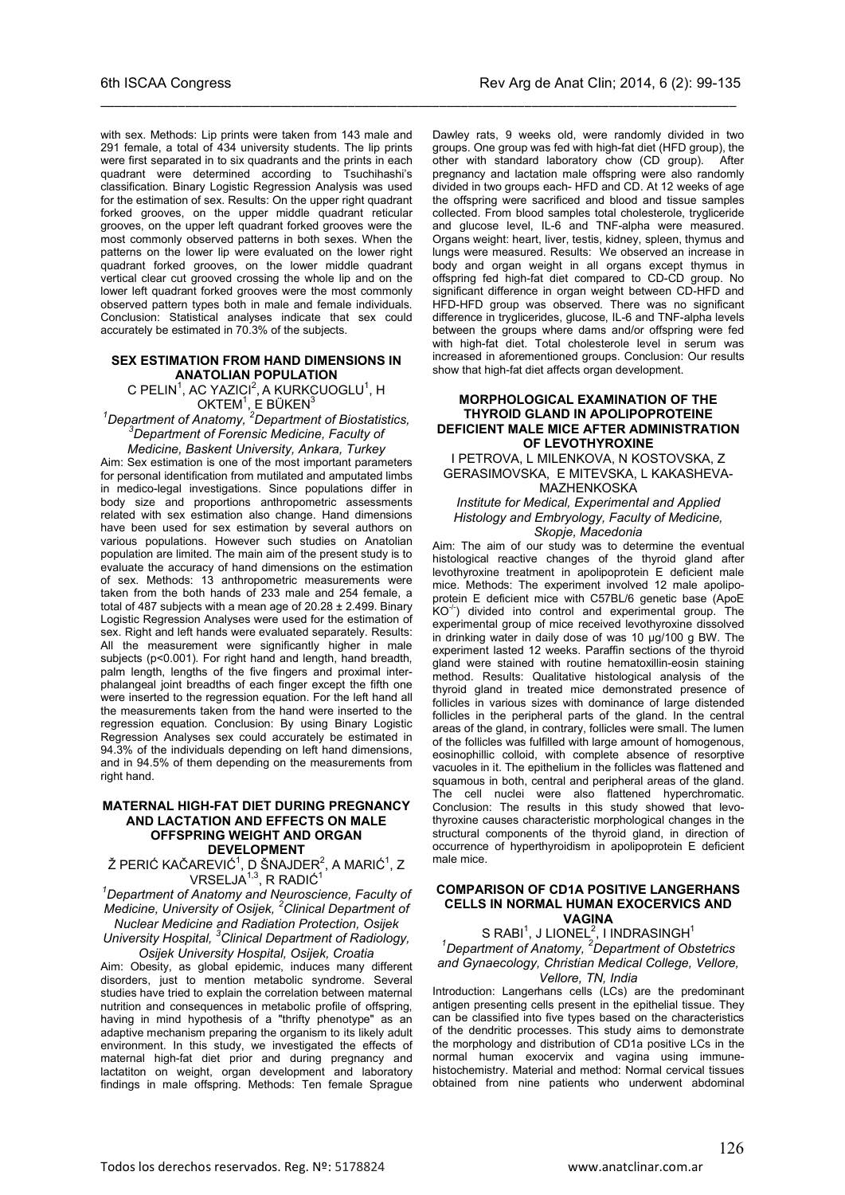with sex. Methods: Lip prints were taken from 143 male and 291 female, a total of 434 university students. The lip prints were first separated in to six quadrants and the prints in each quadrant were determined according to Tsuchihashi's classification. Binary Logistic Regression Analysis was used for the estimation of sex. Results: On the upper right quadrant forked grooves, on the upper middle quadrant reticular grooves, on the upper left quadrant forked grooves were the most commonly observed patterns in both sexes. When the patterns on the lower lip were evaluated on the lower right quadrant forked grooves, on the lower middle quadrant vertical clear cut grooved crossing the whole lip and on the lower left quadrant forked grooves were the most commonly observed pattern types both in male and female individuals. Conclusion: Statistical analyses indicate that sex could accurately be estimated in 70.3% of the subjects.

### SEX ESTIMATION FROM HAND DIMENSIONS IN ANATOLIAN POPULATION

C PELIN[1], AC YAZICI[2], A KURKCUOGLU[1], H OKTEM[1], E BÜKEN[3]

*[1]Department of Anatomy, [2]Department of Biostatistics, [3]Department of Forensic Medicine, Faculty of Medicine, Baskent University, Ankara, Turkey*

Aim: Sex estimation is one of the most important parameters for personal identification from mutilated and amputated limbs in medico-legal investigations. Since populations differ in body size and proportions anthropometric assessments related with sex estimation also change. Hand dimensions have been used for sex estimation by several authors on various populations. However such studies on Anatolian population are limited. The main aim of the present study is to evaluate the accuracy of hand dimensions on the estimation of sex. Methods: 13 anthropometric measurements were taken from the both hands of 233 male and 254 female, a total of 487 subjects with a mean age of 20.28 ± 2.499. Binary Logistic Regression Analyses were used for the estimation of sex. Right and left hands were evaluated separately. Results: All the measurement were significantly higher in male subjects ($p<0.001$). For right hand and length, hand breadth, palm length, lengths of the five fingers and proximal interphalangeal joint breadths of each finger except the fifth one were inserted to the regression equation. For the left hand all the measurements taken from the hand were inserted to the regression equation. Conclusion: By using Binary Logistic Regression Analyses sex could accurately be estimated in 94.3% of the individuals depending on left hand dimensions, and in 94.5% of them depending on the measurements from right hand.

### MATERNAL HIGH-FAT DIET DURING PREGNANCY AND LACTATION AND EFFECTS ON MALE OFFSPRING WEIGHT AND ORGAN DEVELOPMENT

Ž PERIĆ KAČAREVIĆ[1], D ŠNAJDER[2], A MARIĆ[1], Z VRSELJA[1,3], R RADIĆ[1]

*[1]Department of Anatomy and Neuroscience, Faculty of Medicine, University of Osijek, [2]Clinical Department of Nuclear Medicine and Radiation Protection, Osijek University Hospital, [3]Clinical Department of Radiology, Osijek University Hospital, Osijek, Croatia*

Aim: Obesity, as global epidemic, induces many different disorders, just to mention metabolic syndrome. Several studies have tried to explain the correlation between maternal nutrition and consequences in metabolic profile of offspring, having in mind hypothesis of a "thrifty phenotype" as an adaptive mechanism preparing the organism to its likely adult environment. In this study, we investigated the effects of maternal high-fat diet prior and during pregnancy and lactatiton on weight, organ development and laboratory findings in male offspring. Methods: Ten female Sprague Dawley rats, 9 weeks old, were randomly divided in two groups. One group was fed with high-fat diet (HFD group), the other with standard laboratory chow (CD group). After pregnancy and lactation male offspring were also randomly divided in two groups each- HFD and CD. At 12 weeks of age the offspring were sacrificed and blood and tissue samples collected. From blood samples total cholesterole, trygliceride and glucose level, IL-6 and TNF-alpha were measured. Organs weight: heart, liver, testis, kidney, spleen, thymus and lungs were measured. Results: We observed an increase in body and organ weight in all organs except thymus in offspring fed high-fat diet compared to CD-CD group. No significant difference in organ weight between CD-HFD and HFD-HFD group was observed. There was no significant difference in trygliceri​des, glucose, IL-6 and TNF-alpha levels between the groups where dams and/or offspring were fed with high-fat diet. Total cholesterole level in serum was increased in aforementioned groups. Conclusion: Our results show that high-fat diet affects organ development.

### MORPHOLOGICAL EXAMINATION OF THE THYROID GLAND IN APOLIPOPROTEINE DEFICIENT MALE MICE AFTER ADMINISTRATION OF LEVOTHYROXINE

I PETROVA, L MILENKOVA, N KOSTOVSKA, Z GERASIMOVSKA, E MITEVSKA, L KAKASHEVA-MAZHENKOSKA

*Institute for Medical, Experimental and Applied Histology and Embryology, Faculty of Medicine, Skopje, Macedonia*

Aim: The aim of our study was to determine the eventual histological reactive changes of the thyroid gland after levothyroxine treatment in apolipoprotein E deficient male mice. Methods: The experiment involved 12 male apolipoprotein E deficient mice with C57BL/6 genetic base (ApoE $KO^{-/-}$) divided into control and experimental group. The experimental group of mice received levothyroxine dissolved in drinking water in daily dose of was 10 µg/100 g BW. The experiment lasted 12 weeks. Paraffin sections of the thyroid gland were stained with routine hematoxillin-eosin staining method. Results: Qualitative histological analysis of the thyroid gland in treated mice demonstrated presence of follicles in various sizes with dominance of large distended follicles in the peripheral parts of the gland. In the central areas of the gland, in contrary, follicles were small. The lumen of the follicles was fulfilled with large amount of homogenous, eosinophillic colloid, with complete absence of resorptive vacuoles in it. The epithelium in the follicles was flattened and squamous in both, central and peripheral areas of the gland. The cell nuclei were also flattened hyperchromatic. Conclusion: The results in this study showed that levothyroxine causes characteristic morphological changes in the structural components of the thyroid gland, in direction of occurrence of hyperthyroidism in apolipoprotein E deficient male mice.

### COMPARISON OF CD1A POSITIVE LANGERHANS CELLS IN NORMAL HUMAN EXOCERVICS AND VAGINA

S RABI[1], J LIONEL[2], I INDRASINGH[1]

*[1]Department of Anatomy, [2]Department of Obstetrics and Gynaecology, Christian Medical College, Vellore, TN, India*

Introduction: Langerhans cells (LCs) are the predominant antigen presenting cells present in the epithelial tissue. They can be classified into five types based on the characteristics of the dendritic processes. This study aims to demonstrate the morphology and distribution of CD1a positive LCs in the normal human exocervix and vagina using immunehistochemistry. Material and method: Normal cervical tissues obtained from nine patients who underwent abdominal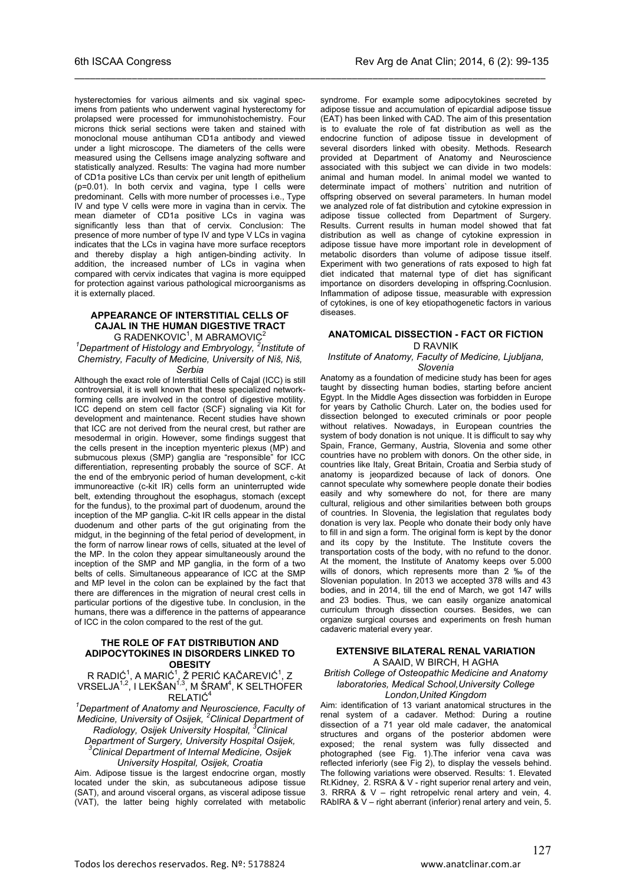hysterectomies for various ailments and six vaginal specimens from patients who underwent vaginal hysterectomy for prolapsed were processed for immunohistochemistry. Four microns thick serial sections were taken and stained with monoclonal mouse antihuman CD1a antibody and viewed under a light microscope. The diameters of the cells were measured using the Cellsens image analyzing software and statistically analyzed. Results: The vagina had more number of CD1a positive LCs than cervix per unit length of epithelium (p=0.01). In both cervix and vagina, type I cells were predominant. Cells with more number of processes i.e., Type IV and type V cells were more in vagina than in cervix. The mean diameter of CD1a positive LCs in vagina was significantly less than that of cervix. Conclusion: The presence of more number of type IV and type V LCs in vagina indicates that the LCs in vagina have more surface receptors and thereby display a high antigen-binding activity. In addition, the increased number of LCs in vagina when compared with cervix indicates that vagina is more equipped for protection against various pathological microorganisms as it is externally placed.

### APPEARANCE OF INTERSTITIAL CELLS OF CAJAL IN THE HUMAN DIGESTIVE TRACT

G RADENKOVIC[1], M ABRAMOVIC[2]

*[1]Department of Histology and Embryology, [2]Institute of Chemistry, Faculty of Medicine, University of Niš, Niš, Serbia*

Although the exact role of Interstitial Cells of Cajal (ICC) is still controversial, it is well known that these specialized network-forming cells are involved in the control of digestive motility. ICC depend on stem cell factor (SCF) signaling via Kit for development and maintenance. Recent studies have shown that ICC are not derived from the neural crest, but rather are mesodermal in origin. However, some findings suggest that the cells present in the inception myenteric plexus (MP) and submucous plexus (SMP) ganglia are "responsible" for ICC differentiation, representing probably the source of SCF. At the end of the embryonic period of human development, c-kit immunoreactive (c-kit IR) cells form an uninterrupted wide belt, extending throughout the esophagus, stomach (except for the fundus), to the proximal part of duodenum, around the inception of the MP ganglia. C-kit IR cells appear in the distal duodenum and other parts of the gut originating from the midgut, in the beginning of the fetal period of development, in the form of narrow linear rows of cells, situated at the level of the MP. In the colon they appear simultaneously around the inception of the SMP and MP ganglia, in the form of a two belts of cells. Simultaneous appearance of ICC at the SMP and MP level in the colon can be explained by the fact that there are differences in the migration of neural crest cells in particular portions of the digestive tube. In conclusion, in the humans, there was a difference in the patterns of appearance of ICC in the colon compared to the rest of the gut.

### THE ROLE OF FAT DISTRIBUTION AND ADIPOCYTOKINES IN DISORDERS LINKED TO OBESITY

R RADIĆ[1], A MARIĆ[1], Ž PERIĆ KAČAREVIĆ[1], Z VRSELJA[1,2], I LEKŠAN[1,3], M ŠRAM[4], K SELTHOFER RELATIĆ[4]

*[1]Department of Anatomy and Neuroscience, Faculty of Medicine, University of Osijek, [2]Clinical Department of Radiology, Osijek University Hospital, [3]Clinical Department of Surgery, University Hospital Osijek, [3]Clinical Department of Internal Medicine, Osijek University Hospital, Osijek, Croatia*

Aim. Adipose tissue is the largest endocrine organ, mostly located under the skin, as subcutaneous adipose tissue (SAT), and around visceral organs, as visceral adipose tissue (VAT), the latter being highly correlated with metabolic syndrome. For example some adipocytokines secreted by adipose tissue and accumulation of epicardial adipose tissue (EAT) has been linked with CAD. The aim of this presentation is to evaluate the role of fat distribution as well as the endocrine function of adipose tissue in development of several disorders linked with obesity. Methods. Research provided at Department of Anatomy and Neuroscience associated with this subject we can divide in two models: animal and human model. In animal model we wanted to determinate impact of mothers` nutrition and nutrition of offspring observed on several parameters. In human model we analyzed role of fat distribution and cytokine expression in adipose tissue collected from Department of Surgery. Results. Current results in human model showed that fat distribution as well as change of cytokine expression in adipose tissue have more important role in development of metabolic disorders than volume of adipose tissue itself. Experiment with two generations of rats exposed to high fat diet indicated that maternal type of diet has significant importance on disorders developing in offspring.Cocnlusion. Inflammation of adipose tissue, measurable with expression of cytokines, is one of key etiopathogenetic factors in various diseases.

### ANATOMICAL DISSECTION - FACT OR FICTION

D RAVNIK

*Institute of Anatomy, Faculty of Medicine, Ljubljana, Slovenia*

Anatomy as a foundation of medicine study has been for ages taught by dissecting human bodies, starting before ancient Egypt. In the Middle Ages dissection was forbidden in Europe for years by Catholic Church. Later on, the bodies used for dissection belonged to executed criminals or poor people without relatives. Nowadays, in European countries the system of body donation is not unique. It is difficult to say why Spain, France, Germany, Austria, Slovenia and some other countries have no problem with donors. On the other side, in countries like Italy, Great Britain, Croatia and Serbia study of anatomy is jeopardized because of lack of donors. One cannot speculate why somewhere people donate their bodies easily and why somewhere do not, for there are many cultural, religious and other similarities between both groups of countries. In Slovenia, the legislation that regulates body donation is very lax. People who donate their body only have to fill in and sign a form. The original form is kept by the donor and its copy by the Institute. The Institute covers the transportation costs of the body, with no refund to the donor. At the moment, the Institute of Anatomy keeps over 5.000 wills of donors, which represents more than 2 ‰ of the Slovenian population. In 2013 we accepted 378 wills and 43 bodies, and in 2014, till the end of March, we got 147 wills and 23 bodies. Thus, we can easily organize anatomical curriculum through dissection courses. Besides, we can organize surgical courses and experiments on fresh human cadaveric material every year.

### EXTENSIVE BILATERAL RENAL VARIATION

A SAAID, W BIRCH, H AGHA

*British College of Osteopathic Medicine and Anatomy laboratories, Medical School,University College London,United Kingdom*

Aim: identification of 13 variant anatomical structures in the renal system of a cadaver. Method: During a routine dissection of a 71 year old male cadaver, the anatomical structures and organs of the posterior abdomen were exposed; the renal system was fully dissected and photographed (see Fig. 1).The inferior vena cava was reflected inferiorly (see Fig 2), to display the vessels behind. The following variations were observed. Results: 1. Elevated Rt.Kidney, 2. RSRA & V - right superior renal artery and vein, 3. RRRA & V – right retropelvic renal artery and vein, 4. RAbIRA & V – right aberrant (inferior) renal artery and vein, 5.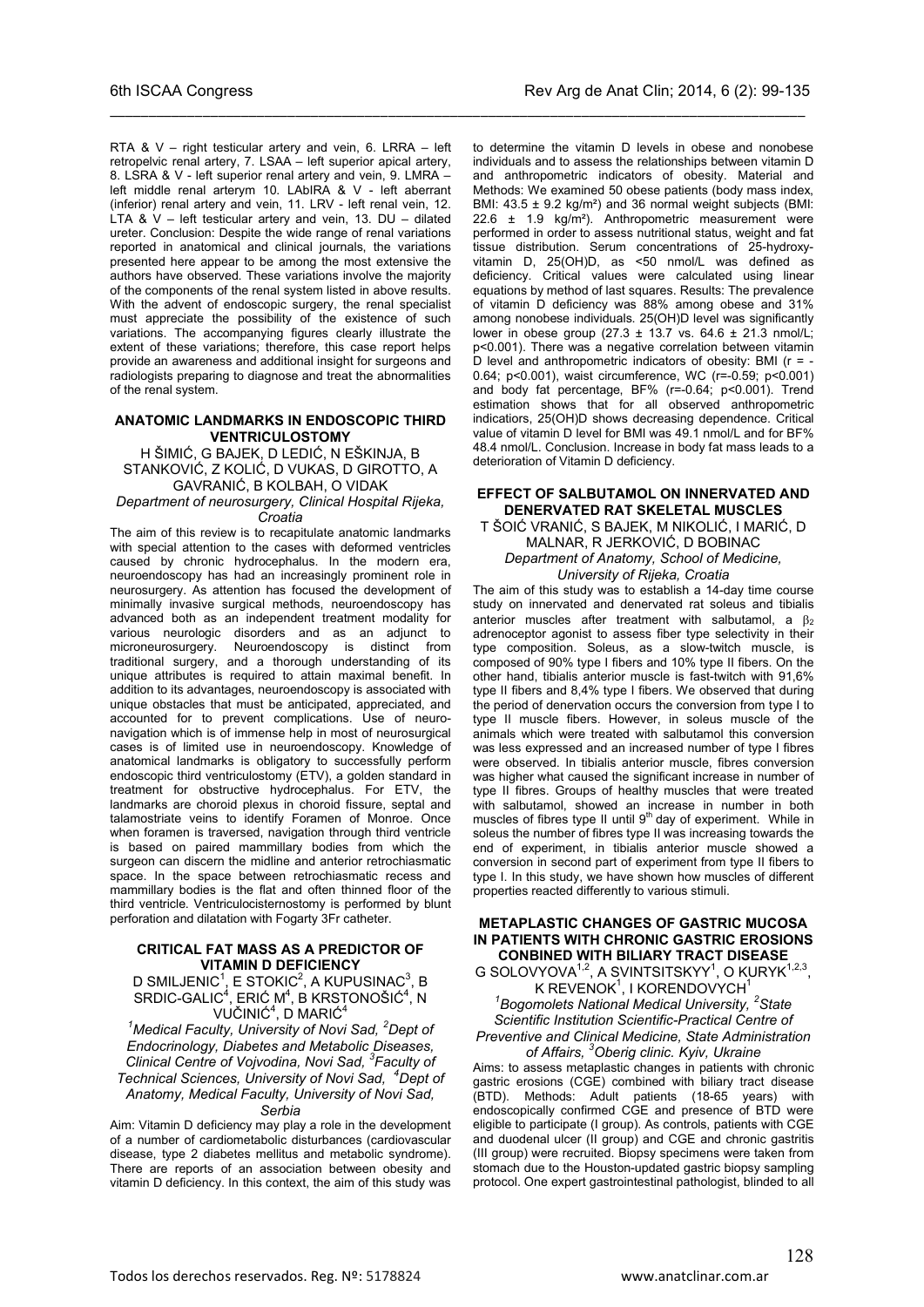RTA & V – right testicular artery and vein, 6. LRRA – left retropelvic renal artery, 7. LSAA – left superior apical artery, 8. LSRA & V - left superior renal artery and vein, 9. LMRA – left middle renal arterym 10. LAbIRA & V - left aberrant (inferior) renal artery and vein, 11. LRV - left renal vein, 12. LTA & V – left testicular artery and vein, 13. DU – dilated ureter. Conclusion: Despite the wide range of renal variations reported in anatomical and clinical journals, the variations presented here appear to be among the most extensive the authors have observed. These variations involve the majority of the components of the renal system listed in above results. With the advent of endoscopic surgery, the renal specialist must appreciate the possibility of the existence of such variations. The accompanying figures clearly illustrate the extent of these variations; therefore, this case report helps provide an awareness and additional insight for surgeons and radiologists preparing to diagnose and treat the abnormalities of the renal system.

### ANATOMIC LANDMARKS IN ENDOSCOPIC THIRD VENTRICULOSTOMY

H ŠIMIĆ, G BAJEK, D LEDIĆ, N EŠKINJA, B STANKOVIĆ, Z KOLIĆ, D VUKAS, D GIROTTO, A GAVRANIĆ, B KOLBAH, O VIDAK

*Department of neurosurgery, Clinical Hospital Rijeka, Croatia*

The aim of this review is to recapitulate anatomic landmarks with special attention to the cases with deformed ventricles caused by chronic hydrocephalus. In the modern era, neuroendoscopy has had an increasingly prominent role in neurosurgery. As attention has focused the development of minimally invasive surgical methods, neuroendoscopy has advanced both as an independent treatment modality for various neurologic disorders and as an adjunct to microneurosurgery. Neuroendoscopy is distinct from traditional surgery, and a thorough understanding of its unique attributes is required to attain maximal benefit. In addition to its advantages, neuroendoscopy is associated with unique obstacles that must be anticipated, appreciated, and accounted for to prevent complications. Use of neuro-navigation which is of immense help in most of neurosurgical cases is of limited use in neuroendoscopy. Knowledge of anatomical landmarks is obligatory to successfully perform endoscopic third ventriculostomy (ETV), a golden standard in treatment for obstructive hydrocephalus. For ETV, the landmarks are choroid plexus in choroid fissure, septal and talamostriate veins to identify Foramen of Monroe. Once when foramen is traversed, navigation through third ventricle is based on paired mammillary bodies from which the surgeon can discern the midline and anterior retrochiasmatic space. In the space between retrochiasmatic recess and mammillary bodies is the flat and often thinned floor of the third ventricle. Ventriculocisternostomy is performed by blunt perforation and dilatation with Fogarty 3Fr catheter.

### CRITICAL FAT MASS AS A PREDICTOR OF VITAMIN D DEFICIENCY

D SMILJENIC[1], E STOKIC[2], A KUPUSINAC[3], B SRDIC-GALIC[4], ERIĆ M[4], B KRSTONOŠIĆ[4], N VUČINIĆ[4], D MARIĆ[4]

*[1]Medical Faculty, University of Novi Sad, [2]Dept of Endocrinology, Diabetes and Metabolic Diseases, Clinical Centre of Vojvodina, Novi Sad, [3]Faculty of Technical Sciences, University of Novi Sad, [4]Dept of Anatomy, Medical Faculty, University of Novi Sad, Serbia*

Aim: Vitamin D deficiency may play a role in the development of a number of cardiometabolic disturbances (cardiovascular disease, type 2 diabetes mellitus and metabolic syndrome). There are reports of an association between obesity and vitamin D deficiency. In this context, the aim of this study was to determine the vitamin D levels in obese and nonobese individuals and to assess the relationships between vitamin D and anthropometric indicators of obesity. Material and Methods: We examined 50 obese patients (body mass index, BMI: 43.5 ± 9.2 kg/m²) and 36 normal weight subjects (BMI: 22.6 ± 1.9 kg/m²). Anthropometric measurement were performed in order to assess nutritional status, weight and fat tissue distribution. Serum concentrations of 25-hydroxy-vitamin D, 25(OH)D, as <50 nmol/L was defined as deficiency. Critical values were calculated using linear equations by method of last squares. Results: The prevalence of vitamin D deficiency was 88% among obese and 31% among nonobese individuals. 25(OH)D level was significantly lower in obese group (27.3 ± 13.7 vs. 64.6 ± 21.3 nmol/L; $p<0.001$). There was a negative correlation between vitamin D level and anthropometric indicators of obesity: BMI ($r = -0.64$; $p<0.001$), waist circumference, WC ($r=-0.59$; $p<0.001$) and body fat percentage, BF% ($r=-0.64$; $p<0.001$). Trend estimation shows that for all observed anthropometric indicatiors, 25(OH)D shows decreasing dependence. Critical value of vitamin D level for BMI was 49.1 nmol/L and for BF% 48.4 nmol/L. Conclusion. Increase in body fat mass leads to a deterioration of Vitamin D deficiency.

### EFFECT OF SALBUTAMOL ON INNERVATED AND DENERVATED RAT SKELETAL MUSCLES

T ŠOIĆ VRANIĆ, S BAJEK, M NIKOLIĆ, I MARIĆ, D MALNAR, R JERKOVIĆ, D BOBINAC

*Department of Anatomy, School of Medicine, University of Rijeka, Croatia*

The aim of this study was to establish a 14-day time course study on innervated and denervated rat soleus and tibialis anterior muscles after treatment with salbutamol, a $\beta_2$ adrenoceptor agonist to assess fiber type selectivity in their type composition. Soleus, as a slow-twitch muscle, is composed of 90% type I fibers and 10% type II fibers. On the other hand, tibialis anterior muscle is fast-twitch with 91,6% type II fibers and 8,4% type I fibers. We observed that during the period of denervation occurs the conversion from type I to type II muscle fibers. However, in soleus muscle of the animals which were treated with salbutamol this conversion was less expressed and an increased number of type I fibres were observed. In tibialis anterior muscle, fibres conversion was higher what caused the significant increase in number of type II fibres. Groups of healthy muscles that were treated with salbutamol, showed an increase in number in both muscles of fibres type II until 9th day of experiment. While in soleus the number of fibres type II was increasing towards the end of experiment, in tibialis anterior muscle showed a conversion in second part of experiment from type II fibers to type I. In this study, we have shown how muscles of different properties reacted differently to various stimuli.

### METAPLASTIC CHANGES OF GASTRIC MUCOSA IN PATIENTS WITH CHRONIC GASTRIC EROSIONS CONBINED WITH BILIARY TRACT DISEASE

G SOLOVYOVA[1,2], A SVINTSITSKYY[1], O KURYK[1,2,3], K REVENOK[1], I KORENDOVYCH[1]

*[1]Bogomolets National Medical University, [2]State Scientific Institution Scientific-Practical Centre of Preventive and Clinical Medicine, State Administration of Affairs, [3]Oberig clinic. Kyiv, Ukraine*

Aims: to assess metaplastic changes in patients with chronic gastric erosions (CGE) combined with biliary tract disease (BTD). Methods: Adult patients (18-65 years) with endoscopically confirmed CGE and presence of BTD were eligible to participate (I group). As controls, patients with CGE and duodenal ulcer (II group) and CGE and chronic gastritis (III group) were recruited. Biopsy specimens were taken from stomach due to the Houston-updated gastric biopsy sampling protocol. One expert gastrointestinal pathologist, blinded to all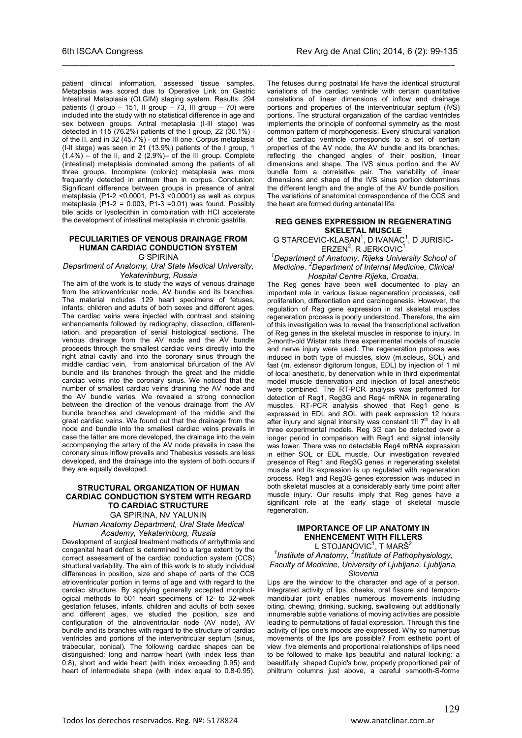patient clinical information, assessed tissue samples. Metaplasia was scored due to Operative Link on Gastric Intestinal Metaplasia (OLGIM) staging system. Results: 294 patients (I group – 151, II group – 73, III group – 70) were included into the study with no statistical difference in age and sex between groups. Antral metaplasia (I-III stage) was detected in 115 (76.2%) patients of the I group, 22 (30.1%) - of the II, and in 32 (45.7%) - of the III one. Corpus metaplasia (I-II stage) was seen in 21 (13.9%) patients of the I group, 1 (1.4%) – of the II, and 2 (2.9%)– of the III group. Complete (intestinal) metaplasia dominated among the patients of all three groups. Incomplete (colonic) metaplasia was more frequently detected in antrum than in corpus. Conclusion: Significant difference between groups in presence of antral metaplasia (P1-2 <0.0001, P1-3 <0.0001) as well as corpus metaplasia (P1-2 = 0.003, P1-3 =0.01) was found. Possibly bile acids or lysolecithin in combination with HCl accelerate the development of intestinal metaplasia in chronic gastritis.

### PECULIARITIES OF VENOUS DRAINAGE FROM HUMAN CARDIAC CONDUCTION SYSTEM

G SPIRINA

*Department of Anatomy, Ural State Medical University, Yekaterinburg, Russia*

The aim of the work is to study the ways of venous drainage from the atrioventricular node, AV bundle and its branches. The material includes 129 heart specimens of fetuses, infants, children and adults of both sexes and different ages. The cardiac veins were injected with contrast and staining enhancements followed by radiography, dissection, differentiation, and preparation of serial histological sections. The venous drainage from the AV node and the AV bundle proceeds through the smallest cardiac veins directly into the right atrial cavity and into the coronary sinus through the middle cardiac vein, from anatomical bifurcation of the AV bundle and its branches through the great and the middle cardiac veins into the coronary sinus. We noticed that the number of smallest cardiac veins draining the AV node and the AV bundle varies. We revealed a strong connection between the direction of the venous drainage from the AV bundle branches and development of the middle and the great cardiac veins. We found out that the drainage from the node and bundle into the smallest cardiac veins prevails in case the latter are more developed, the drainage into the vein accompanying the artery of the AV node prevails in case the coronary sinus inflow prevails and Thebesius vessels are less developed, and the drainage into the system of both occurs if they are equally developed.

### STRUCTURAL ORGANIZATION OF HUMAN CARDIAC CONDUCTION SYSTEM WITH REGARD TO CARDIAC STRUCTURE

GA SPIRINA, NV YALUNIN

*Human Anatomy Department, Ural State Medical Academy, Yekaterinburg, Russia*

Development of surgical treatment methods of arrhythmia and congenital heart defect is determined to a large extent by the correct assessment of the cardiac conduction system (CCS) structural variability. The aim of this work is to study individual differences in position, size and shape of parts of the CCS atrioventricular portion in terms of age and with regard to the cardiac structure. By applying generally accepted morphological methods to 501 heart specimens of 12- to 32-week gestation fetuses, infants, children and adults of both sexes and different ages, we studied the position, size and configuration of the atrioventricular node (AV node), AV bundle and its branches with regard to the structure of cardiac ventricles and portions of the interventricular septum (sinus, trabecular, conical). The following cardiac shapes can be distinguished: long and narrow heart (with index less than 0.8), short and wide heart (with index exceeding 0.95) and heart of intermediate shape (with index equal to 0.8-0.95). The fetuses during postnatal life have the identical structural variations of the cardiac ventricle with certain quantitative correlations of linear dimensions of inflow and drainage portions and properties of the interventricular septum (IVS) portions. The structural organization of the cardiac ventricles implements the principle of conformal symmetry as the most common pattern of morphogenesis. Every structural variation of the cardiac ventricle corresponds to a set of certain properties of the AV node, the AV bundle and its branches, reflecting the changed angles of their position, linear dimensions and shape. The IVS sinus portion and the AV bundle form a correlative pair. The variability of linear dimensions and shape of the IVS sinus portion determines the different length and the angle of the AV bundle position. The variations of anatomical correspondence of the CCS and the heart are formed during antenatal life.

### REG GENES EXPRESSION IN REGENERATING SKELETAL MUSCLE

G STARCEVIC-KLASAN[1], D IVANAC[1], D JURISIC-ERZEN[2], R JERKOVIC[1]

*[1]Department of Anatomy, Rijeka University School of Medicine. [2]Department of Internal Medicine, Clinical Hospital Centre Rijeka, Croatia.*

The Reg genes have been well documented to play an important role in various tissue regeneration processes, cell proliferation, differentiation and carcinogenesis. However, the regulation of Reg gene expression in rat skeletal muscles regeneration process is poorly understood. Therefore, the aim of this investigation was to reveal the transcriptional activation of Reg genes in the skeletal muscles in response to injury. In 2-month-old Wistar rats three experimental models of muscle and nerve injury were used. The regeneration process was induced in both type of muscles, slow (m.soleus, SOL) and fast (m. extensor digitorum longus, EDL) by injection of 1 ml of local anesthetic, by denervation while in third experimental model muscle denervation and injection of local anesthetic were combined. The RT-PCR analysis was performed for detection of Reg1, Reg3G and Reg4 mRNA in regenerating muscles. RT-PCR analysis showed that Reg1 gene is expressed in EDL and SOL with peak expression 12 hours after injury and signal intensity was constant till 7$^{th}$ day in all three experimental models. Reg 3G can be detected over a longer period in comparison with Reg1 and signal intensity was lower. There was no detectable Reg4 mRNA expression in either SOL or EDL muscle. Our investigation revealed presence of Reg1 and Reg3G genes in regenerating skeletal muscle and its expression is up regulated with regeneration process. Reg1 and Reg3G genes expression was induced in both skeletal muscles at a considerably early time point after muscle injury. Our results imply that Reg genes have a significant role at the early stage of skeletal muscle regeneration.

### IMPORTANCE OF LIP ANATOMY IN ENHENCEMENT WITH FILLERS

L STOJANOVIC[1], T MARŠ[2]

*[1]Institute of Anatomy, [2]Institute of Pathophysiology, Faculty of Medicine, University of Ljubljana, Ljubljana, Slovenia*

Lips are the window to the character and age of a person. Integrated activity of lips, cheeks, oral fissure and temporomandibular joint enables numerous movements including biting, chewing, drinking, sucking, swallowing but additionally innumerable subtle variations of moving activities are possible leading to permutations of facial expression. Through this fine activity of lips one's moods are expressed. Why so numerous movements of the lips are possible? From esthetic point of view five elements and proportional relationships of lips need to be followed to make lips beautiful and natural looking: a beautifully shaped Cupid's bow, properly proportioned pair of philtrum columns just above, a careful »smooth-S-form«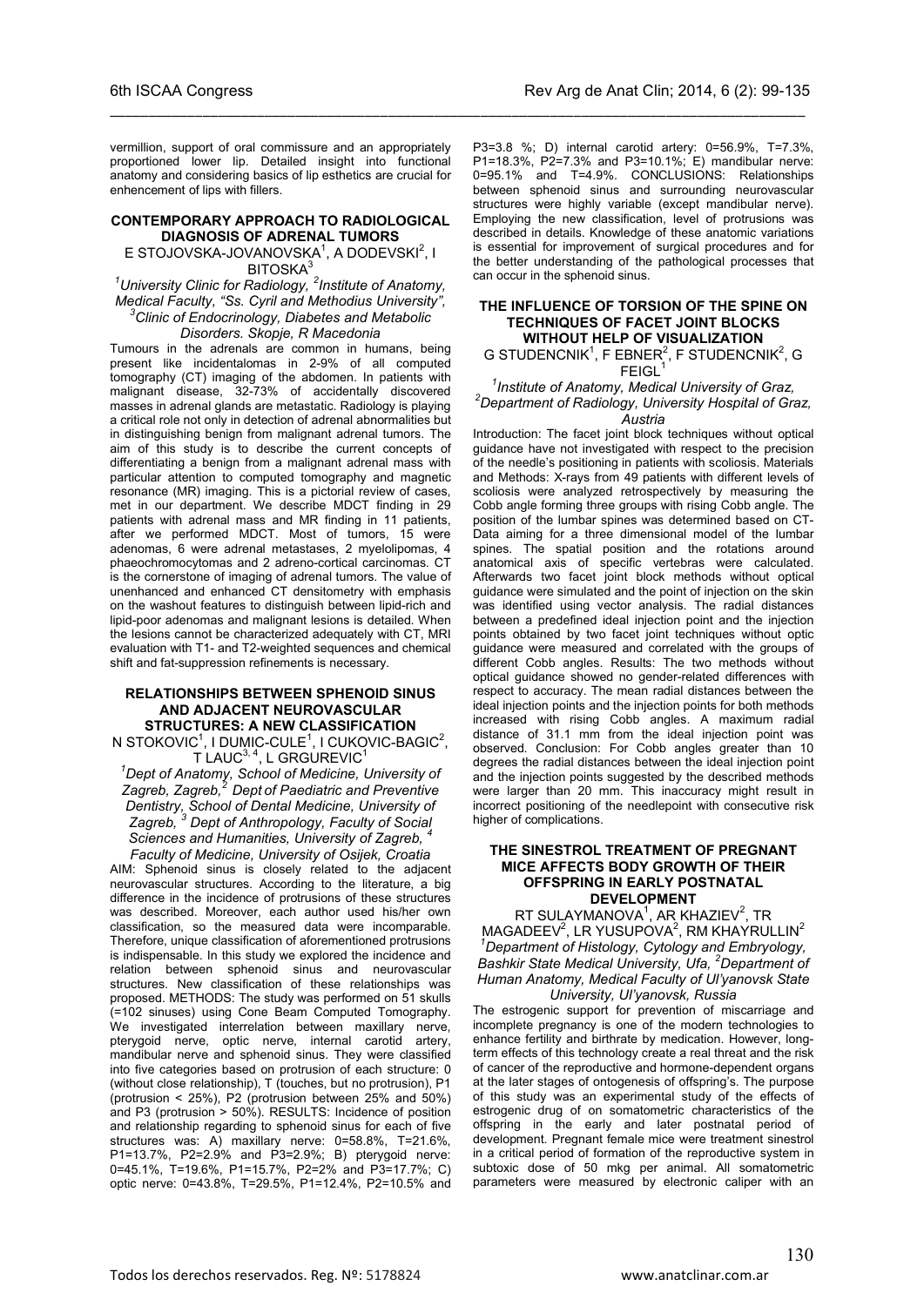vermillion, support of oral commissure and an appropriately proportioned lower lip. Detailed insight into functional anatomy and considering basics of lip esthetics are crucial for enhencement of lips with fillers.

#### CONTEMPORARY APPROACH TO RADIOLOGICAL DIAGNOSIS OF ADRENAL TUMORS

E STOJOVSKA-JOVANOVSKA[1], A DODEVSKI[2], I BITOSKA[3]

*[1]University Clinic for Radiology, [2]Institute of Anatomy, Medical Faculty, "Ss. Cyril and Methodius University", [3]Clinic of Endocrinology, Diabetes and Metabolic Disorders. Skopje, R Macedonia*

Tumours in the adrenals are common in humans, being present like incidentalomas in 2-9% of all computed tomography (CT) imaging of the abdomen. In patients with malignant disease, 32-73% of accidentally discovered masses in adrenal glands are metastatic. Radiology is playing a critical role not only in detection of adrenal abnormalities but in distinguishing benign from malignant adrenal tumors. The aim of this study is to describe the current concepts of differentiating a benign from a malignant adrenal mass with particular attention to computed tomography and magnetic resonance (MR) imaging. This is a pictorial review of cases, met in our department. We describe MDCT finding in 29 patients with adrenal mass and MR finding in 11 patients, after we performed MDCT. Most of tumors, 15 were adenomas, 6 were adrenal metastases, 2 myelolipomas, 4 phaeochromocytomas and 2 adreno-cortical carcinomas. CT is the cornerstone of imaging of adrenal tumors. The value of unenhanced and enhanced CT densitometry with emphasis on the washout features to distinguish between lipid-rich and lipid-poor adenomas and malignant lesions is detailed. When the lesions cannot be characterized adequately with CT, MRI evaluation with T1- and T2-weighted sequences and chemical shift and fat-suppression refinements is necessary.

#### RELATIONSHIPS BETWEEN SPHENOID SINUS AND ADJACENT NEUROVASCULAR STRUCTURES: A NEW CLASSIFICATION

N STOKOVIC[1], I DUMIC-CULE[1], I CUKOVIC-BAGIC[2], T LAUC[3, 4], L GRGUREVIC[1]

*[1]Dept of Anatomy, School of Medicine, University of Zagreb, Zagreb, [2] Dept of Paediatric and Preventive Dentistry, School of Dental Medicine, University of Zagreb, [3] Dept of Anthropology, Faculty of Social Sciences and Humanities, University of Zagreb, [4] Faculty of Medicine, University of Osijek, Croatia*

AIM: Sphenoid sinus is closely related to the adjacent neurovascular structures. According to the literature, a big difference in the incidence of protrusions of these structures was described. Moreover, each author used his/her own classification, so the measured data were incomparable. Therefore, unique classification of aforementioned protrusions is indispensable. In this study we explored the incidence and relation between sphenoid sinus and neurovascular structures. New classification of these relationships was proposed. METHODS: The study was performed on 51 skulls (=102 sinuses) using Cone Beam Computed Tomography. We investigated interrelation between maxillary nerve, pterygoid nerve, optic nerve, internal carotid artery, mandibular nerve and sphenoid sinus. They were classified into five categories based on protrusion of each structure: 0 (without close relationship), T (touches, but no protrusion), P1 (protrusion < 25%), P2 (protrusion between 25% and 50%) and P3 (protrusion > 50%). RESULTS: Incidence of position and relationship regarding to sphenoid sinus for each of five structures was: A) maxillary nerve: 0=58.8%, T=21.6%, P1=13.7%, P2=2.9% and P3=2.9%; B) pterygoid nerve: 0=45.1%, T=19.6%, P1=15.7%, P2=2% and P3=17.7%; C) optic nerve: 0=43.8%, T=29.5%, P1=12.4%, P2=10.5% and P3=3.8 %; D) internal carotid artery: 0=56.9%, T=7.3%, P1=18.3%, P2=7.3% and P3=10.1%; E) mandibular nerve: 0=95.1% and T=4.9%. CONCLUSIONS: Relationships between sphenoid sinus and surrounding neurovascular structures were highly variable (except mandibular nerve). Employing the new classification, level of protrusions was described in details. Knowledge of these anatomic variations is essential for improvement of surgical procedures and for the better understanding of the pathological processes that can occur in the sphenoid sinus.

#### THE INFLUENCE OF TORSION OF THE SPINE ON TECHNIQUES OF FACET JOINT BLOCKS WITHOUT HELP OF VISUALIZATION

G STUDENCNIK[1], F EBNER[2], F STUDENCNIK[2], G FEIGL[1]

*[1]Institute of Anatomy, Medical University of Graz, [2]Department of Radiology, University Hospital of Graz, Austria*

Introduction: The facet joint block techniques without optical guidance have not investigated with respect to the precision of the needle's positioning in patients with scoliosis. Materials and Methods: X-rays from 49 patients with different levels of scoliosis were analyzed retrospectively by measuring the Cobb angle forming three groups with rising Cobb angle. The position of the lumbar spines was determined based on CT-Data aiming for a three dimensional model of the lumbar spines. The spatial position and the rotations around anatomical axis of specific vertebras were calculated. Afterwards two facet joint block methods without optical guidance were simulated and the point of injection on the skin was identified using vector analysis. The radial distances between a predefined ideal injection point and the injection points obtained by two facet joint techniques without optic guidance were measured and correlated with the groups of different Cobb angles. Results: The two methods without optical guidance showed no gender-related differences with respect to accuracy. The mean radial distances between the ideal injection points and the injection points for both methods increased with rising Cobb angles. A maximum radial distance of 31.1 mm from the ideal injection point was observed. Conclusion: For Cobb angles greater than 10 degrees the radial distances between the ideal injection point and the injection points suggested by the described methods were larger than 20 mm. This inaccuracy might result in incorrect positioning of the needlepoint with consecutive risk higher of complications.

#### THE SINESTROL TREATMENT OF PREGNANT MICE AFFECTS BODY GROWTH OF THEIR OFFSPRING IN EARLY POSTNATAL DEVELOPMENT

RT SULAYMANOVA[1], AR KHAZIEV[2], TR MAGADEEV[2], LR YUSUPOVA[2], RM KHAYRULLIN[2]

*[1]Department of Histology, Cytology and Embryology, Bashkir State Medical University, Ufa, [2]Department of Human Anatomy, Medical Faculty of Ul'yanovsk State University, Ul'yanovsk, Russia*

The estrogenic support for prevention of miscarriage and incomplete pregnancy is one of the modern technologies to enhance fertility and birthrate by medication. However, long-term effects of this technology create a real threat and the risk of cancer of the reproductive and hormone-dependent organs at the later stages of ontogenesis of offspring's. The purpose of this study was an experimental study of the effects of estrogenic drug of on somatometric characteristics of the offspring in the early and later postnatal period of development. Pregnant female mice were treatment sinestrol in a critical period of formation of the reproductive system in subtoxic dose of 50 mkg per animal. All somatometric parameters were measured by electronic caliper with an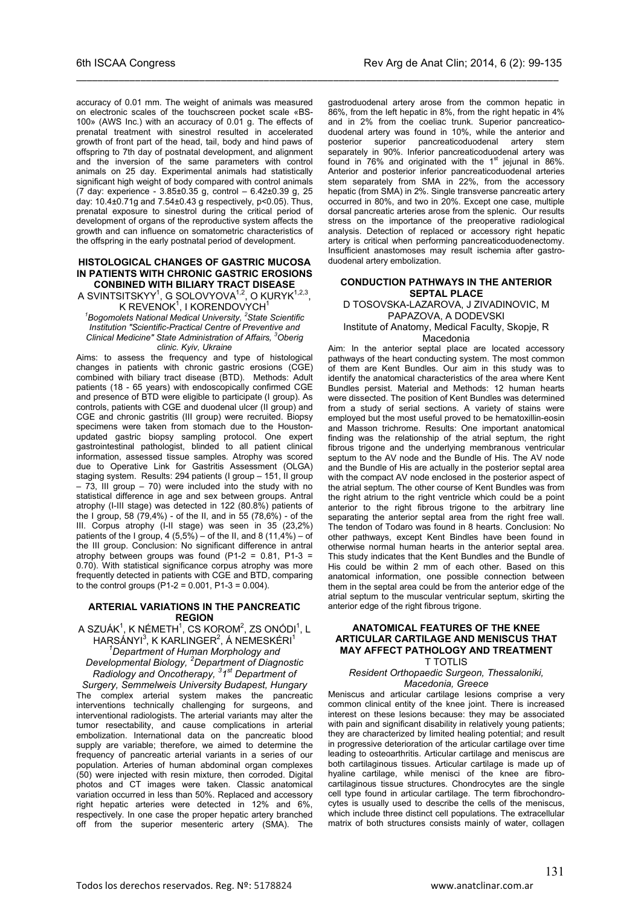accuracy of 0.01 mm. The weight of animals was measured on electronic scales of the touchscreen pocket scale «BS-100» (AWS Inc.) with an accuracy of 0.01 g. The effects of prenatal treatment with sinestrol resulted in accelerated growth of front part of the head, tail, body and hind paws of offspring to 7th day of postnatal development, and alignment and the inversion of the same parameters with control animals on 25 day. Experimental animals had statistically significant high weight of body compared with control animals (7 day: experience - 3.85±0.35 g, control – 6.42±0.39 g, 25 day: 10.4±0.71g and 7.54±0.43 g respectively, p<0.05). Thus, prenatal exposure to sinestrol during the critical period of development of organs of the reproductive system affects the growth and can influence on somatometric characteristics of the offspring in the early postnatal period of development.

## HISTOLOGICAL CHANGES OF GASTRIC MUCOSA IN PATIENTS WITH CHRONIC GASTRIC EROSIONS CONBINED WITH BILIARY TRACT DISEASE

A SVINTSITSKYY[1], G SOLOVYOVA[1,2], O KURYK[1,2,3], K REVENOK[1], I KORENDOVYCH[1]

*[1]Bogomolets National Medical University, [2]State Scientific Institution "Scientific-Practical Centre of Preventive and Clinical Medicine" State Administration of Affairs, [3]Oberig clinic. Kyiv, Ukraine*

Aims: to assess the frequency and type of histological changes in patients with chronic gastric erosions (CGE) combined with biliary tract disease (BTD). Methods: Adult patients (18 - 65 years) with endoscopically confirmed CGE and presence of BTD were eligible to participate (I group). As controls, patients with CGE and duodenal ulcer (II group) and CGE and chronic gastritis (III group) were recruited. Biopsy specimens were taken from stomach due to the Houston-updated gastric biopsy sampling protocol. One expert gastrointestinal pathologist, blinded to all patient clinical information, assessed tissue samples. Atrophy was scored due to Operative Link for Gastritis Assessment (OLGA) staging system. Results: 294 patients (I group – 151, II group – 73, III group – 70) were included into the study with no statistical difference in age and sex between groups. Antral atrophy (I-III stage) was detected in 122 (80.8%) patients of the I group, 58 (79,4%) - of the II, and in 55 (78,6%) - of the III. Corpus atrophy (I-II stage) was seen in 35 (23,2%) patients of the I group, 4 (5,5%) – of the II, and 8 (11,4%) – of the III group. Conclusion: No significant difference in antral atrophy between groups was found (P1-2 = 0.81, P1-3 = 0.70). With statistical significance corpus atrophy was more frequently detected in patients with CGE and BTD, comparing to the control groups (P1-2 = 0.001, P1-3 = 0.004).

## ARTERIAL VARIATIONS IN THE PANCREATIC REGION

A SZUÁK[1], K NÉMETH[1], CS KOROM[2], ZS ONÓDI[1], L HARSÁNYI[3], K KARLINGER[2], Á NEMESKÉRI[1]

*[1]Department of Human Morphology and Developmental Biology, [2]Department of Diagnostic Radiology and Oncotherapy, [3]1st Department of Surgery, Semmelweis University Budapest, Hungary*

The complex arterial system makes the pancreatic interventions technically challenging for surgeons, and interventional radiologists. The arterial variants may alter the tumor resectability, and cause complications in arterial embolization. International data on the pancreatic blood supply are variable; therefore, we aimed to determine the frequency of pancreatic arterial variants in a series of our population. Arteries of human abdominal organ complexes (50) were injected with resin mixture, then corroded. Digital photos and CT images were taken. Classic anatomical variation occurred in less than 50%. Replaced and accessory right hepatic arteries were detected in 12% and 6%, respectively. In one case the proper hepatic artery branched off from the superior mesenteric artery (SMA). The gastroduodenal artery arose from the common hepatic in 86%, from the left hepatic in 8%, from the right hepatic in 4% and in 2% from the coeliac trunk. Superior pancreaticoduodenal artery was found in 10%, while the anterior and posterior superior pancreaticoduodenal artery stem separately in 90%. Inferior pancreaticoduodenal artery was found in 76% and originated with the 1st jejunal in 86%. Anterior and posterior inferior pancreaticoduodenal arteries stem separately from SMA in 22%, from the accessory hepatic (from SMA) in 2%. Single transverse pancreatic artery occurred in 80%, and two in 20%. Except one case, multiple dorsal pancreatic arteries arose from the splenic. Our results stress on the importance of the preoperative radiological analysis. Detection of replaced or accessory right hepatic artery is critical when performing pancreaticoduodenectomy. Insufficient anastomoses may result ischemia after gastroduodenal artery embolization.

## CONDUCTION PATHWAYS IN THE ANTERIOR SEPTAL PLACE

D TOSOVSKA-LAZAROVA, J ZIVADINOVIC, M PAPAZOVA, A DODEVSKI

Institute of Anatomy, Medical Faculty, Skopje, R Macedonia

Aim: In the anterior septal place are located accessory pathways of the heart conducting system. The most common of them are Kent Bundles. Our aim in this study was to identify the anatomical characteristics of the area where Kent Bundles persist. Material and Methods: 12 human hearts were dissected. The position of Kent Bundles was determined from a study of serial sections. A variety of stains were employed but the most useful proved to be hematoxillin-eosin and Masson trichrome. Results: One important anatomical finding was the relationship of the atrial septum, the right fibrous trigone and the underlying membranous ventricular septum to the AV node and the Bundle of His. The AV node and the Bundle of His are actually in the posterior septal area with the compact AV node enclosed in the posterior aspect of the atrial septum. The other course of Kent Bundles was from the right atrium to the right ventricle which could be a point anterior to the right fibrous trigone to the arbitrary line separating the anterior septal area from the right free wall. The tendon of Todaro was found in 8 hearts. Conclusion: No other pathways, except Kent Bindles have been found in otherwise normal human hearts in the anterior septal area. This study indicates that the Kent Bundles and the Bundle of His could be within 2 mm of each other. Based on this anatomical information, one possible connection between them in the septal area could be from the anterior edge of the atrial septum to the muscular ventricular septum, skirting the anterior edge of the right fibrous trigone.

## ANATOMICAL FEATURES OF THE KNEE ARTICULAR CARTILAGE AND MENISCUS THAT MAY AFFECT PATHOLOGY AND TREATMENT

T TOTLIS

*Resident Orthopaedic Surgeon, Thessaloniki, Macedonia, Greece*

Meniscus and articular cartilage lesions comprise a very common clinical entity of the knee joint. There is increased interest on these lesions because: they may be associated with pain and significant disability in relatively young patients; they are characterized by limited healing potential; and result in progressive deterioration of the articular cartilage over time leading to osteoarthritis. Articular cartilage and meniscus are both cartilaginous tissues. Articular cartilage is made up of hyaline cartilage, while menisci of the knee are fibrocartilaginous tissue structures. Chondrocytes are the single cell type found in articular cartilage. The term fibrochondrocytes is usually used to describe the cells of the meniscus, which include three distinct cell populations. The extracellular matrix of both structures consists mainly of water, collagen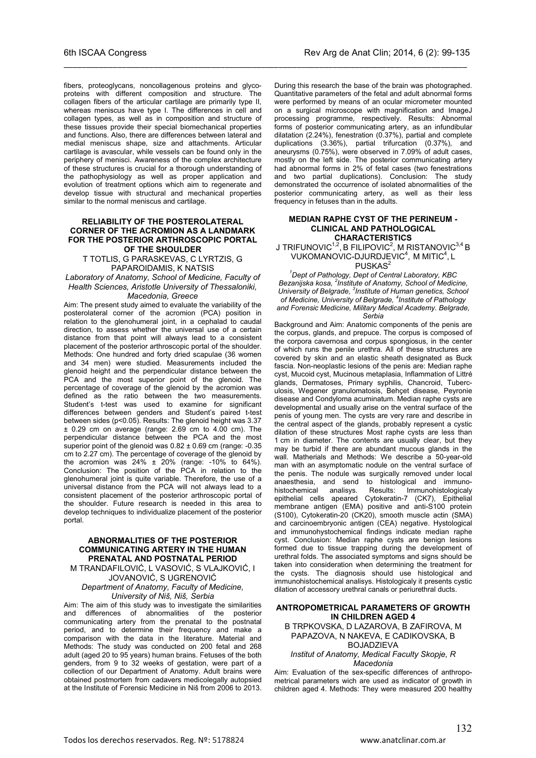fibers, proteoglycans, noncollagenous proteins and glycoproteins with different composition and structure. The collagen fibers of the articular cartilage are primarily type II, whereas meniscus have type I. The differences in cell and collagen types, as well as in composition and structure of these tissues provide their special biomechanical properties and functions. Also, there are differences between lateral and medial meniscus shape, size and attachments. Articular cartilage is avascular, while vessels can be found only in the periphery of menisci. Awareness of the complex architecture of these structures is crucial for a thorough understanding of the pathophysiology as well as proper application and evolution of treatment options which aim to regenerate and develop tissue with structural and mechanical properties similar to the normal meniscus and cartilage.

### RELIABILITY OF THE POSTEROLATERAL CORNER OF THE ACROMION AS A LANDMARK FOR THE POSTERIOR ARTHROSCOPIC PORTAL OF THE SHOULDER

T TOTLIS, G PARASKEVAS, C LYRTZIS, G PAPAROIDAMIS, K NATSIS

*Laboratory of Anatomy, School of Medicine, Faculty of Health Sciences, Aristotle University of Thessaloniki, Macedonia, Greece*

Aim: The present study aimed to evaluate the variability of the posterolateral corner of the acromion (PCA) position in relation to the glenohumeral joint, in a cephalad to caudal direction, to assess whether the universal use of a certain distance from that point will always lead to a consistent placement of the posterior arthroscopic portal of the shoulder. Methods: One hundred and forty dried scapulae (36 women and 34 men) were studied. Measurements included the glenoid height and the perpendicular distance between the PCA and the most superior point of the glenoid. The percentage of coverage of the glenoid by the acromion was defined as the ratio between the two measurements. Student's t-test was used to examine for significant differences between genders and Student's paired t-test between sides ($p<0.05$). Results: The glenoid height was 3.37 ± 0.29 cm on average (range: 2.69 cm to 4.00 cm). The perpendicular distance between the PCA and the most superior point of the glenoid was 0.82 ± 0.69 cm (range: -0.35 cm to 2.27 cm). The percentage of coverage of the glenoid by the acromion was 24% ± 20% (range: -10% to 64%). Conclusion: The position of the PCA in relation to the glenohumeral joint is quite variable. Therefore, the use of a universal distance from the PCA will not always lead to a consistent placement of the posterior arthroscopic portal of the shoulder. Future research is needed in this area to develop techniques to individualize placement of the posterior portal.

### ABNORMALITIES OF THE POSTERIOR COMMUNICATING ARTERY IN THE HUMAN PRENATAL AND POSTNATAL PERIOD

M TRANDAFILOVIĆ, L VASOVIĆ, S VLAJKOVIĆ, I JOVANOVIĆ, S UGRENOVIĆ

*Department of Anatomy, Faculty of Medicine, University of Niš, Niš, Serbia*

Aim: The aim of this study was to investigate the similarities and differences of abnormalities of the posterior communicating artery from the prenatal to the postnatal period, and to determine their frequency and make a comparison with the data in the literature. Material and Methods: The study was conducted on 200 fetal and 268 adult (aged 20 to 95 years) human brains. Fetuses of the both genders, from 9 to 32 weeks of gestation, were part of a collection of our Department of Anatomy. Adult brains were obtained postmortem from cadavers medicolegally autopsied at the Institute of Forensic Medicine in Niš from 2006 to 2013. During this research the base of the brain was photographed. Quantitative parameters of the fetal and adult abnormal forms were performed by means of an ocular micrometer mounted on a surgical microscope with magnification and ImageJ processing programme, respectively. Results: Abnormal forms of posterior communicating artery, as an infundibular dilatation (2.24%), fenestration (0.37%), partial and complete duplications (3.36%), partial trifurcation (0.37%), and aneurysms (0.75%), were observed in 7.09% of adult cases, mostly on the left side. The posterior communicating artery had abnormal forms in 2% of fetal cases (two fenestrations and two partial duplications). Conclusion: The study demonstrated the occurrence of isolated abnormalities of the posterior communicating artery, as well as their less frequency in fetuses than in the adults.

### MEDIAN RAPHE CYST OF THE PERINEUM - CLINICAL AND PATHOLOGICAL CHARACTERISTICS

J TRIFUNOVIC[1,2], B FILIPOVIC[2], M RISTANOVIC[3,4] B VUKOMANOVIC-DJURDJEVIC[4], M MITIC[4], L PUSKAS[2]

*[1]Dept of Pathology, Dept of Central Laboratory, KBC Bezanijska kosa, [2]Institute of Anatomy, School of Medicine, University of Belgrade, [3]Institute of Human genetics, School of Medicine, University of Belgrade, [4]Institute of Pathology and Forensic Medicine, Military Medical Academy. Belgrade, Serbia*

Background and Aim: Anatomic components of the penis are the corpus, glands, and prepuce. The corpus is composed of the corpora cavernosa and corpus spongiosus, in the center of which runs the penile urethra. All of these structures are covered by skin and an elastic sheath designated as Buck fascia. Non-neoplastic lesions of the penis are: Median raphe cyst, Mucoid cyst, Mucinous metaplasia, Inflammation of Littré glands, Dermatoses, Primary syphilis, Chancroid, Tuberculosis, Wegener granulomatosis, Behçet disease, Peyronie disease and Condyloma acuminatum. Median raphe cysts are developmental and usually arise on the ventral surface of the penis of young men. The cysts are very rare and describe in the central aspect of the glands, probably represent a cystic dilation of these structures. Most raphe cysts are less than 1 cm in diameter. The contents are usually clear, but they may be turbid if there are abundant mucous glands in the wall. Matherials and Methods: We describe a 50-year-old man with an asymptomatic nodule on the ventral surface of the penis. The nodule was surgically removed under local anaesthesia, and send to histological and immunohistochemical analisys. Results: Immunohistologicaly epithelial cells apeared Cytokeratin-7 (CK7), Epithelial membrane antigen (EMA) positive and anti-S100 protein (S100), Cytokeratin-20 (CK20), smooth muscle actin (SMA) and carcinoembryonic antigen (CEA) negative. Hystological and immunohystochemical findings indicate median raphe cyst. Conclusion: Median raphe cysts are benign lesions formed due to tissue trapping during the development of urethral folds. The associated symptoms and signs should be taken into consideration when determining the treatment for the cysts. The diagnosis should use histological and immunohistochemical analisys. Histologicaly it presents cystic dilation of accessory urethral canals or periurethral ducts.

### ANTROPOMETRICAL PARAMETERS OF GROWTH IN CHILDREN AGED 4

B TRPKOVSKA, D LAZAROVA, B ZAFIROVA, M PAPAZOVA, N NAKEVA, E CADIKOVSKA, B BOJADZIEVA

*Institut of Anatomy, Medical Faculty Skopje, R Macedonia*

Aim: Evaluation of the sex-specific differences of anthropometrical parameters wich are used as indicator of growth in children aged 4. Methods: They were measured 200 healthy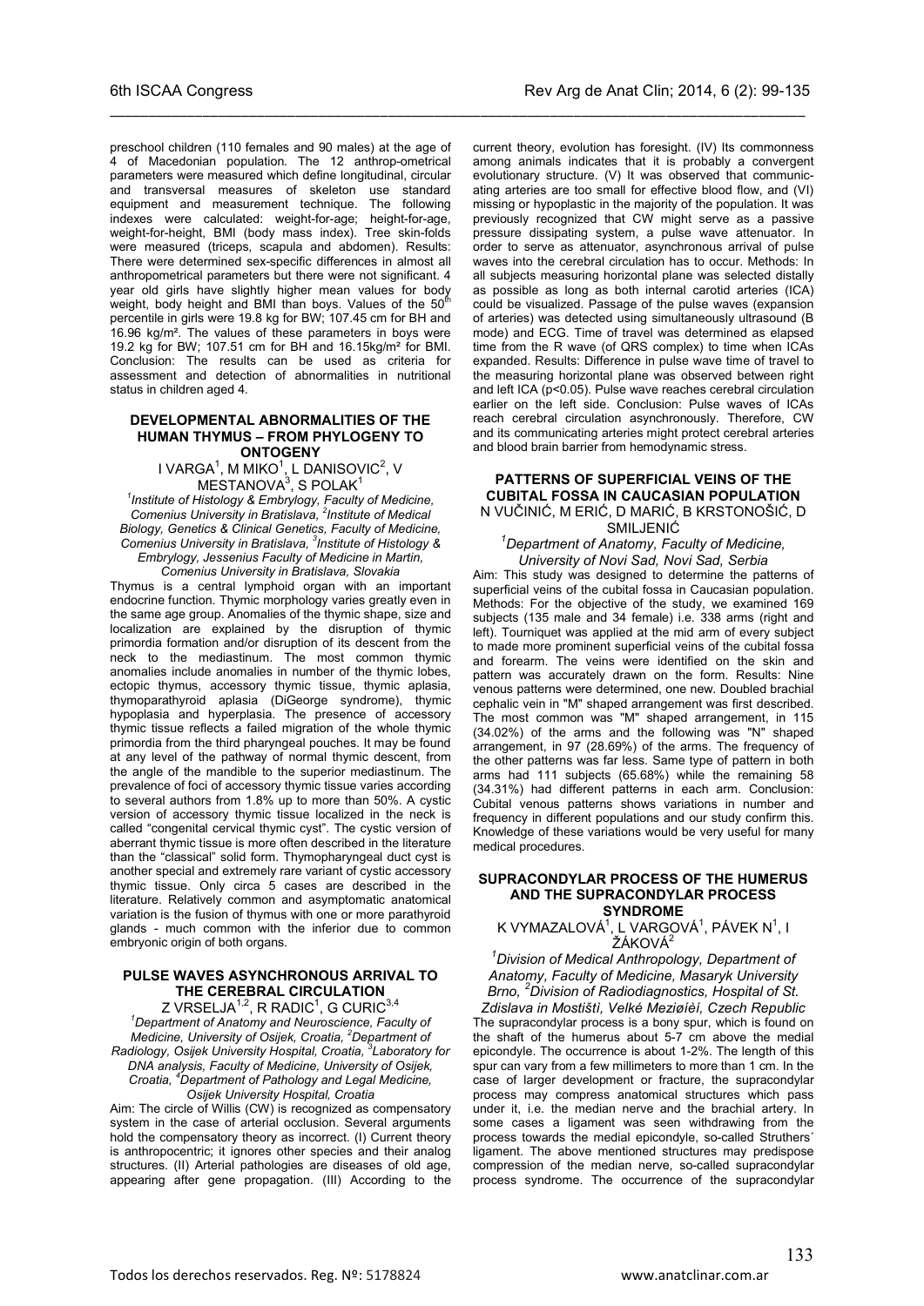preschool children (110 females and 90 males) at the age of 4 of Macedonian population. The 12 anthrop-ometrical parameters were measured which define longitudinal, circular and transversal measures of skeleton use standard equipment and measurement technique. The following indexes were calculated: weight-for-age; height-for-age, weight-for-height, BMI (body mass index). Tree skin-folds were measured (triceps, scapula and abdomen). Results: There were determined sex-specific differences in almost all anthropometrical parameters but there were not significant. 4 year old girls have slightly higher mean values for body weight, body height and BMI than boys. Values of the 50$^{th}$ percentile in girls were 19.8 kg for BW; 107.45 cm for BH and 16.96 kg/m². The values of these parameters in boys were 19.2 kg for BW; 107.51 cm for BH and 16.15kg/m² for BMI. Conclusion: The results can be used as criteria for assessment and detection of abnormalities in nutritional status in children aged 4.

## DEVELOPMENTAL ABNORMALITIES OF THE HUMAN THYMUS – FROM PHYLOGENY TO ONTOGENY

I VARGA[1], M MIKO[1], L DANISOVIC[2], V MESTANOVA[3], S POLAK[1]

*[1]Institute of Histology & Embrylogy, Faculty of Medicine, Comenius University in Bratislava, [2]Institute of Medical Biology, Genetics & Clinical Genetics, Faculty of Medicine, Comenius University in Bratislava, [3]Institute of Histology & Embrylogy, Jessenius Faculty of Medicine in Martin, Comenius University in Bratislava, Slovakia*

Thymus is a central lymphoid organ with an important endocrine function. Thymic morphology varies greatly even in the same age group. Anomalies of the thymic shape, size and localization are explained by the disruption of thymic primordia formation and/or disruption of its descent from the neck to the mediastinum. The most common thymic anomalies include anomalies in number of the thymic lobes, ectopic thymus, accessory thymic tissue, thymic aplasia, thymoparathyroid aplasia (DiGeorge syndrome), thymic hypoplasia and hyperplasia. The presence of accessory thymic tissue reflects a failed migration of the whole thymic primordia from the third pharyngeal pouches. It may be found at any level of the pathway of normal thymic descent, from the angle of the mandible to the superior mediastinum. The prevalence of foci of accessory thymic tissue varies according to several authors from 1.8% up to more than 50%. A cystic version of accessory thymic tissue localized in the neck is called "congenital cervical thymic cyst". The cystic version of aberrant thymic tissue is more often described in the literature than the "classical" solid form. Thymopharyngeal duct cyst is another special and extremely rare variant of cystic accessory thymic tissue. Only circa 5 cases are described in the literature. Relatively common and asymptomatic anatomical variation is the fusion of thymus with one or more parathyroid glands - much common with the inferior due to common embryonic origin of both organs.

## PULSE WAVES ASYNCHRONOUS ARRIVAL TO THE CEREBRAL CIRCULATION

Z VRSELJA[1,2], R RADIC[1], G CURIC[3,4]

*[1]Department of Anatomy and Neuroscience, Faculty of Medicine, University of Osijek, Croatia, [2]Department of Radiology, Osijek University Hospital, Croatia, [3]Laboratory for DNA analysis, Faculty of Medicine, University of Osijek, Croatia, [4]Department of Pathology and Legal Medicine, Osijek University Hospital, Croatia*

Aim: The circle of Willis (CW) is recognized as compensatory system in the case of arterial occlusion. Several arguments hold the compensatory theory as incorrect. (I) Current theory is anthropocentric; it ignores other species and their analog structures. (II) Arterial pathologies are diseases of old age, appearing after gene propagation. (III) According to the current theory, evolution has foresight. (IV) Its commonness among animals indicates that it is probably a convergent evolutionary structure. (V) It was observed that communicating arteries are too small for effective blood flow, and (VI) missing or hypoplastic in the majority of the population. It was previously recognized that CW might serve as a passive pressure dissipating system, a pulse wave attenuator. In order to serve as attenuator, asynchronous arrival of pulse waves into the cerebral circulation has to occur. Methods: In all subjects measuring horizontal plane was selected distally as possible as long as both internal carotid arteries (ICA) could be visualized. Passage of the pulse waves (expansion of arteries) was detected using simultaneously ultrasound (B mode) and ECG. Time of travel was determined as elapsed time from the R wave (of QRS complex) to time when ICAs expanded. Results: Difference in pulse wave time of travel to the measuring horizontal plane was observed between right and left ICA ($p<0.05$). Pulse wave reaches cerebral circulation earlier on the left side. Conclusion: Pulse waves of ICAs reach cerebral circulation asynchronously. Therefore, CW and its communicating arteries might protect cerebral arteries and blood brain barrier from hemodynamic stress.

## PATTERNS OF SUPERFICIAL VEINS OF THE CUBITAL FOSSA IN CAUCASIAN POPULATION

N VUČINIĆ, M ERIĆ, D MARIĆ, B KRSTONOŠIĆ, D SMILJENIĆ

*[1]Department of Anatomy, Faculty of Medicine, University of Novi Sad, Novi Sad, Serbia*

Aim: This study was designed to determine the patterns of superficial veins of the cubital fossa in Caucasian population. Methods: For the objective of the study, we examined 169 subjects (135 male and 34 female) i.e. 338 arms (right and left). Tourniquet was applied at the mid arm of every subject to made more prominent superficial veins of the cubital fossa and forearm. The veins were identified on the skin and pattern was accurately drawn on the form. Results: Nine venous patterns were determined, one new. Doubled brachial cephalic vein in "M" shaped arrangement was first described. The most common was "M" shaped arrangement, in 115 (34.02%) of the arms and the following was "N" shaped arrangement, in 97 (28.69%) of the arms. The frequency of the other patterns was far less. Same type of pattern in both arms had 111 subjects (65.68%) while the remaining 58 (34.31%) had different patterns in each arm. Conclusion: Cubital venous patterns shows variations in number and frequency in different populations and our study confirm this. Knowledge of these variations would be very useful for many medical procedures.

## SUPRACONDYLAR PROCESS OF THE HUMERUS AND THE SUPRACONDYLAR PROCESS SYNDROME

K VYMAZALOVÁ[1], L VARGOVÁ[1], PÁVEK N[1], I ŽÁKOVÁ[2]

*[1]Division of Medical Anthropology, Department of Anatomy, Faculty of Medicine, Masaryk University Brno, [2]Division of Radiodiagnostics, Hospital of St. Zdislava in Mostišti, Velké Meziøíèí, Czech Republic*

The supracondylar process is a bony spur, which is found on the shaft of the humerus about 5-7 cm above the medial epicondyle. The occurrence is about 1-2%. The length of this spur can vary from a few millimeters to more than 1 cm. In the case of larger development or fracture, the supracondylar process may compress anatomical structures which pass under it, i.e. the median nerve and the brachial artery. In some cases a ligament was seen withdrawing from the process towards the medial epicondyle, so-called Struthers´ ligament. The above mentioned structures may predispose compression of the median nerve, so-called supracondylar process syndrome. The occurrence of the supracondylar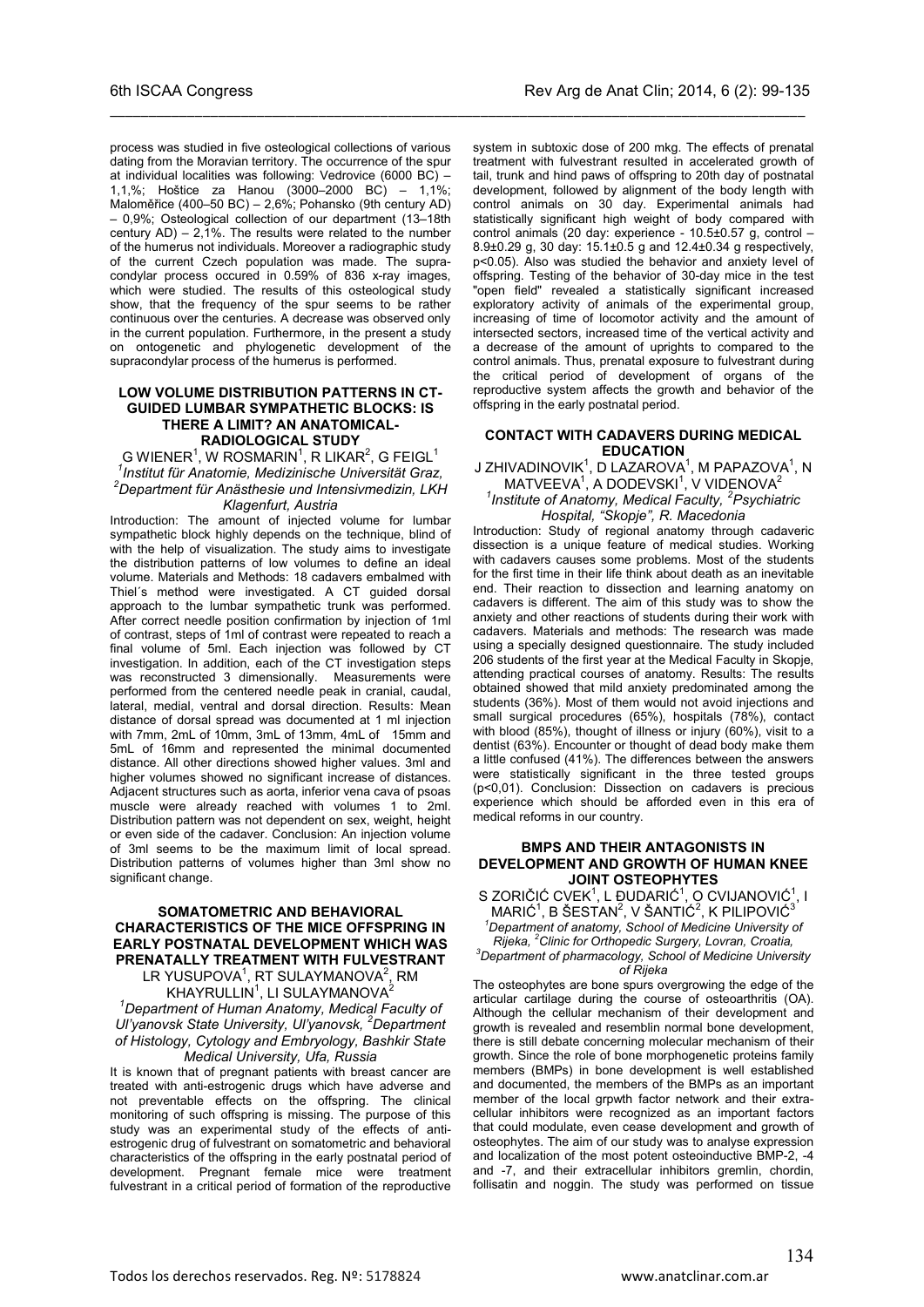process was studied in five osteological collections of various dating from the Moravian territory. The occurrence of the spur at individual localities was following: Vedrovice (6000 BC) – 1,1,%; Hoštice za Hanou (3000–2000 BC) – 1,1%; Maloměřice (400–50 BC) – 2,6%; Pohansko (9th century AD) – 0,9%; Osteological collection of our department (13–18th century AD) – 2,1%. The results were related to the number of the humerus not individuals. Moreover a radiographic study of the current Czech population was made. The supracondylar process occured in 0.59% of 836 x-ray images, which were studied. The results of this osteological study show, that the frequency of the spur seems to be rather continuous over the centuries. A decrease was observed only in the current population. Furthermore, in the present a study on ontogenetic and phylogenetic development of the supracondylar process of the humerus is performed.

### LOW VOLUME DISTRIBUTION PATTERNS IN CT-GUIDED LUMBAR SYMPATHETIC BLOCKS: IS THERE A LIMIT? AN ANATOMICAL-RADIOLOGICAL STUDY

G WIENER[1], W ROSMARIN[1], R LIKAR[2], G FEIGL[1]

*[1]Institut für Anatomie, Medizinische Universität Graz, [2]Department für Anästhesie und Intensivmedizin, LKH Klagenfurt, Austria*

Introduction: The amount of injected volume for lumbar sympathetic block highly depends on the technique, blind of with the help of visualization. The study aims to investigate the distribution patterns of low volumes to define an ideal volume. Materials and Methods: 18 cadavers embalmed with Thiel´s method were investigated. A CT guided dorsal approach to the lumbar sympathetic trunk was performed. After correct needle position confirmation by injection of 1ml of contrast, steps of 1ml of contrast were repeated to reach a final volume of 5ml. Each injection was followed by CT investigation. In addition, each of the CT investigation steps was reconstructed 3 dimensionally. Measurements were performed from the centered needle peak in cranial, caudal, lateral, medial, ventral and dorsal direction. Results: Mean distance of dorsal spread was documented at 1 ml injection with 7mm, 2mL of 10mm, 3mL of 13mm, 4mL of 15mm and 5mL of 16mm and represented the minimal documented distance. All other directions showed higher values. 3ml and higher volumes showed no significant increase of distances. Adjacent structures such as aorta, inferior vena cava of psoas muscle were already reached with volumes 1 to 2ml. Distribution pattern was not dependent on sex, weight, height or even side of the cadaver. Conclusion: An injection volume of 3ml seems to be the maximum limit of local spread. Distribution patterns of volumes higher than 3ml show no significant change.

### SOMATOMETRIC AND BEHAVIORAL CHARACTERISTICS OF THE MICE OFFSPRING IN EARLY POSTNATAL DEVELOPMENT WHICH WAS PRENATALLY TREATMENT WITH FULVESTRANT

LR YUSUPOVA[1], RT SULAYMANOVA[2], RM KHAYRULLIN[1], LI SULAYMANOVA[2]

*[1]Department of Human Anatomy, Medical Faculty of Ul'yanovsk State University, Ul'yanovsk, [2]Department of Histology, Cytology and Embryology, Bashkir State Medical University, Ufa, Russia*

It is known that of pregnant patients with breast cancer are treated with anti-estrogenic drugs which have adverse and not preventable effects on the offspring. The clinical monitoring of such offspring is missing. The purpose of this study was an experimental study of the effects of anti-estrogenic drug of fulvestrant on somatometric and behavioral characteristics of the offspring in the early postnatal period of development. Pregnant female mice were treatment fulvestrant in a critical period of formation of the reproductive system in subtoxic dose of 200 mkg. The effects of prenatal treatment with fulvestrant resulted in accelerated growth of tail, trunk and hind paws of offspring to 20th day of postnatal development, followed by alignment of the body length with control animals on 30 day. Experimental animals had statistically significant high weight of body compared with control animals (20 day: experience - 10.5±0.57 g, control – 8.9±0.29 g, 30 day: 15.1±0.5 g and 12.4±0.34 g respectively, $p<0.05$). Also was studied the behavior and anxiety level of offspring. Testing of the behavior of 30-day mice in the test "open field" revealed a statistically significant increased exploratory activity of animals of the experimental group, increasing of time of locomotor activity and the amount of intersected sectors, increased time of the vertical activity and a decrease of the amount of uprights to compared to the control animals. Thus, prenatal exposure to fulvestrant during the critical period of development of organs of the reproductive system affects the growth and behavior of the offspring in the early postnatal period.

### CONTACT WITH CADAVERS DURING MEDICAL EDUCATION

J ZHIVADINOVIK[1], D LAZAROVA[1], M PAPAZOVA[1], N MATVEEVA[1], A DODEVSKI[1], V VIDENOVA[2]

*[1]Institute of Anatomy, Medical Faculty, [2]Psychiatric Hospital, "Skopje", R. Macedonia*

Introduction: Study of regional anatomy through cadaveric dissection is a unique feature of medical studies. Working with cadavers causes some problems. Most of the students for the first time in their life think about death as an inevitable end. Their reaction to dissection and learning anatomy on cadavers is different. The aim of this study was to show the anxiety and other reactions of students during their work with cadavers. Materials and methods: The research was made using a specially designed questionnaire. The study included 206 students of the first year at the Medical Faculty in Skopje, attending practical courses of anatomy. Results: The results obtained showed that mild anxiety predominated among the students (36%). Most of them would not avoid injections and small surgical procedures (65%), hospitals (78%), contact with blood (85%), thought of illness or injury (60%), visit to a dentist (63%). Encounter or thought of dead body make them a little confused (41%). The differences between the answers were statistically significant in the three tested groups ($p<0,01$). Conclusion: Dissection on cadavers is precious experience which should be afforded even in this era of medical reforms in our country.

### BMPS AND THEIR ANTAGONISTS IN DEVELOPMENT AND GROWTH OF HUMAN KNEE JOINT OSTEOPHYTES

S ZORIČIĆ CVEK[1], L ĐUDARIĆ[1], O CVIJANOVIĆ[1], I MARIĆ[1], B ŠESTAN[2], V ŠANTIĆ[2], K PILIPOVIĆ[3]

*[1]Department of anatomy, School of Medicine University of Rijeka, [2]Clinic for Orthopedic Surgery, Lovran, Croatia, [3]Department of pharmacology, School of Medicine University of Rijeka*

The osteophytes are bone spurs overgrowing the edge of the articular cartilage during the course of osteoarthritis (OA). Although the cellular mechanism of their development and growth is revealed and resemblin normal bone development, there is still debate concerning molecular mechanism of their growth. Since the role of bone morphogenetic proteins family members (BMPs) in bone development is well established and documented, the members of the BMPs as an important member of the local grpwth factor network and their extracellular inhibitors were recognized as an important factors that could modulate, even cease development and growth of osteophytes. The aim of our study was to analyse expression and localization of the most potent osteoinductive BMP-2, -4 and -7, and their extracellular inhibitors gremlin, chordin, follisatin and noggin. The study was performed on tissue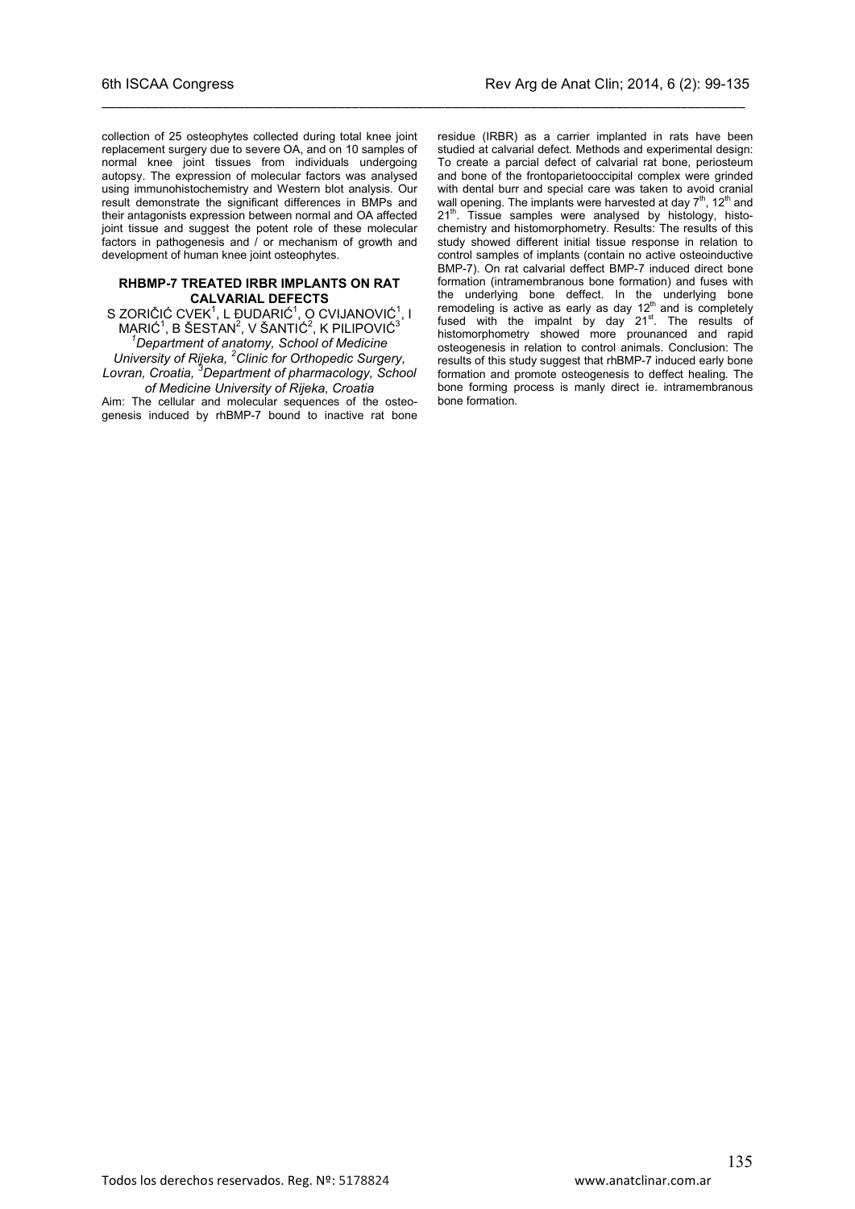collection of 25 osteophytes collected during total knee joint replacement surgery due to severe OA, and on 10 samples of normal knee joint tissues from individuals undergoing autopsy. The expression of molecular factors was analysed using immunohistochemistry and Western blot analysis. Our result demonstrate the significant differences in BMPs and their antagonists expression between normal and OA affected joint tissue and suggest the potent role of these molecular factors in pathogenesis and / or mechanism of growth and development of human knee joint osteophytes.

### RHBMP-7 TREATED IRBR IMPLANTS ON RAT CALVARIAL DEFECTS

S ZORIČIĆ CVEK[1], L ĐUDARIĆ[1], O CVIJANOVIĆ[1], I MARIĆ[1], B ŠESTAN[2], V ŠANTIĆ[2], K PILIPOVIĆ[3]

*[1]Department of anatomy, School of Medicine University of Rijeka, [2]Clinic for Orthopedic Surgery, Lovran, Croatia, [3]Department of pharmacology, School of Medicine University of Rijeka, Croatia*

Aim: The cellular and molecular sequences of the osteogenesis induced by rhBMP-7 bound to inactive rat bone residue (IRBR) as a carrier implanted in rats have been studied at calvarial defect. Methods and experimental design: To create a parcial defect of calvarial rat bone, periosteum and bone of the frontoparietooccipital complex were grinded with dental burr and special care was taken to avoid cranial wall opening. The implants were harvested at day 7[th], 12[th] and 21[th]. Tissue samples were analysed by histology, histochemistry and histomorphometry. Results: The results of this study showed different initial tissue response in relation to control samples of implants (contain no active osteoinductive BMP-7). On rat calvarial deffect BMP-7 induced direct bone formation (intramembranous bone formation) and fuses with the underlying bone deffect. In the underlying bone remodeling is active as early as day 12[th] and is completely fused with the impalnt by day 21[st]. The results of histomorphometry showed more prounanced and rapid osteogenesis in relation to control animals. Conclusion: The results of this study suggest that rhBMP-7 induced early bone formation and promote osteogenesis to deffect healing. The bone forming process is manly direct ie. intramembranous bone formation.